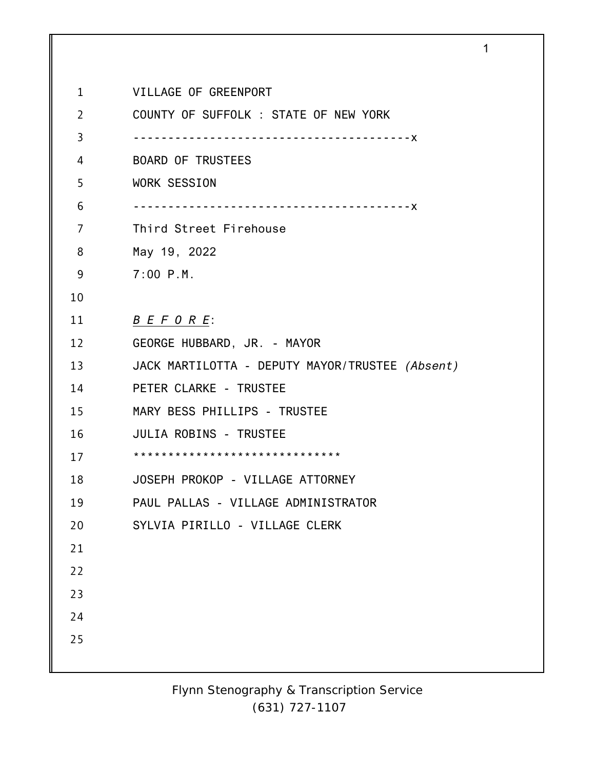VILLAGE OF GREENPORT

COUNTY OF SUFFOLK : STATE OF NEW YORK

----------------------------------------x

BOARD OF TRUSTEES

WORK SESSION

----------------------------------------x

Third Street Firehouse

May 19, 2022

7:00 P.M.

*B E F O R E*:

GEORGE HUBBARD, JR. - MAYOR

JACK MARTILOTTA - DEPUTY MAYOR/TRUSTEE *(Absent)*

PETER CLARKE - TRUSTEE

MARY BESS PHILLIPS - TRUSTEE

JULIA ROBINS - TRUSTEE

*******************************

JOSEPH PROKOP - VILLAGE ATTORNEY

PAUL PALLAS - VILLAGE ADMINISTRATOR

SYLVIA PIRILLO - VILLAGE CLERK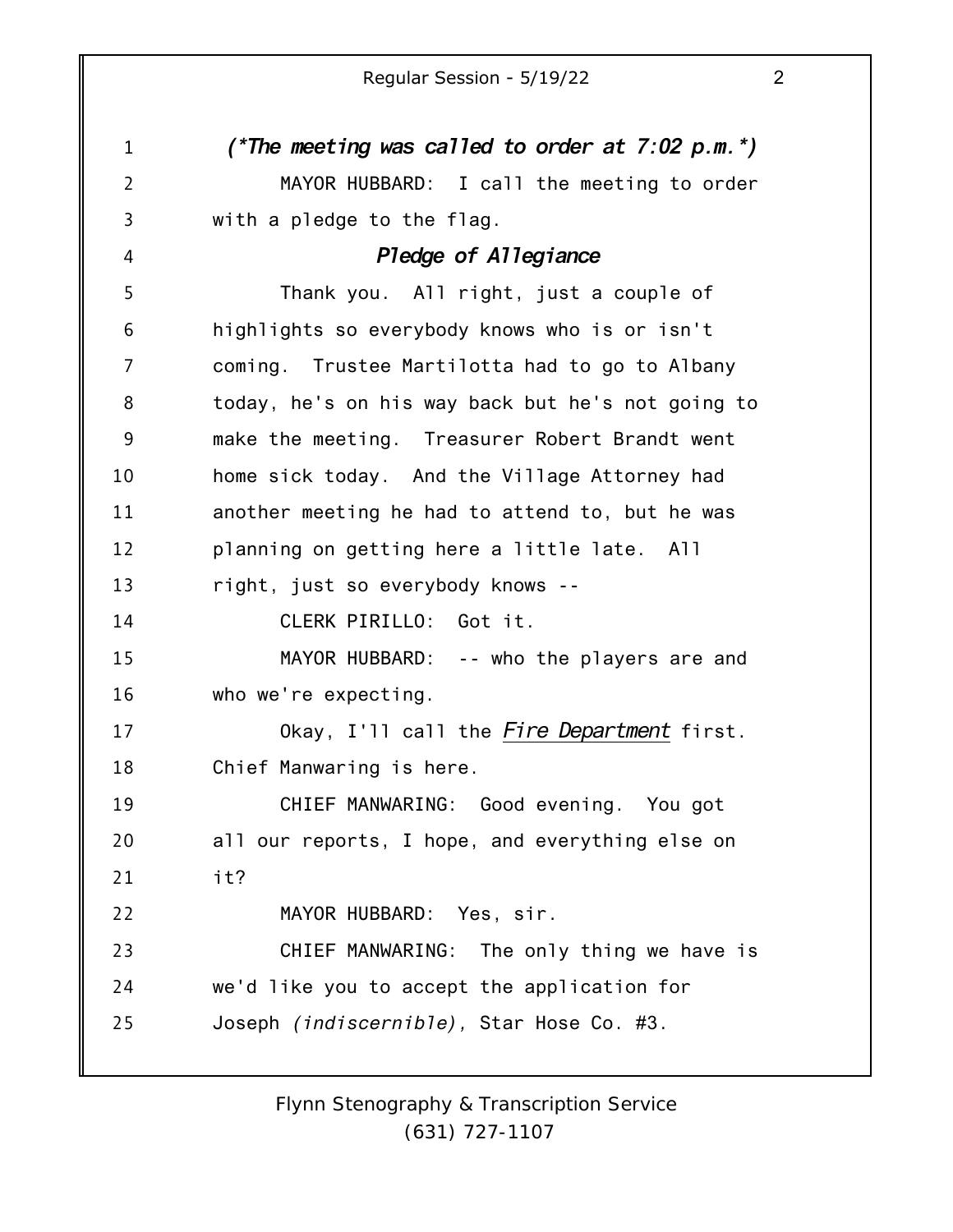*(\*The meeting was called to order at 7:02 p.m.\*)*

MAYOR HUBBARD: I call the meeting to order with a pledge to the flag.

***Pledge of Allegiance***

Thank you. All right, just a couple of highlights so everybody knows who is or isn't coming. Trustee Martilotta had to go to Albany today, he's on his way back but he's not going to make the meeting. Treasurer Robert Brandt went home sick today. And the Village Attorney had another meeting he had to attend to, but he was planning on getting here a little late. All right, just so everybody knows --

CLERK PIRILLO: Got it.

MAYOR HUBBARD: -- who the players are and who we're expecting.

Okay, I'll call the ***Fire Department*** first. Chief Manwaring is here.

CHIEF MANWARING: Good evening. You got all our reports, I hope, and everything else on it?

MAYOR HUBBARD: Yes, sir.

CHIEF MANWARING: The only thing we have is we'd like you to accept the application for Joseph *(indiscernible)*, Star Hose Co. #3.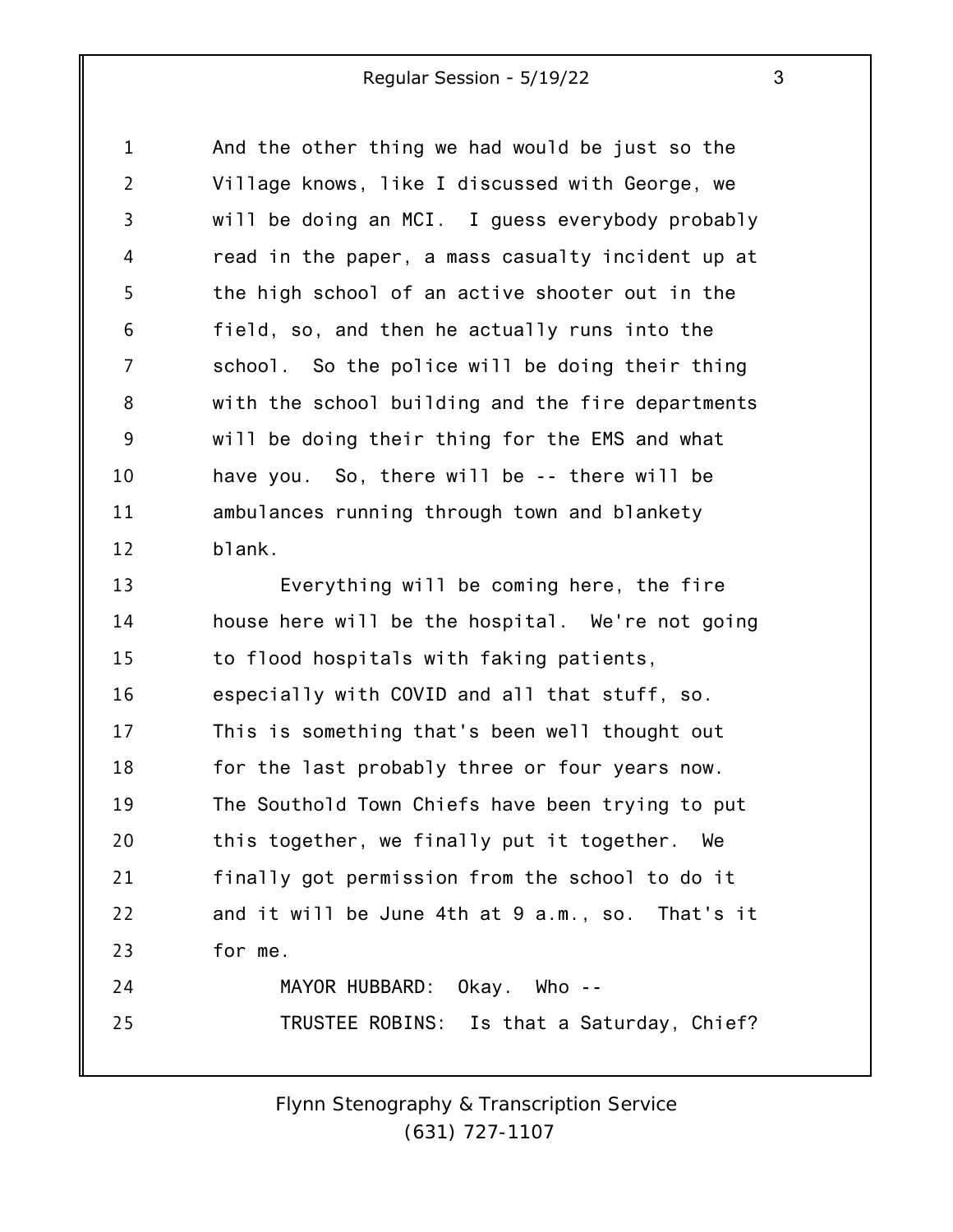And the other thing we had would be just so the Village knows, like I discussed with George, we will be doing an MCI. I guess everybody probably read in the paper, a mass casualty incident up at the high school of an active shooter out in the field, so, and then he actually runs into the school. So the police will be doing their thing with the school building and the fire departments will be doing their thing for the EMS and what have you. So, there will be -- there will be ambulances running through town and blankety blank.

Everything will be coming here, the fire house here will be the hospital. We're not going to flood hospitals with faking patients, especially with COVID and all that stuff, so. This is something that's been well thought out for the last probably three or four years now. The Southold Town Chiefs have been trying to put this together, we finally put it together. We finally got permission from the school to do it and it will be June 4th at 9 a.m., so. That's it for me.

MAYOR HUBBARD: Okay. Who --

TRUSTEE ROBINS: Is that a Saturday, Chief?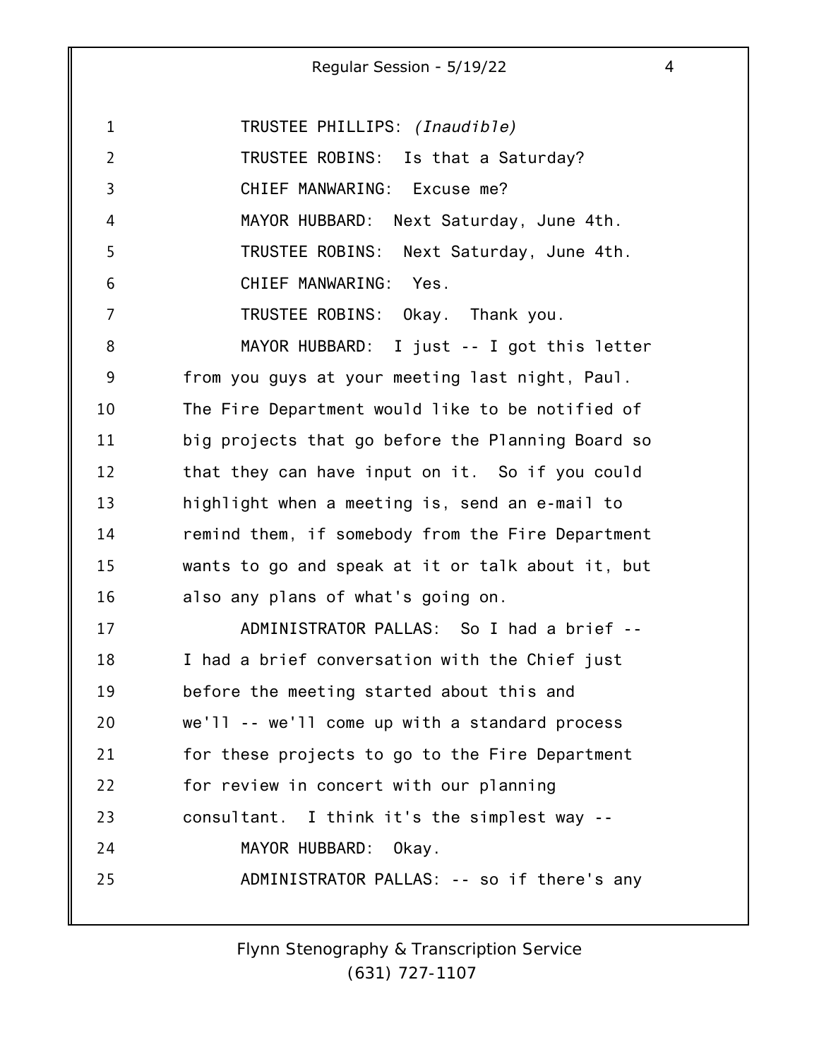TRUSTEE PHILLIPS: *(Inaudible)*

TRUSTEE ROBINS: Is that a Saturday?

CHIEF MANWARING: Excuse me?

MAYOR HUBBARD: Next Saturday, June 4th.

TRUSTEE ROBINS: Next Saturday, June 4th.

CHIEF MANWARING: Yes.

TRUSTEE ROBINS: Okay. Thank you.

MAYOR HUBBARD: I just -- I got this letter from you guys at your meeting last night, Paul. The Fire Department would like to be notified of big projects that go before the Planning Board so that they can have input on it. So if you could highlight when a meeting is, send an e-mail to remind them, if somebody from the Fire Department wants to go and speak at it or talk about it, but also any plans of what's going on.

ADMINISTRATOR PALLAS: So I had a brief -- I had a brief conversation with the Chief just before the meeting started about this and we'll -- we'll come up with a standard process for these projects to go to the Fire Department for review in concert with our planning consultant. I think it's the simplest way --

MAYOR HUBBARD: Okay.

ADMINISTRATOR PALLAS: -- so if there's any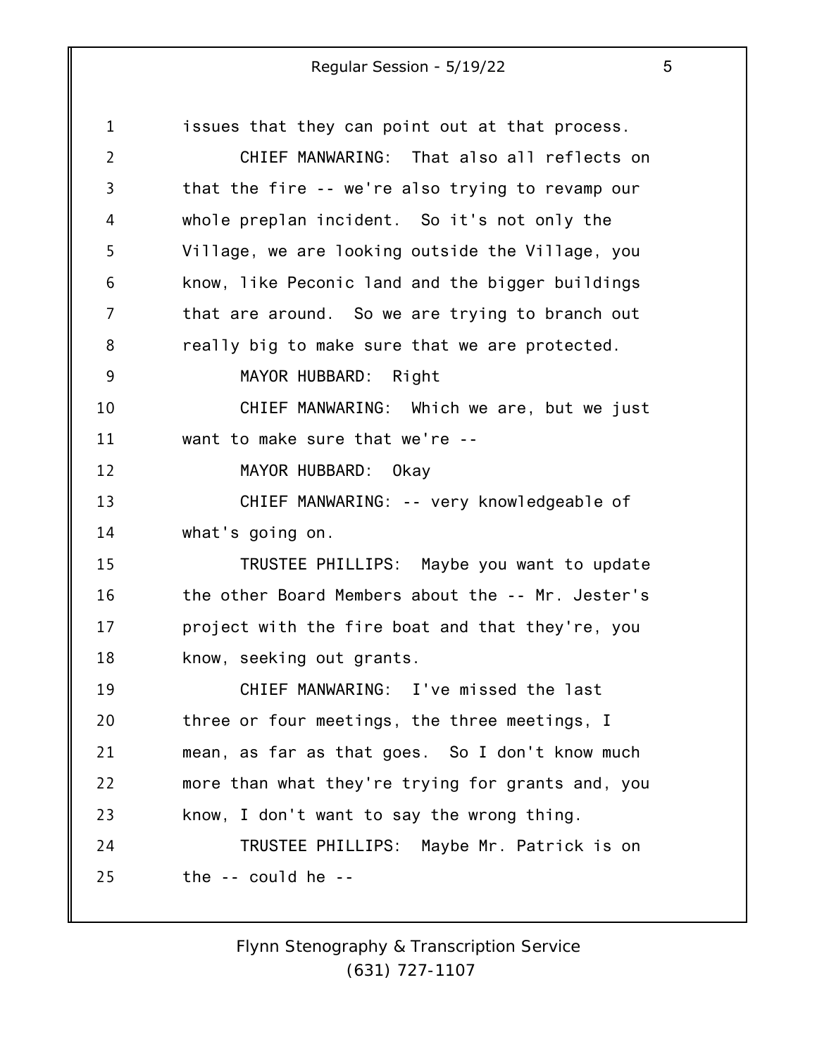issues that they can point out at that process.

CHIEF MANWARING: That also all reflects on that the fire -- we're also trying to revamp our whole preplan incident. So it's not only the Village, we are looking outside the Village, you know, like Peconic land and the bigger buildings that are around. So we are trying to branch out really big to make sure that we are protected.

MAYOR HUBBARD: Right

CHIEF MANWARING: Which we are, but we just want to make sure that we're --

MAYOR HUBBARD: Okay

CHIEF MANWARING: -- very knowledgeable of what's going on.

TRUSTEE PHILLIPS: Maybe you want to update the other Board Members about the -- Mr. Jester's project with the fire boat and that they're, you know, seeking out grants.

CHIEF MANWARING: I've missed the last three or four meetings, the three meetings, I mean, as far as that goes. So I don't know much more than what they're trying for grants and, you know, I don't want to say the wrong thing.

TRUSTEE PHILLIPS: Maybe Mr. Patrick is on the -- could he --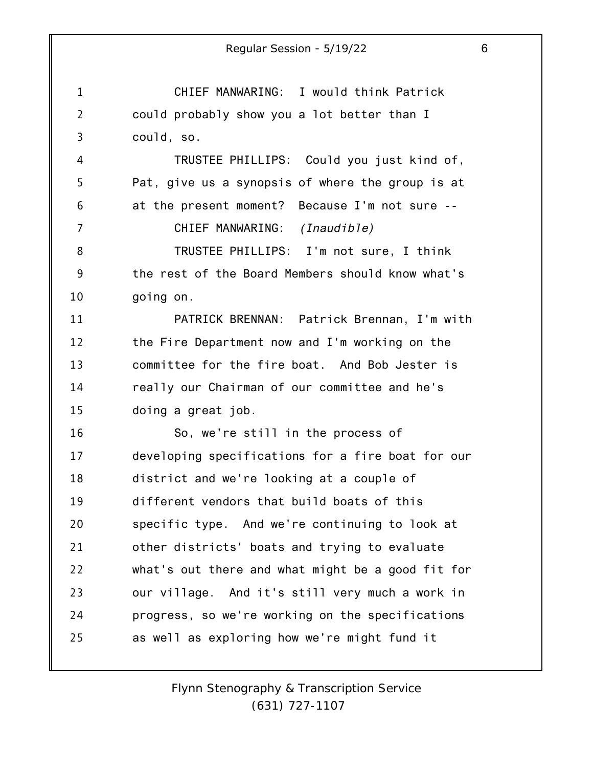CHIEF MANWARING: I would think Patrick could probably show you a lot better than I could, so.

TRUSTEE PHILLIPS: Could you just kind of, Pat, give us a synopsis of where the group is at at the present moment? Because I'm not sure --

CHIEF MANWARING: *(Inaudible)*

TRUSTEE PHILLIPS: I'm not sure, I think the rest of the Board Members should know what's going on.

PATRICK BRENNAN: Patrick Brennan, I'm with the Fire Department now and I'm working on the committee for the fire boat. And Bob Jester is really our Chairman of our committee and he's doing a great job.

So, we're still in the process of developing specifications for a fire boat for our district and we're looking at a couple of different vendors that build boats of this specific type. And we're continuing to look at other districts' boats and trying to evaluate what's out there and what might be a good fit for our village. And it's still very much a work in progress, so we're working on the specifications as well as exploring how we're might fund it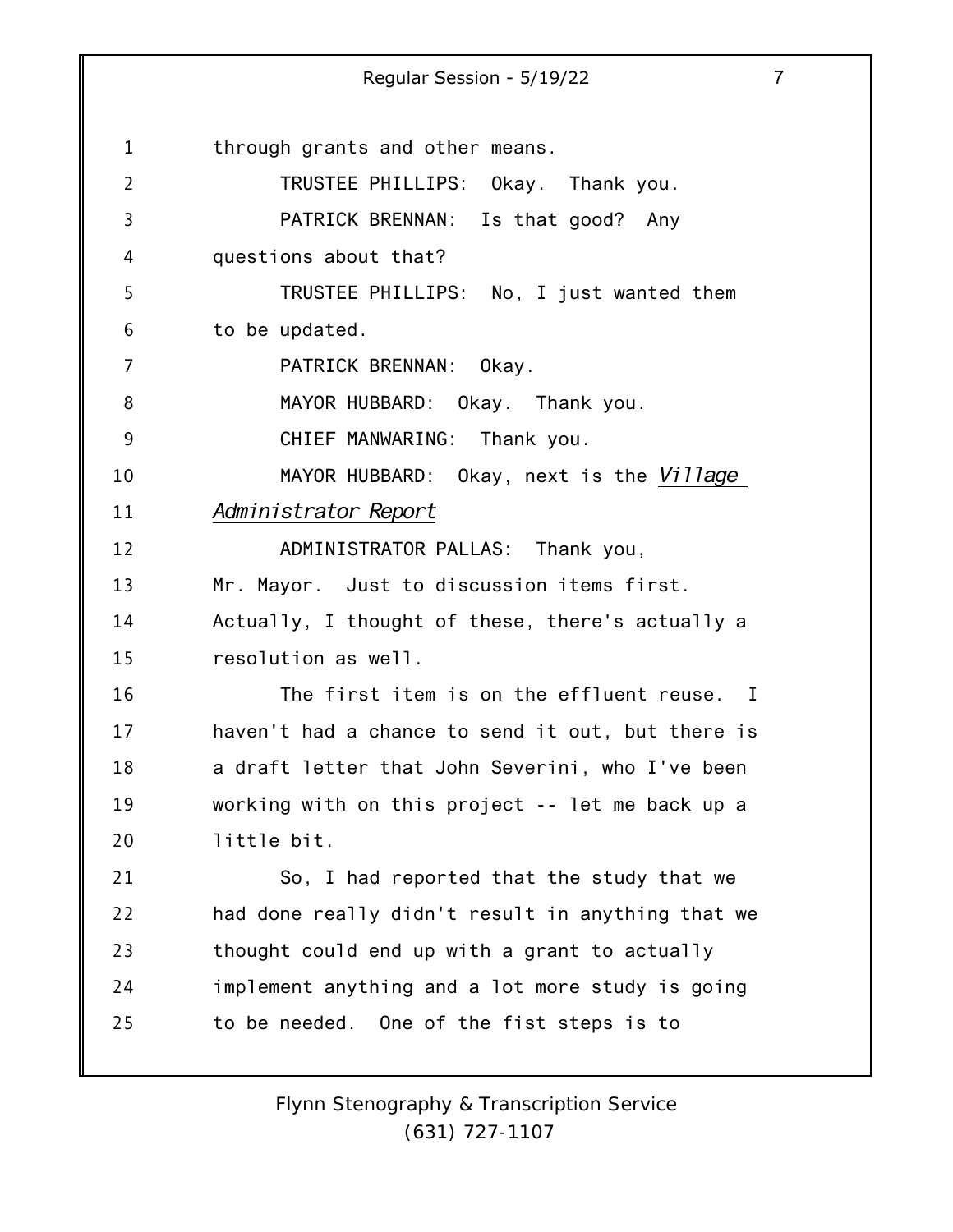through grants and other means.

TRUSTEE PHILLIPS: Okay. Thank you.

PATRICK BRENNAN: Is that good? Any questions about that?

TRUSTEE PHILLIPS: No, I just wanted them to be updated.

PATRICK BRENNAN: Okay.

MAYOR HUBBARD: Okay. Thank you.

CHIEF MANWARING: Thank you.

MAYOR HUBBARD: Okay, next is the *Village Administrator Report*

ADMINISTRATOR PALLAS: Thank you, Mr. Mayor. Just to discussion items first. Actually, I thought of these, there's actually a resolution as well.

The first item is on the effluent reuse. I haven't had a chance to send it out, but there is a draft letter that John Severini, who I've been working with on this project -- let me back up a little bit.

So, I had reported that the study that we had done really didn't result in anything that we thought could end up with a grant to actually implement anything and a lot more study is going to be needed. One of the fist steps is to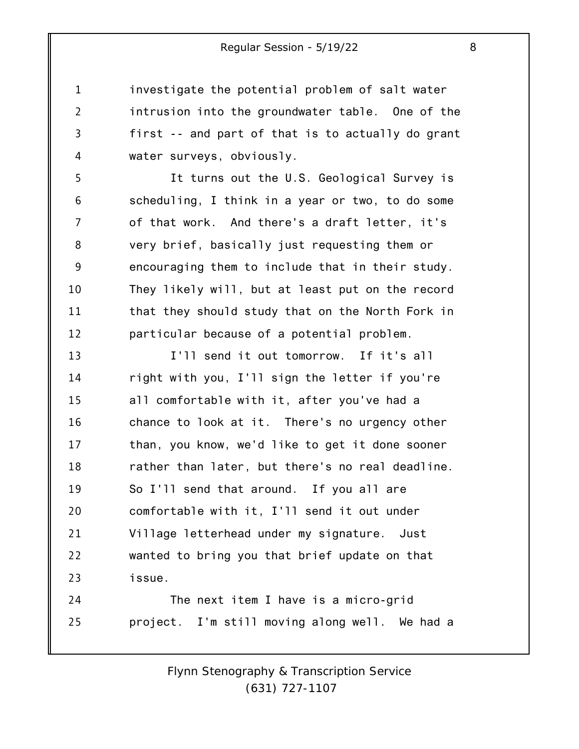investigate the potential problem of salt water intrusion into the groundwater table. One of the first -- and part of that is to actually do grant water surveys, obviously.

It turns out the U.S. Geological Survey is scheduling, I think in a year or two, to do some of that work. And there's a draft letter, it's very brief, basically just requesting them or encouraging them to include that in their study. They likely will, but at least put on the record that they should study that on the North Fork in particular because of a potential problem.

I'll send it out tomorrow. If it's all right with you, I'll sign the letter if you're all comfortable with it, after you've had a chance to look at it. There's no urgency other than, you know, we'd like to get it done sooner rather than later, but there's no real deadline. So I'll send that around. If you all are comfortable with it, I'll send it out under Village letterhead under my signature. Just wanted to bring you that brief update on that issue.

The next item I have is a micro-grid project. I'm still moving along well. We had a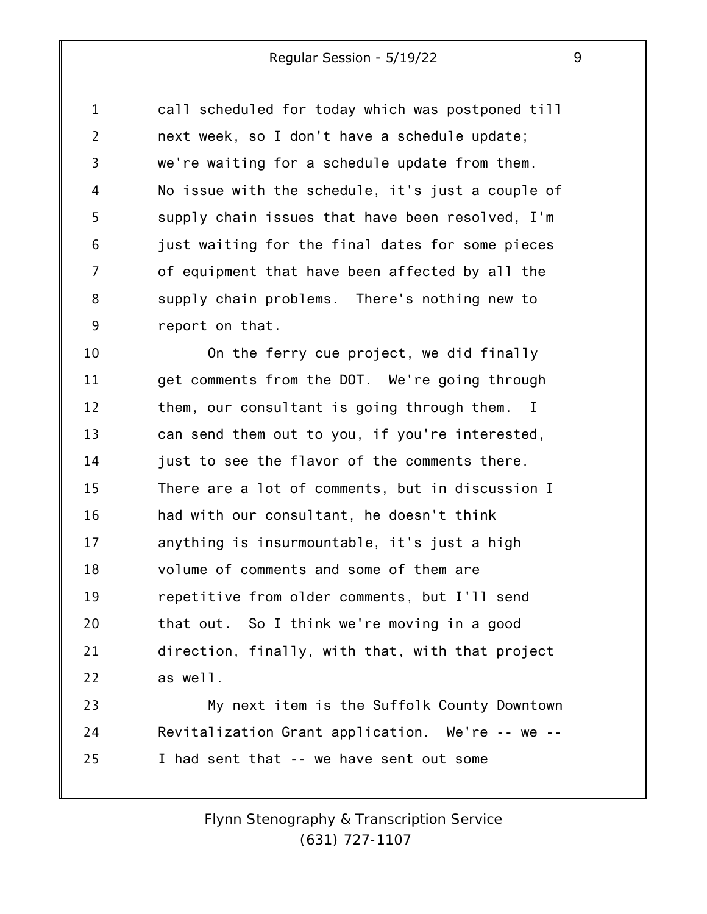call scheduled for today which was postponed till next week, so I don't have a schedule update; we're waiting for a schedule update from them. No issue with the schedule, it's just a couple of supply chain issues that have been resolved, I'm just waiting for the final dates for some pieces of equipment that have been affected by all the supply chain problems. There's nothing new to report on that.

On the ferry cue project, we did finally get comments from the DOT. We're going through them, our consultant is going through them. I can send them out to you, if you're interested, just to see the flavor of the comments there. There are a lot of comments, but in discussion I had with our consultant, he doesn't think anything is insurmountable, it's just a high volume of comments and some of them are repetitive from older comments, but I'll send that out. So I think we're moving in a good direction, finally, with that, with that project as well.

My next item is the Suffolk County Downtown Revitalization Grant application. We're -- we -- I had sent that -- we have sent out some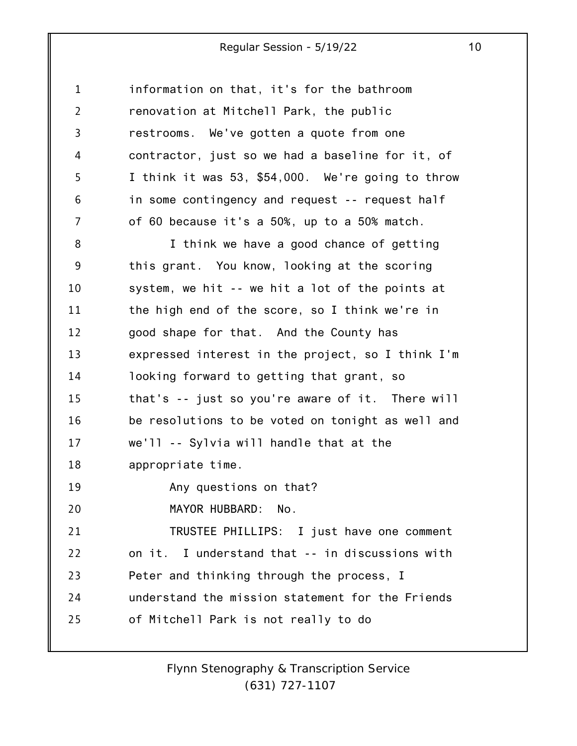information on that, it's for the bathroom renovation at Mitchell Park, the public restrooms. We've gotten a quote from one contractor, just so we had a baseline for it, of I think it was 53, $54,000. We're going to throw in some contingency and request -- request half of 60 because it's a 50%, up to a 50% match.

I think we have a good chance of getting this grant. You know, looking at the scoring system, we hit -- we hit a lot of the points at the high end of the score, so I think we're in good shape for that. And the County has expressed interest in the project, so I think I'm looking forward to getting that grant, so that's -- just so you're aware of it. There will be resolutions to be voted on tonight as well and we'll -- Sylvia will handle that at the appropriate time.

Any questions on that?

MAYOR HUBBARD: No.

TRUSTEE PHILLIPS: I just have one comment on it. I understand that -- in discussions with Peter and thinking through the process, I understand the mission statement for the Friends of Mitchell Park is not really to do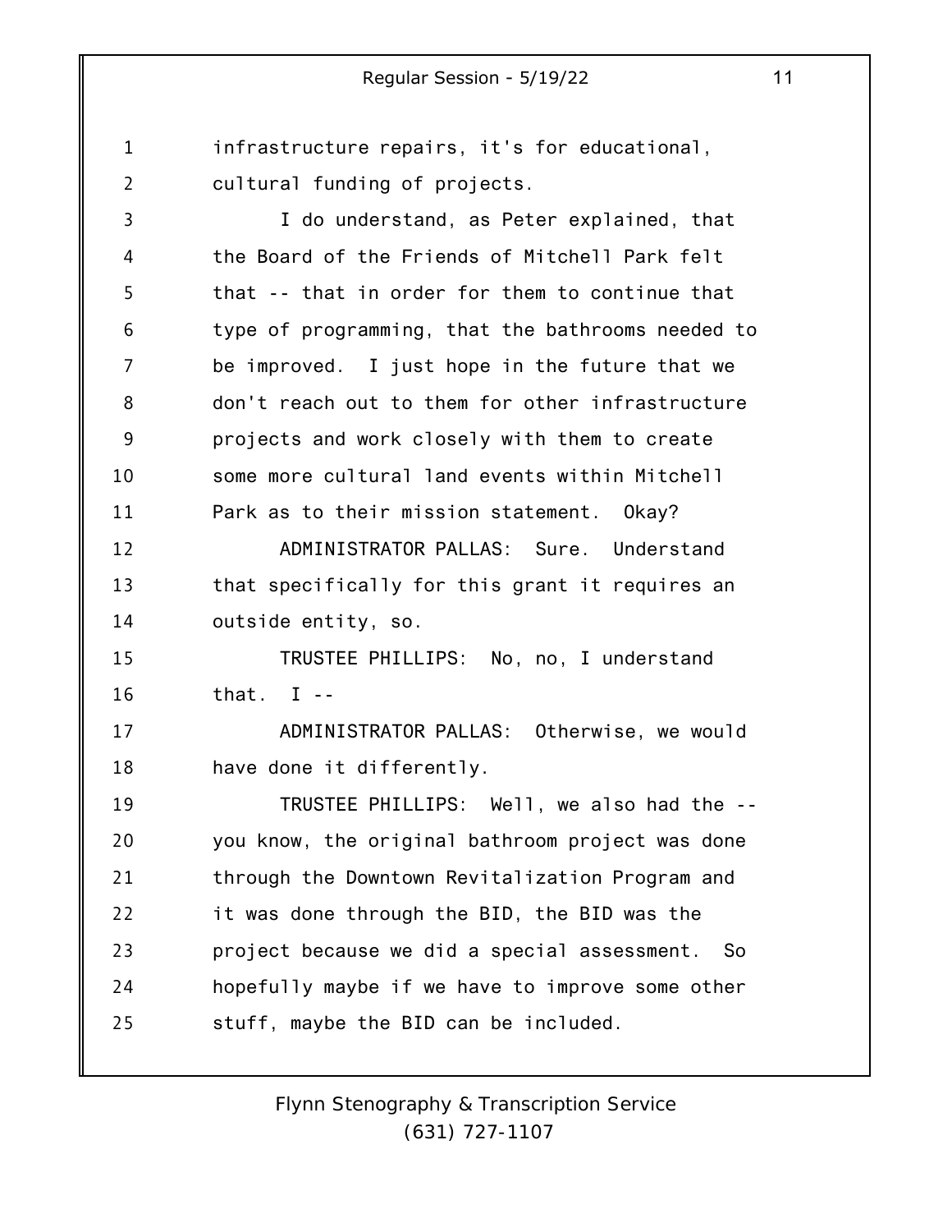infrastructure repairs, it's for educational, cultural funding of projects.

I do understand, as Peter explained, that the Board of the Friends of Mitchell Park felt that -- that in order for them to continue that type of programming, that the bathrooms needed to be improved. I just hope in the future that we don't reach out to them for other infrastructure projects and work closely with them to create some more cultural land events within Mitchell Park as to their mission statement. Okay?

ADMINISTRATOR PALLAS: Sure. Understand that specifically for this grant it requires an outside entity, so.

TRUSTEE PHILLIPS: No, no, I understand that. I --

ADMINISTRATOR PALLAS: Otherwise, we would have done it differently.

TRUSTEE PHILLIPS: Well, we also had the -- you know, the original bathroom project was done through the Downtown Revitalization Program and it was done through the BID, the BID was the project because we did a special assessment. So hopefully maybe if we have to improve some other stuff, maybe the BID can be included.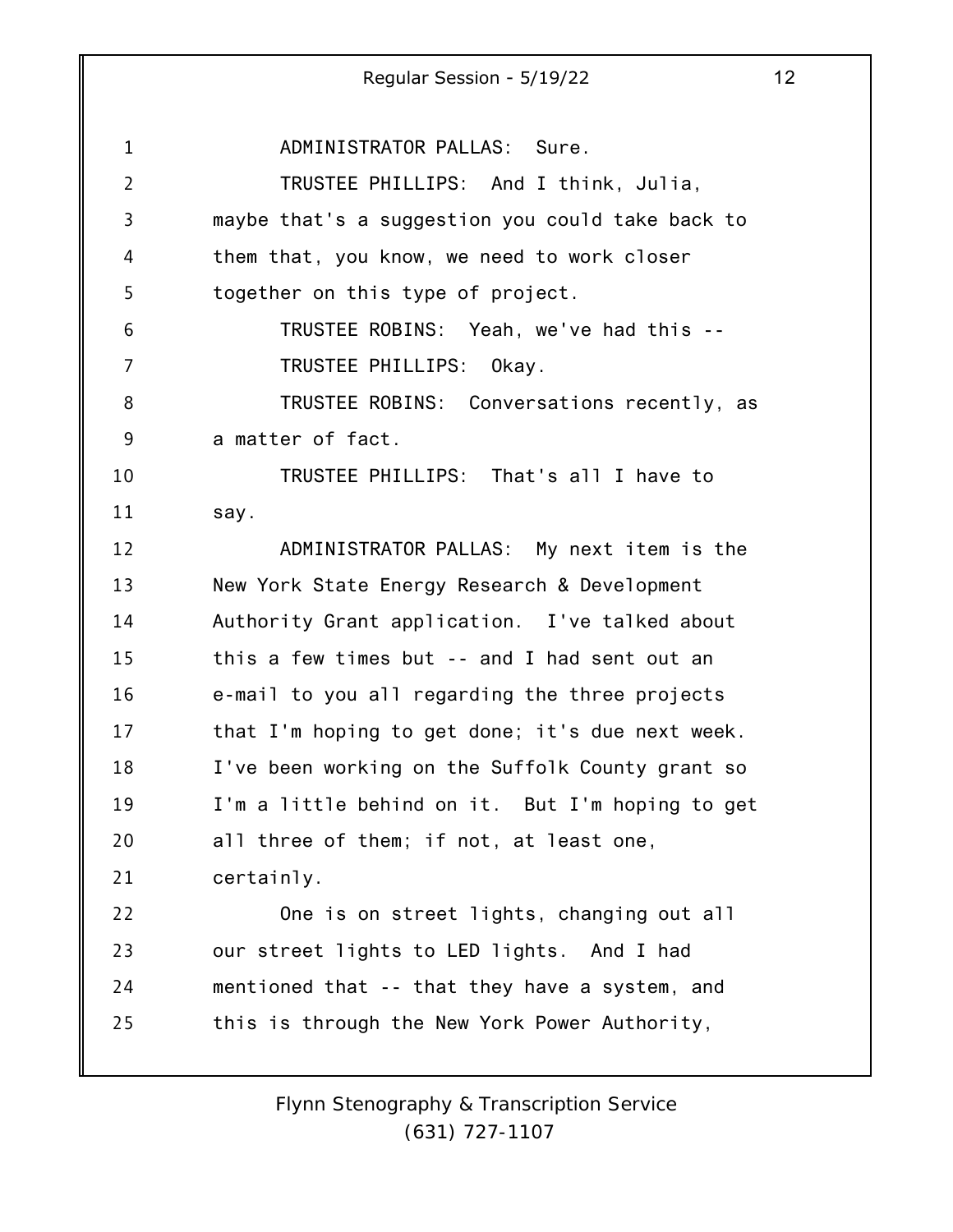ADMINISTRATOR PALLAS: Sure.

TRUSTEE PHILLIPS: And I think, Julia, maybe that's a suggestion you could take back to them that, you know, we need to work closer together on this type of project.

TRUSTEE ROBINS: Yeah, we've had this --

TRUSTEE PHILLIPS: Okay.

TRUSTEE ROBINS: Conversations recently, as a matter of fact.

TRUSTEE PHILLIPS: That's all I have to say.

ADMINISTRATOR PALLAS: My next item is the New York State Energy Research & Development Authority Grant application. I've talked about this a few times but -- and I had sent out an e-mail to you all regarding the three projects that I'm hoping to get done; it's due next week. I've been working on the Suffolk County grant so I'm a little behind on it. But I'm hoping to get all three of them; if not, at least one, certainly.

One is on street lights, changing out all our street lights to LED lights. And I had mentioned that -- that they have a system, and this is through the New York Power Authority,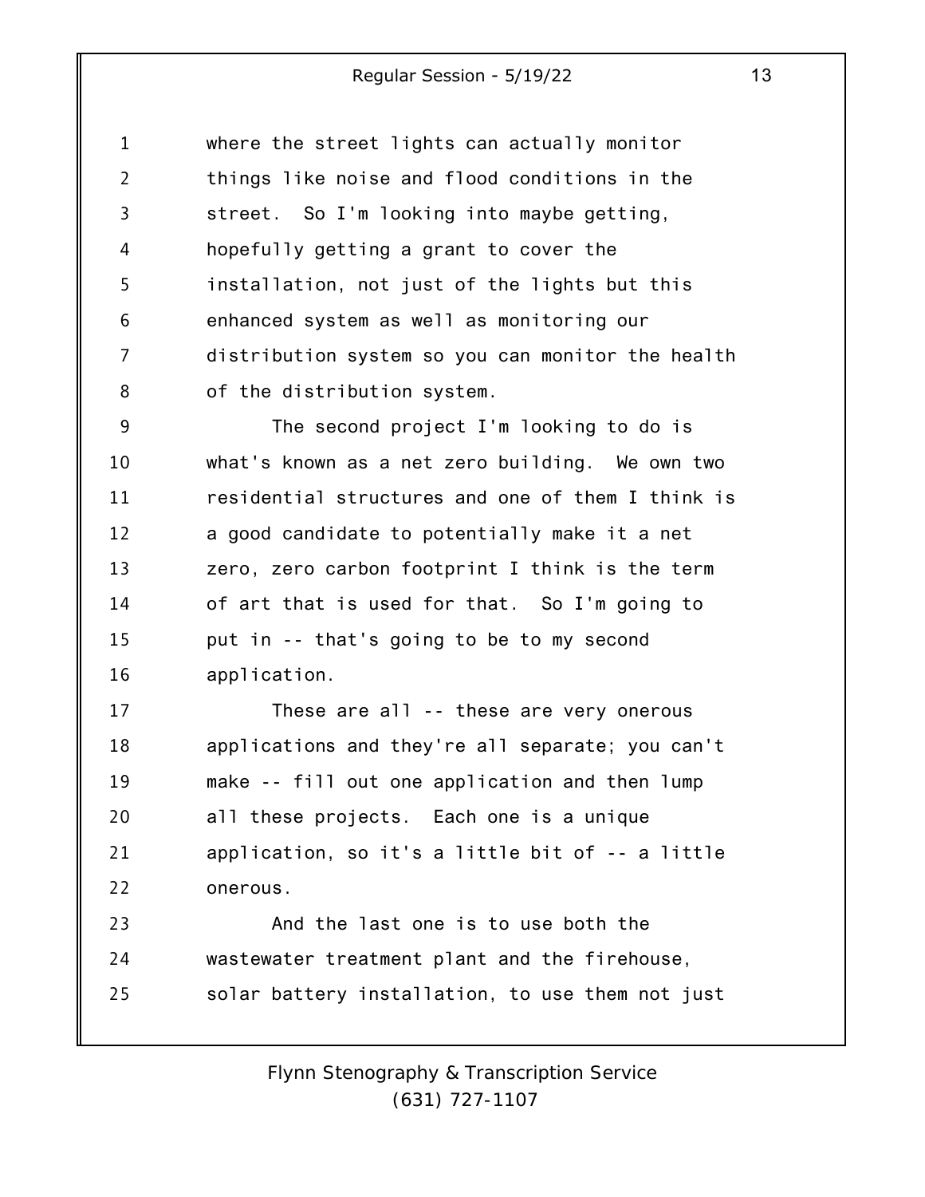where the street lights can actually monitor things like noise and flood conditions in the street. So I'm looking into maybe getting, hopefully getting a grant to cover the installation, not just of the lights but this enhanced system as well as monitoring our distribution system so you can monitor the health of the distribution system.

The second project I'm looking to do is what's known as a net zero building. We own two residential structures and one of them I think is a good candidate to potentially make it a net zero, zero carbon footprint I think is the term of art that is used for that. So I'm going to put in -- that's going to be to my second application.

These are all -- these are very onerous applications and they're all separate; you can't make -- fill out one application and then lump all these projects. Each one is a unique application, so it's a little bit of -- a little onerous.

And the last one is to use both the wastewater treatment plant and the firehouse, solar battery installation, to use them not just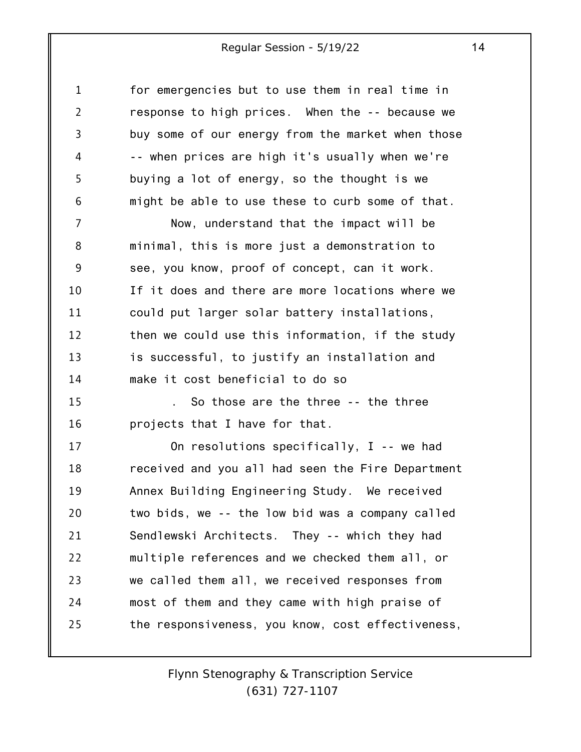for emergencies but to use them in real time in response to high prices. When the -- because we buy some of our energy from the market when those -- when prices are high it's usually when we're buying a lot of energy, so the thought is we might be able to use these to curb some of that.

Now, understand that the impact will be minimal, this is more just a demonstration to see, you know, proof of concept, can it work. If it does and there are more locations where we could put larger solar battery installations, then we could use this information, if the study is successful, to justify an installation and make it cost beneficial to do so

. So those are the three -- the three projects that I have for that.

On resolutions specifically, I -- we had received and you all had seen the Fire Department Annex Building Engineering Study. We received two bids, we -- the low bid was a company called Sendlewski Architects. They -- which they had multiple references and we checked them all, or we called them all, we received responses from most of them and they came with high praise of the responsiveness, you know, cost effectiveness,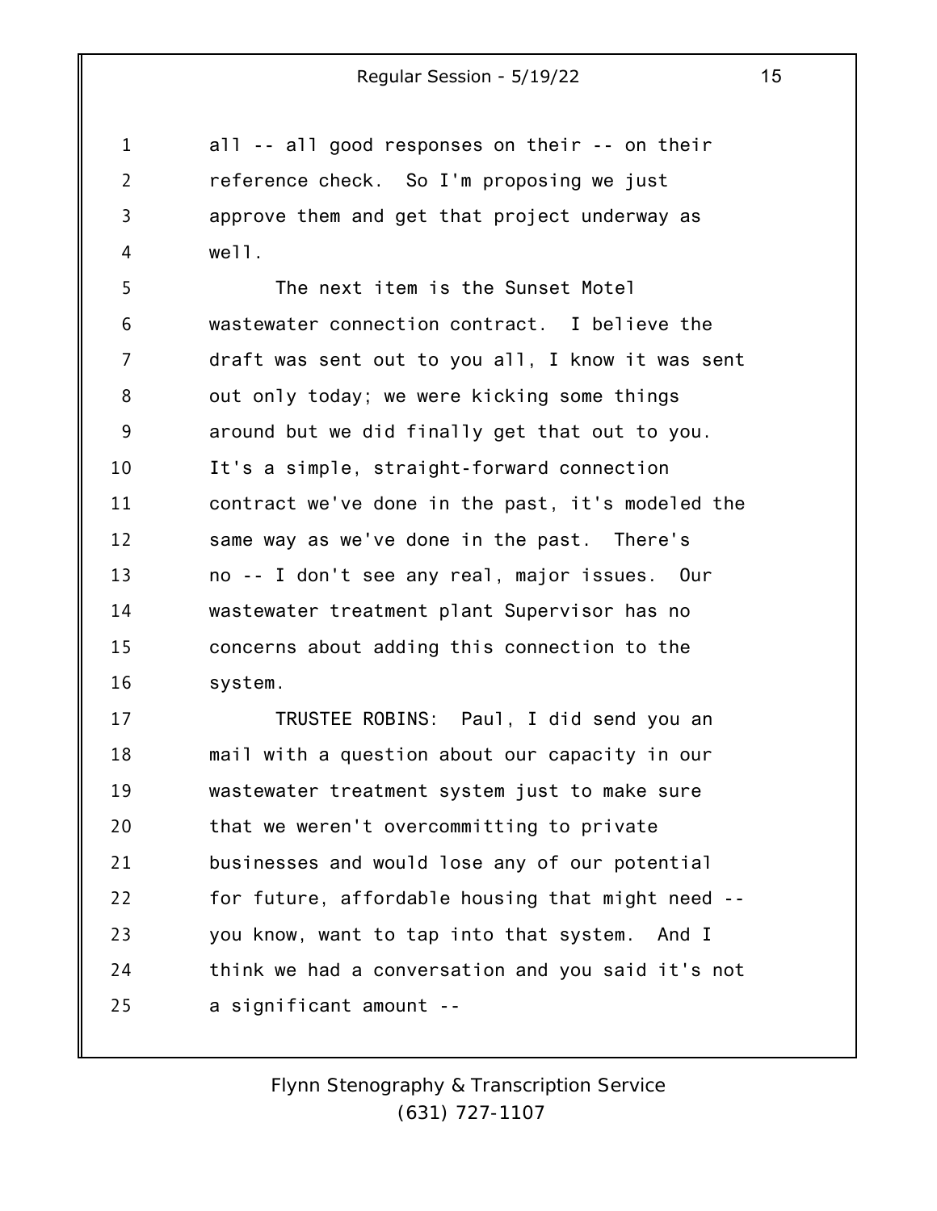all -- all good responses on their -- on their reference check. So I'm proposing we just approve them and get that project underway as well.

The next item is the Sunset Motel wastewater connection contract. I believe the draft was sent out to you all, I know it was sent out only today; we were kicking some things around but we did finally get that out to you. It's a simple, straight-forward connection contract we've done in the past, it's modeled the same way as we've done in the past. There's no -- I don't see any real, major issues. Our wastewater treatment plant Supervisor has no concerns about adding this connection to the system.

TRUSTEE ROBINS: Paul, I did send you an mail with a question about our capacity in our wastewater treatment system just to make sure that we weren't overcommitting to private businesses and would lose any of our potential for future, affordable housing that might need -- you know, want to tap into that system. And I think we had a conversation and you said it's not a significant amount --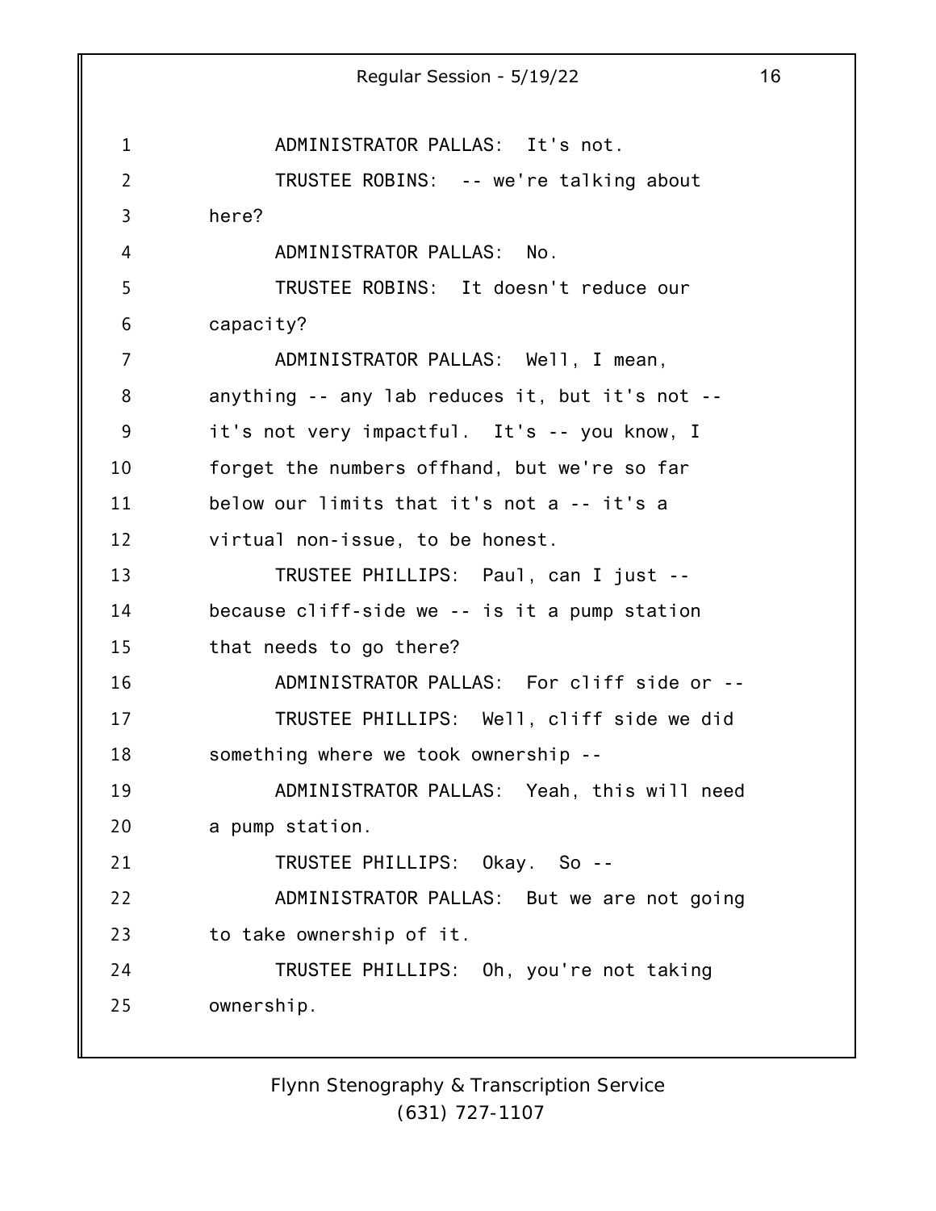ADMINISTRATOR PALLAS: It's not.

TRUSTEE ROBINS: -- we're talking about here?

ADMINISTRATOR PALLAS: No.

TRUSTEE ROBINS: It doesn't reduce our capacity?

ADMINISTRATOR PALLAS: Well, I mean, anything -- any lab reduces it, but it's not -- it's not very impactful. It's -- you know, I forget the numbers offhand, but we're so far below our limits that it's not a -- it's a virtual non-issue, to be honest.

TRUSTEE PHILLIPS: Paul, can I just -- because cliff-side we -- is it a pump station that needs to go there?

ADMINISTRATOR PALLAS: For cliff side or --

TRUSTEE PHILLIPS: Well, cliff side we did something where we took ownership --

ADMINISTRATOR PALLAS: Yeah, this will need a pump station.

TRUSTEE PHILLIPS: Okay. So --

ADMINISTRATOR PALLAS: But we are not going to take ownership of it.

TRUSTEE PHILLIPS: Oh, you're not taking ownership.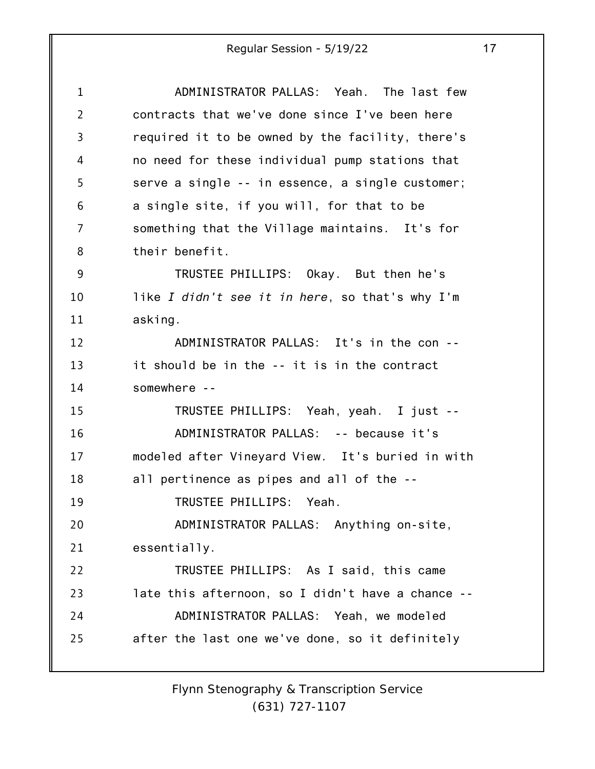ADMINISTRATOR PALLAS: Yeah. The last few contracts that we've done since I've been here required it to be owned by the facility, there's no need for these individual pump stations that serve a single -- in essence, a single customer; a single site, if you will, for that to be something that the Village maintains. It's for their benefit.

TRUSTEE PHILLIPS: Okay. But then he's like *I didn't see it in here*, so that's why I'm asking.

ADMINISTRATOR PALLAS: It's in the con -- it should be in the -- it is in the contract somewhere --

TRUSTEE PHILLIPS: Yeah, yeah. I just --

ADMINISTRATOR PALLAS: -- because it's modeled after Vineyard View. It's buried in with all pertinence as pipes and all of the --

TRUSTEE PHILLIPS: Yeah.

ADMINISTRATOR PALLAS: Anything on-site, essentially.

TRUSTEE PHILLIPS: As I said, this came late this afternoon, so I didn't have a chance --

ADMINISTRATOR PALLAS: Yeah, we modeled after the last one we've done, so it definitely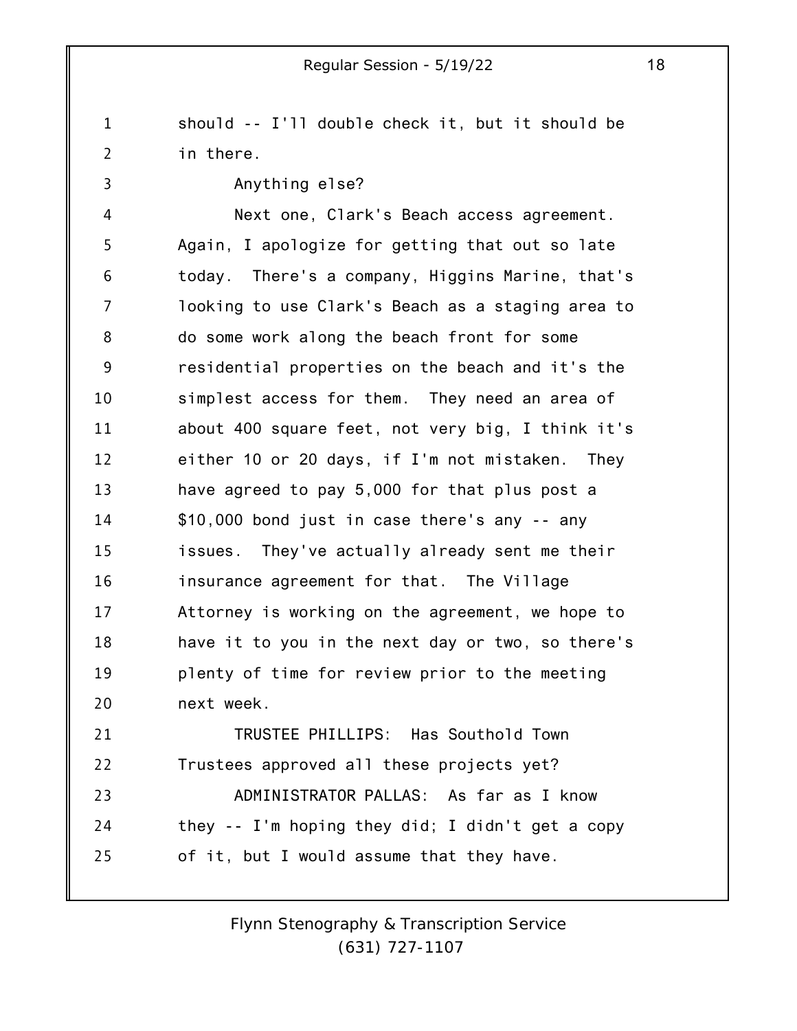should -- I'll double check it, but it should be in there.

Anything else?

Next one, Clark's Beach access agreement. Again, I apologize for getting that out so late today. There's a company, Higgins Marine, that's looking to use Clark's Beach as a staging area to do some work along the beach front for some residential properties on the beach and it's the simplest access for them. They need an area of about 400 square feet, not very big, I think it's either 10 or 20 days, if I'm not mistaken. They have agreed to pay 5,000 for that plus post a $10,000 bond just in case there's any -- any issues. They've actually already sent me their insurance agreement for that. The Village Attorney is working on the agreement, we hope to have it to you in the next day or two, so there's plenty of time for review prior to the meeting next week.

TRUSTEE PHILLIPS: Has Southold Town Trustees approved all these projects yet?

ADMINISTRATOR PALLAS: As far as I know they -- I'm hoping they did; I didn't get a copy of it, but I would assume that they have.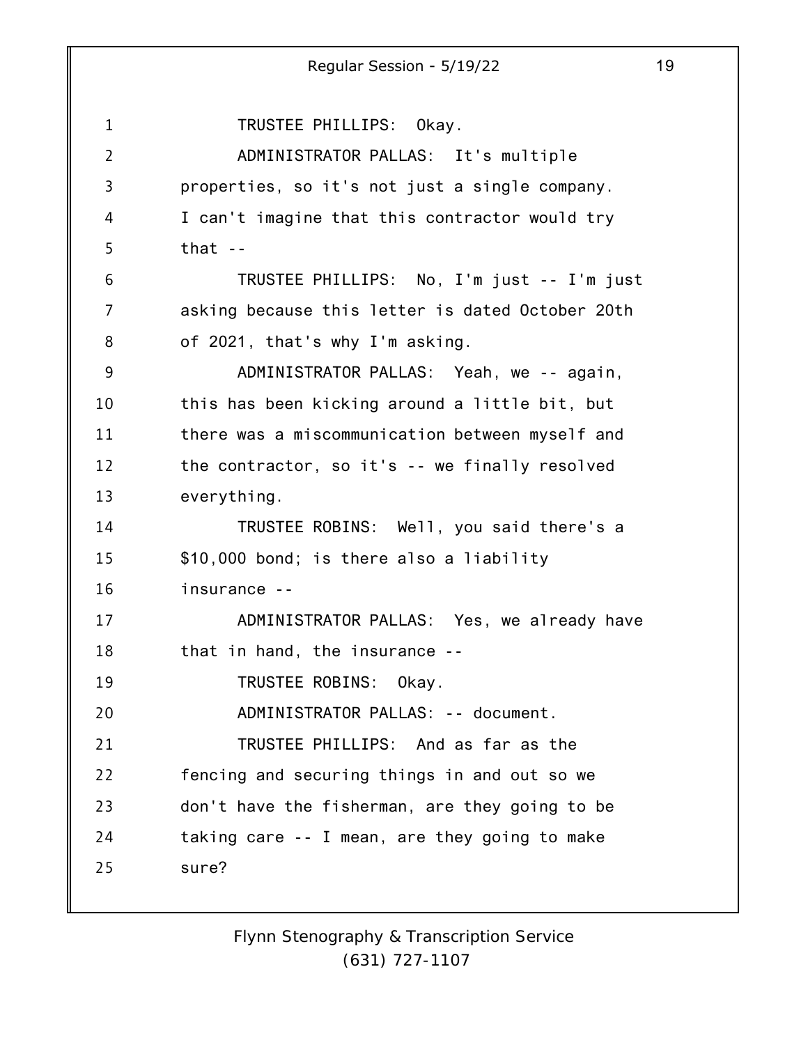TRUSTEE PHILLIPS: Okay.

ADMINISTRATOR PALLAS: It's multiple properties, so it's not just a single company. I can't imagine that this contractor would try that --

TRUSTEE PHILLIPS: No, I'm just -- I'm just asking because this letter is dated October 20th of 2021, that's why I'm asking.

ADMINISTRATOR PALLAS: Yeah, we -- again, this has been kicking around a little bit, but there was a miscommunication between myself and the contractor, so it's -- we finally resolved everything.

TRUSTEE ROBINS: Well, you said there's a $10,000 bond; is there also a liability insurance --

ADMINISTRATOR PALLAS: Yes, we already have that in hand, the insurance --

TRUSTEE ROBINS: Okay.

ADMINISTRATOR PALLAS: -- document.

TRUSTEE PHILLIPS: And as far as the fencing and securing things in and out so we don't have the fisherman, are they going to be taking care -- I mean, are they going to make sure?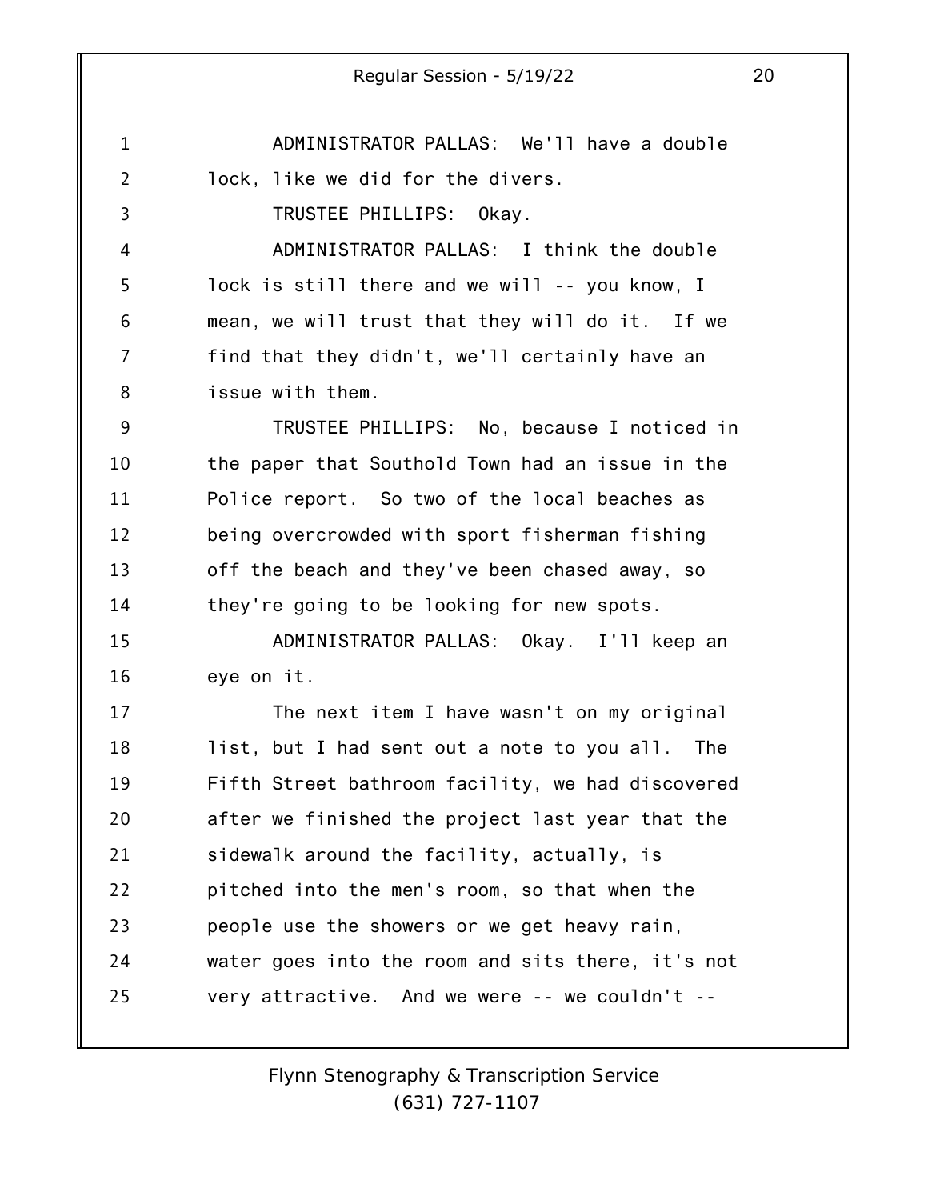ADMINISTRATOR PALLAS: We'll have a double lock, like we did for the divers.

TRUSTEE PHILLIPS: Okay.

ADMINISTRATOR PALLAS: I think the double lock is still there and we will -- you know, I mean, we will trust that they will do it. If we find that they didn't, we'll certainly have an issue with them.

TRUSTEE PHILLIPS: No, because I noticed in the paper that Southold Town had an issue in the Police report. So two of the local beaches as being overcrowded with sport fisherman fishing off the beach and they've been chased away, so they're going to be looking for new spots.

ADMINISTRATOR PALLAS: Okay. I'll keep an eye on it.

The next item I have wasn't on my original list, but I had sent out a note to you all. The Fifth Street bathroom facility, we had discovered after we finished the project last year that the sidewalk around the facility, actually, is pitched into the men's room, so that when the people use the showers or we get heavy rain, water goes into the room and sits there, it's not very attractive. And we were -- we couldn't --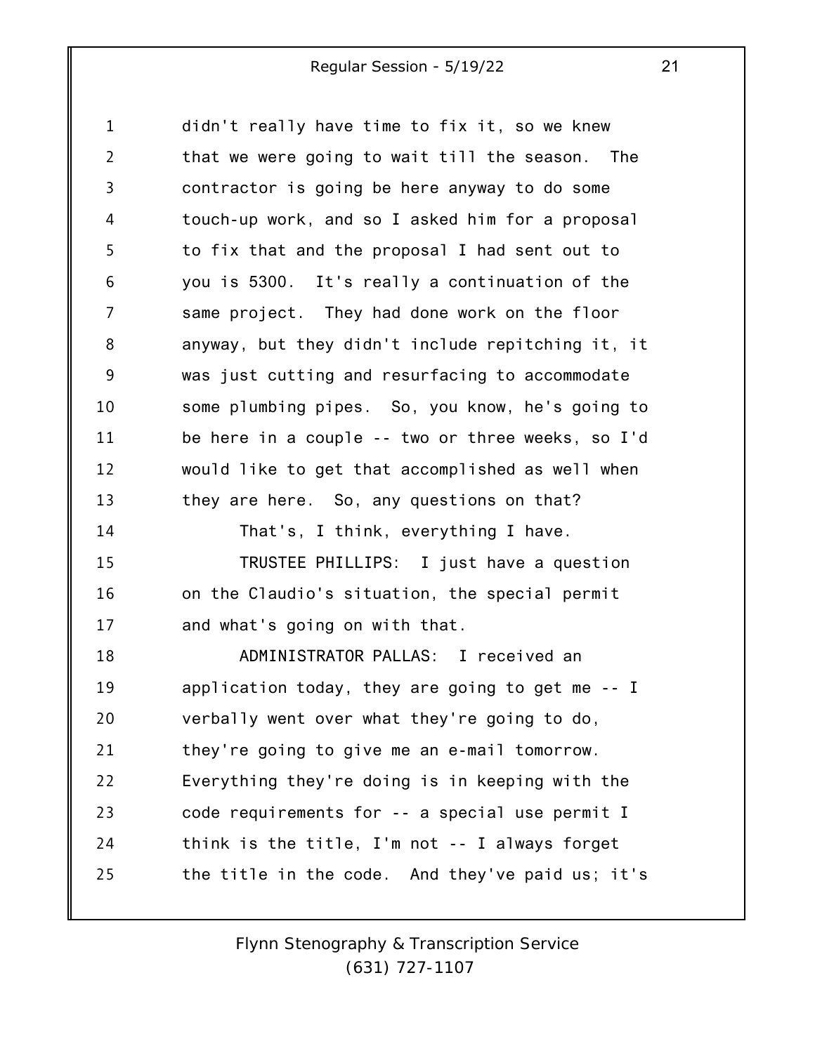didn't really have time to fix it, so we knew that we were going to wait till the season. The contractor is going be here anyway to do some touch-up work, and so I asked him for a proposal to fix that and the proposal I had sent out to you is 5300. It's really a continuation of the same project. They had done work on the floor anyway, but they didn't include repitching it, it was just cutting and resurfacing to accommodate some plumbing pipes. So, you know, he's going to be here in a couple -- two or three weeks, so I'd would like to get that accomplished as well when they are here. So, any questions on that?

That's, I think, everything I have.

TRUSTEE PHILLIPS: I just have a question on the Claudio's situation, the special permit and what's going on with that.

ADMINISTRATOR PALLAS: I received an application today, they are going to get me -- I verbally went over what they're going to do, they're going to give me an e-mail tomorrow. Everything they're doing is in keeping with the code requirements for -- a special use permit I think is the title, I'm not -- I always forget the title in the code. And they've paid us; it's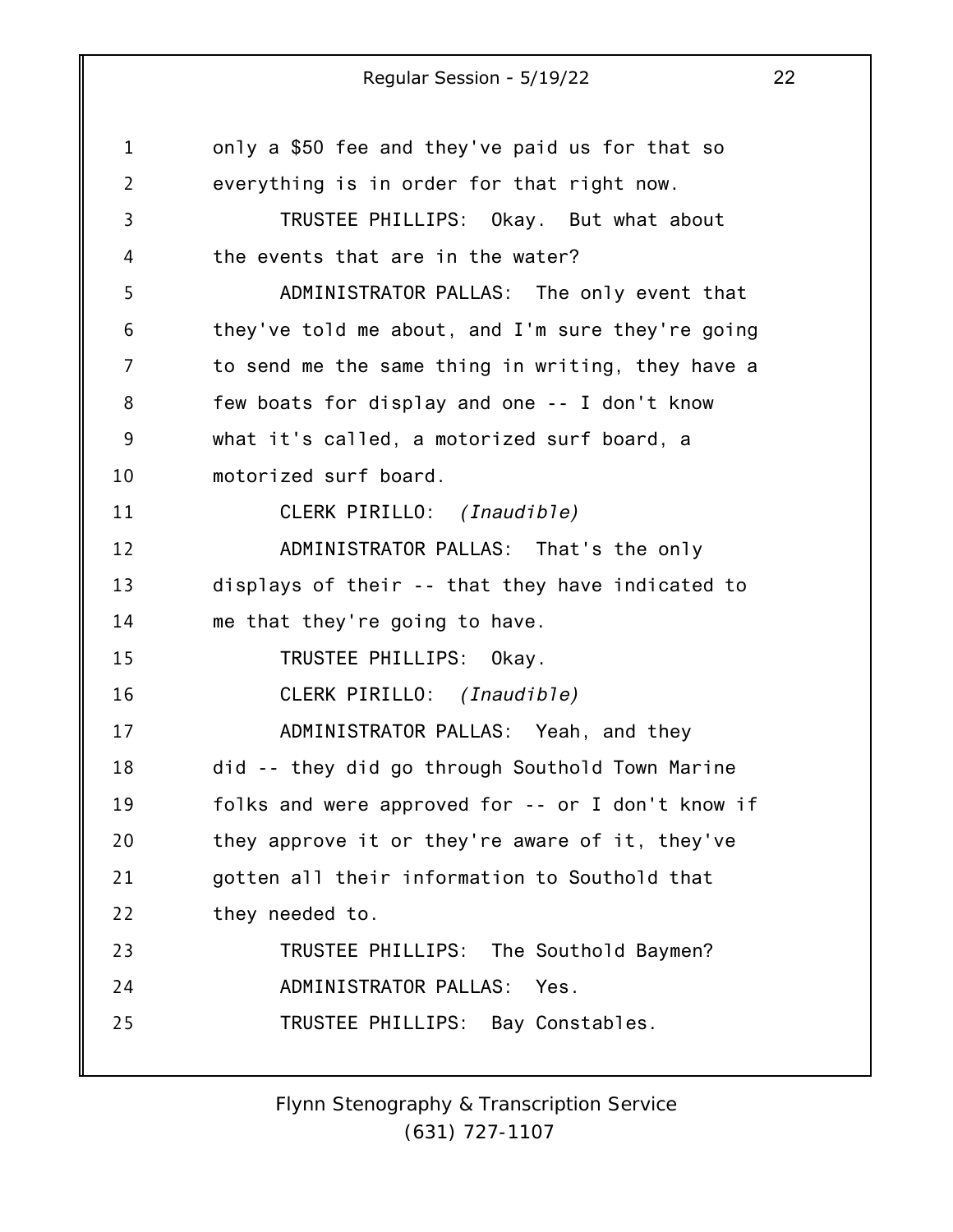only a $50 fee and they've paid us for that so everything is in order for that right now.

TRUSTEE PHILLIPS: Okay. But what about the events that are in the water?

ADMINISTRATOR PALLAS: The only event that they've told me about, and I'm sure they're going to send me the same thing in writing, they have a few boats for display and one -- I don't know what it's called, a motorized surf board, a motorized surf board.

CLERK PIRILLO: *(Inaudible)*

ADMINISTRATOR PALLAS: That's the only displays of their -- that they have indicated to me that they're going to have.

TRUSTEE PHILLIPS: Okay.

CLERK PIRILLO: *(Inaudible)*

ADMINISTRATOR PALLAS: Yeah, and they did -- they did go through Southold Town Marine folks and were approved for -- or I don't know if they approve it or they're aware of it, they've gotten all their information to Southold that they needed to.

TRUSTEE PHILLIPS: The Southold Baymen?

ADMINISTRATOR PALLAS: Yes.

TRUSTEE PHILLIPS: Bay Constables.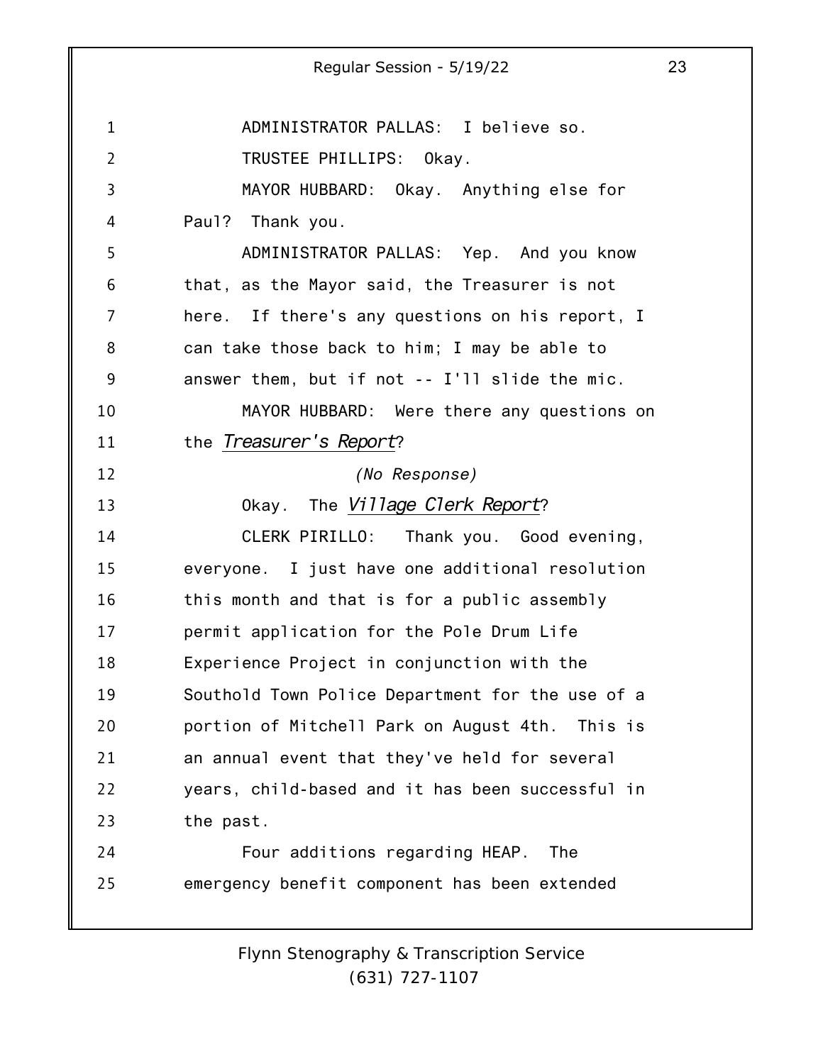ADMINISTRATOR PALLAS: I believe so.

TRUSTEE PHILLIPS: Okay.

MAYOR HUBBARD: Okay. Anything else for Paul? Thank you.

ADMINISTRATOR PALLAS: Yep. And you know that, as the Mayor said, the Treasurer is not here. If there's any questions on his report, I can take those back to him; I may be able to answer them, but if not -- I'll slide the mic.

MAYOR HUBBARD: Were there any questions on the ***Treasurer's Report***?

*(No Response)*

Okay. The ***Village Clerk Report***?

CLERK PIRILLO: Thank you. Good evening, everyone. I just have one additional resolution this month and that is for a public assembly permit application for the Pole Drum Life Experience Project in conjunction with the Southold Town Police Department for the use of a portion of Mitchell Park on August 4th. This is an annual event that they've held for several years, child-based and it has been successful in the past.

Four additions regarding HEAP. The emergency benefit component has been extended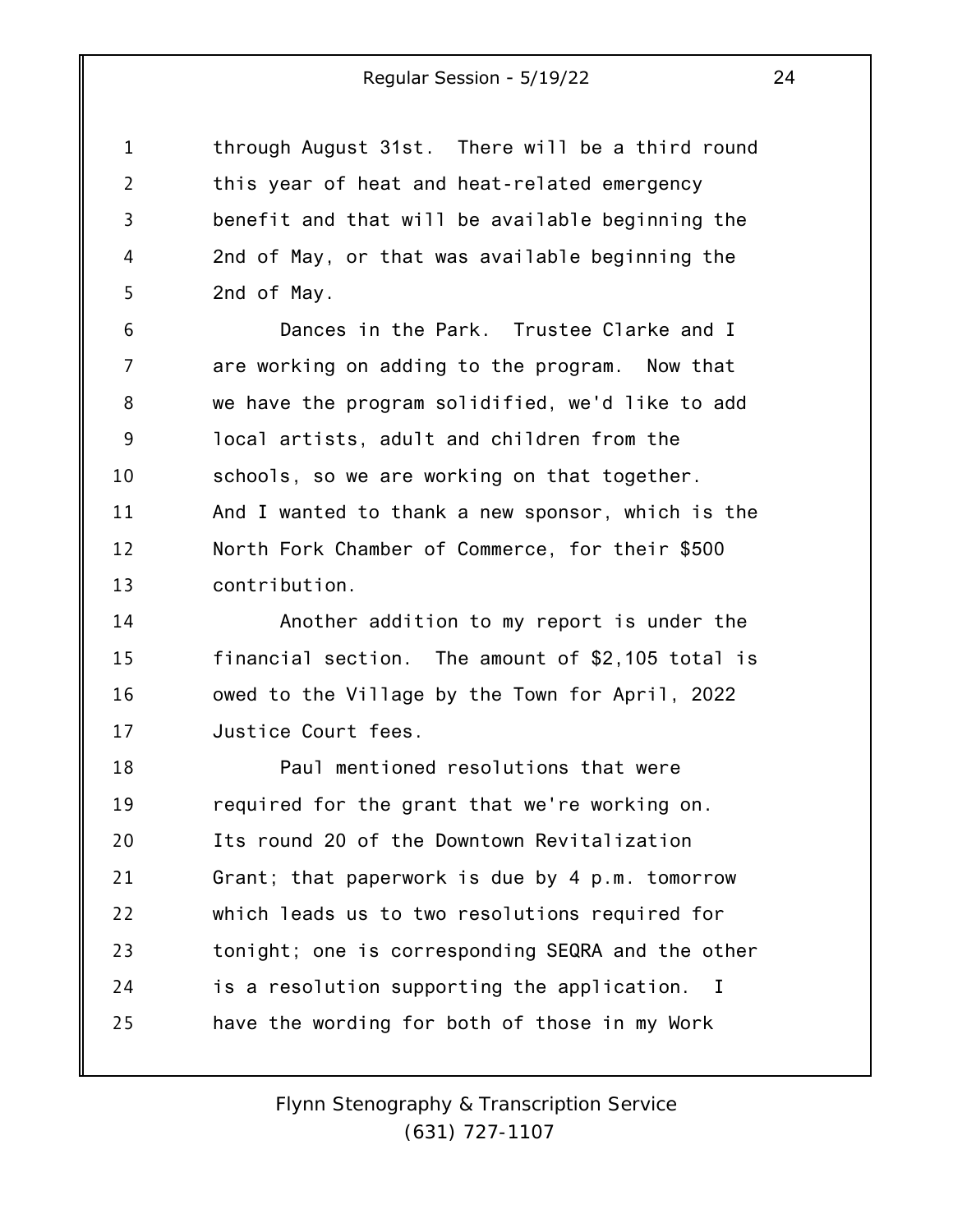through August 31st. There will be a third round this year of heat and heat-related emergency benefit and that will be available beginning the 2nd of May, or that was available beginning the 2nd of May.

Dances in the Park. Trustee Clarke and I are working on adding to the program. Now that we have the program solidified, we'd like to add local artists, adult and children from the schools, so we are working on that together. And I wanted to thank a new sponsor, which is the North Fork Chamber of Commerce, for their $500 contribution.

Another addition to my report is under the financial section. The amount of $2,105 total is owed to the Village by the Town for April, 2022 Justice Court fees.

Paul mentioned resolutions that were required for the grant that we're working on. Its round 20 of the Downtown Revitalization Grant; that paperwork is due by 4 p.m. tomorrow which leads us to two resolutions required for tonight; one is corresponding SEQRA and the other is a resolution supporting the application. I have the wording for both of those in my Work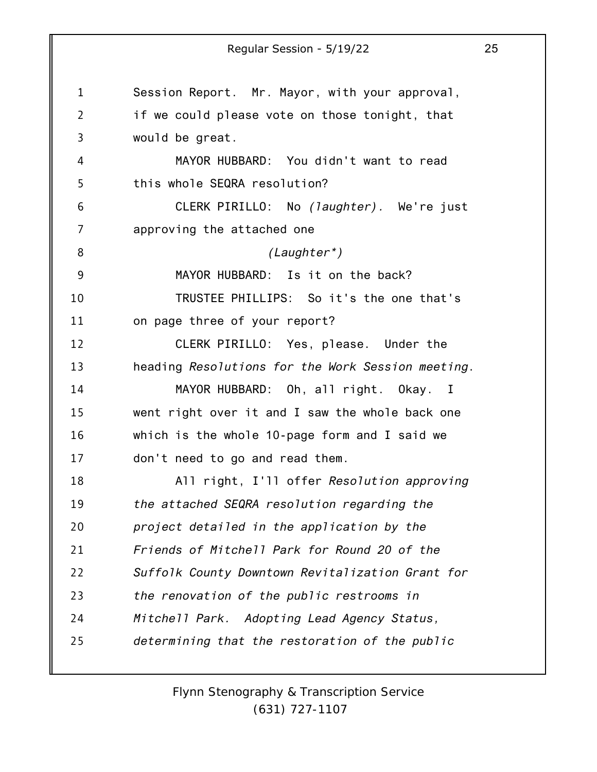Session Report. Mr. Mayor, with your approval, if we could please vote on those tonight, that would be great.

MAYOR HUBBARD: You didn't want to read this whole SEQRA resolution?

CLERK PIRILLO: No *(laughter).* We're just approving the attached one

*(Laughter*)*

MAYOR HUBBARD: Is it on the back?

TRUSTEE PHILLIPS: So it's the one that's on page three of your report?

CLERK PIRILLO: Yes, please. Under the heading *Resolutions for the Work Session meeting*.

MAYOR HUBBARD: Oh, all right. Okay. I went right over it and I saw the whole back one which is the whole 10-page form and I said we don't need to go and read them.

All right, I'll offer *Resolution approving the attached SEQRA resolution regarding the project detailed in the application by the Friends of Mitchell Park for Round 20 of the Suffolk County Downtown Revitalization Grant for the renovation of the public restrooms in Mitchell Park. Adopting Lead Agency Status, determining that the restoration of the public*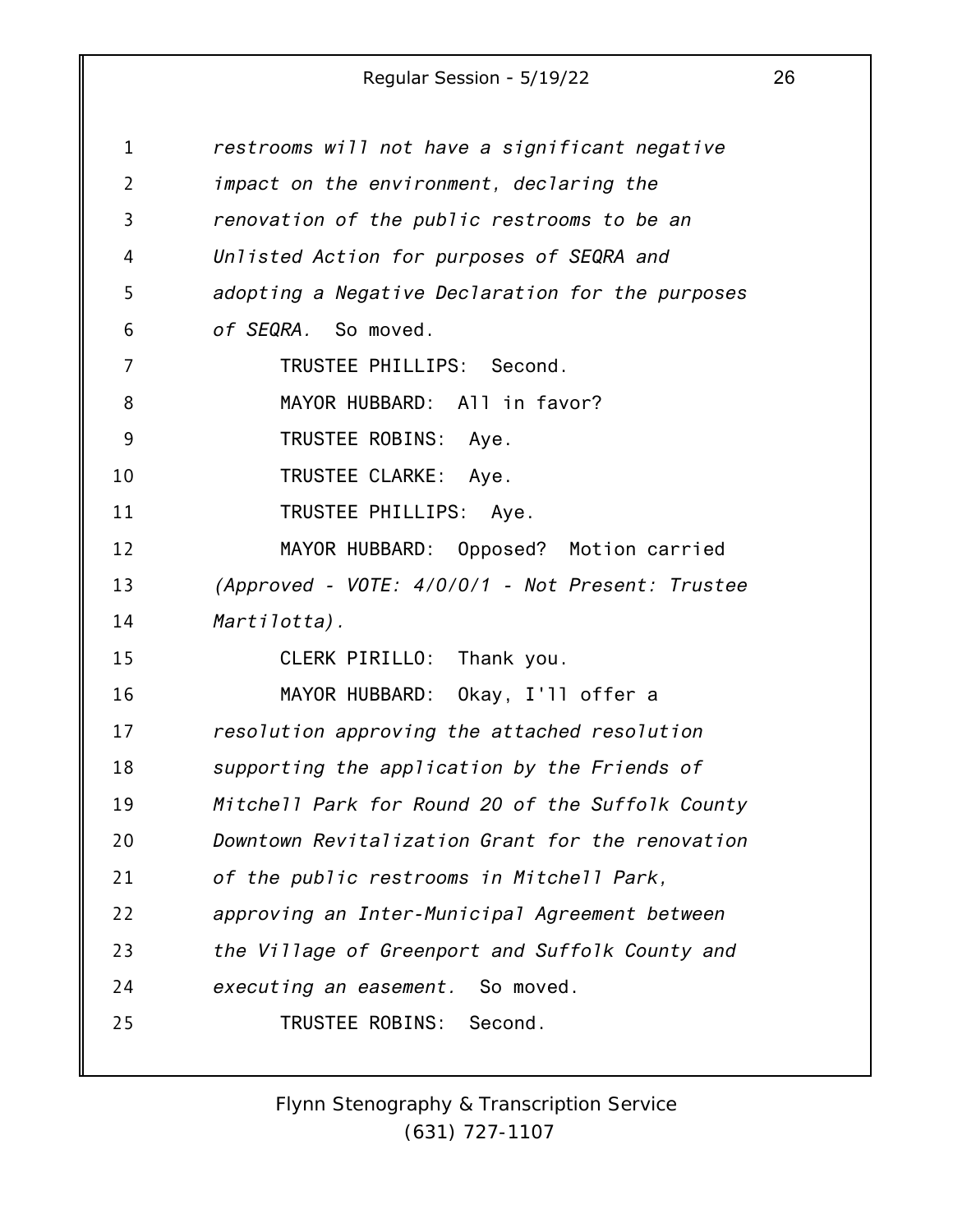*restrooms will not have a significant negative impact on the environment, declaring the renovation of the public restrooms to be an Unlisted Action for purposes of SEQRA and adopting a Negative Declaration for the purposes of SEQRA.* So moved.

TRUSTEE PHILLIPS: Second.

MAYOR HUBBARD: All in favor?

TRUSTEE ROBINS: Aye.

TRUSTEE CLARKE: Aye.

TRUSTEE PHILLIPS: Aye.

MAYOR HUBBARD: Opposed? Motion carried *(Approved - VOTE: 4/0/0/1 - Not Present: Trustee Martilotta).*

CLERK PIRILLO: Thank you.

MAYOR HUBBARD: Okay, I'll offer a *resolution approving the attached resolution supporting the application by the Friends of Mitchell Park for Round 20 of the Suffolk County Downtown Revitalization Grant for the renovation of the public restrooms in Mitchell Park, approving an Inter-Municipal Agreement between the Village of Greenport and Suffolk County and executing an easement.* So moved.

TRUSTEE ROBINS: Second.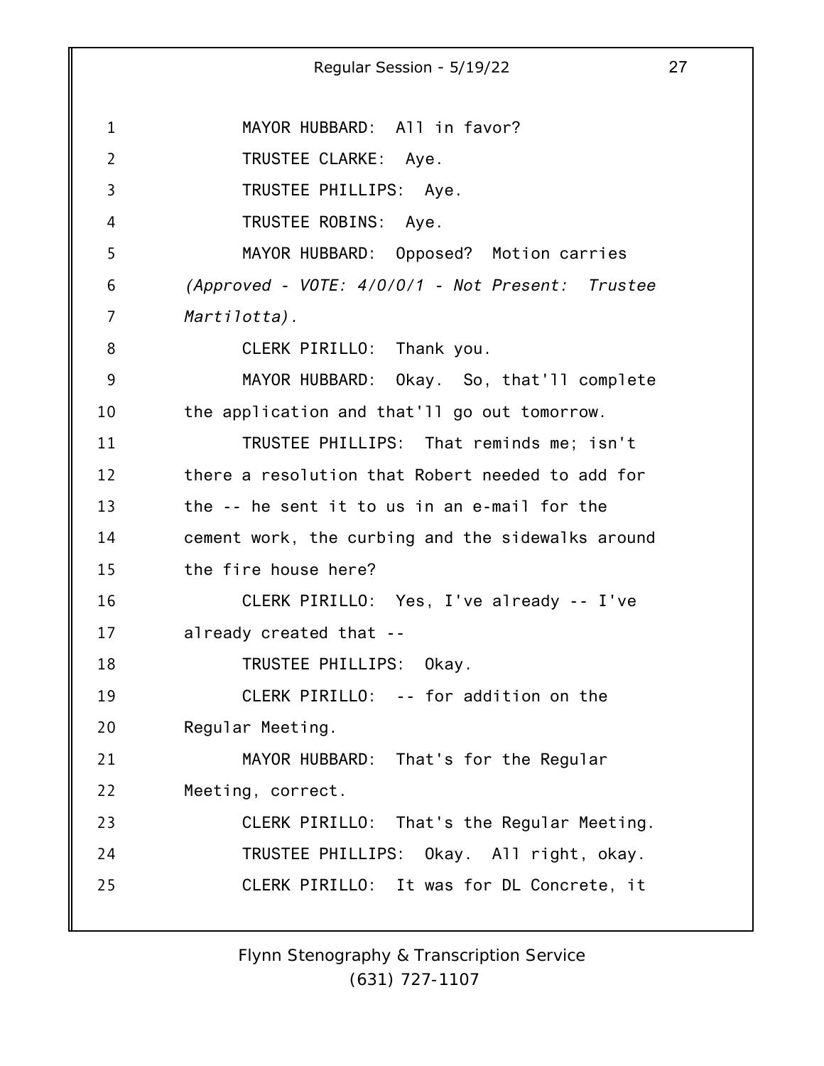MAYOR HUBBARD: All in favor?

TRUSTEE CLARKE: Aye.

TRUSTEE PHILLIPS: Aye.

TRUSTEE ROBINS: Aye.

MAYOR HUBBARD: Opposed? Motion carries *(Approved - VOTE: 4/0/0/1 - Not Present: Trustee Martilotta).*

CLERK PIRILLO: Thank you.

MAYOR HUBBARD: Okay. So, that'll complete the application and that'll go out tomorrow.

TRUSTEE PHILLIPS: That reminds me; isn't there a resolution that Robert needed to add for the -- he sent it to us in an e-mail for the cement work, the curbing and the sidewalks around the fire house here?

CLERK PIRILLO: Yes, I've already -- I've already created that --

TRUSTEE PHILLIPS: Okay.

CLERK PIRILLO: -- for addition on the Regular Meeting.

MAYOR HUBBARD: That's for the Regular Meeting, correct.

CLERK PIRILLO: That's the Regular Meeting.

TRUSTEE PHILLIPS: Okay. All right, okay.

CLERK PIRILLO: It was for DL Concrete, it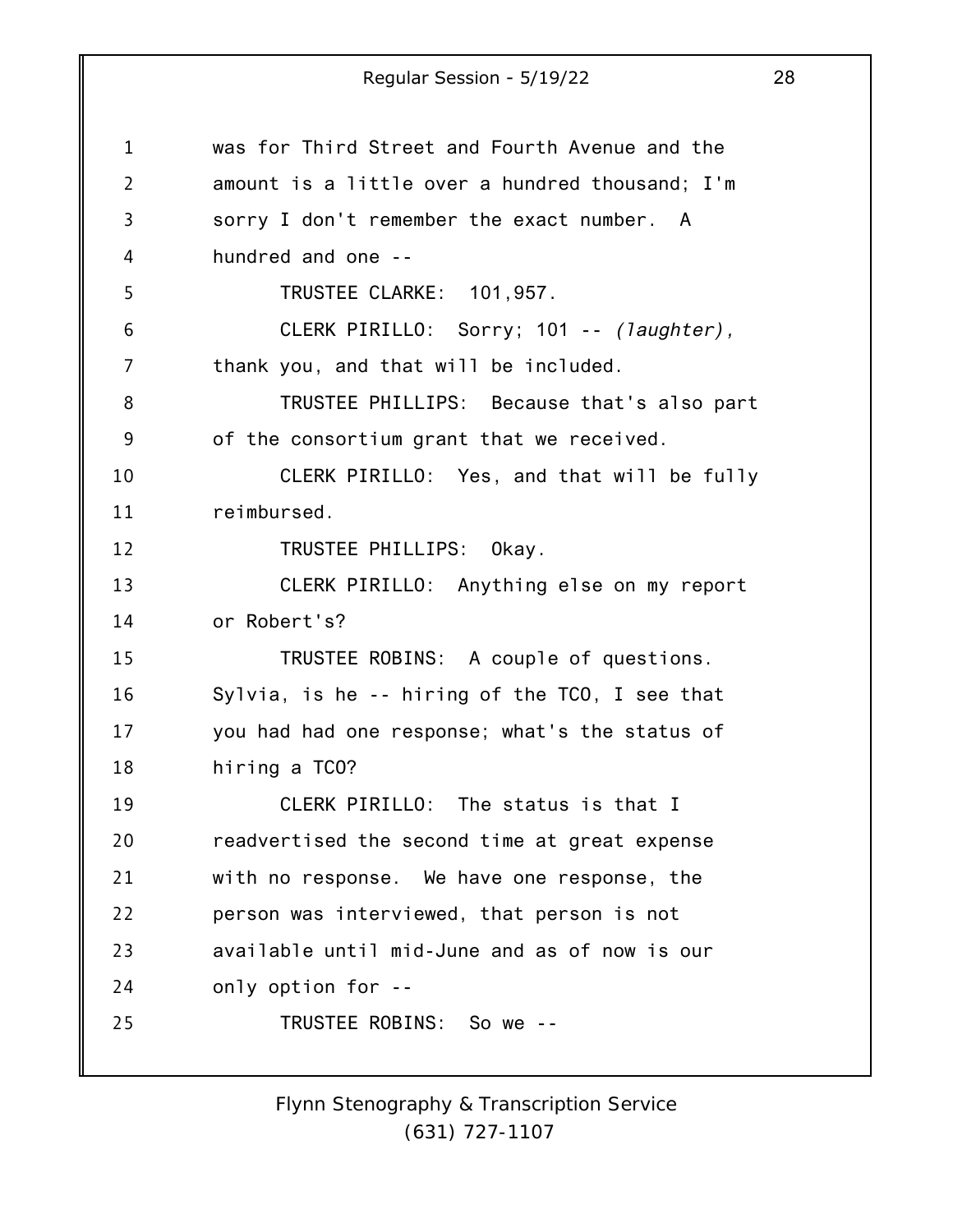was for Third Street and Fourth Avenue and the amount is a little over a hundred thousand; I'm sorry I don't remember the exact number. A hundred and one --

TRUSTEE CLARKE: 101,957.

CLERK PIRILLO: Sorry; 101 -- *(laughter)*, thank you, and that will be included.

TRUSTEE PHILLIPS: Because that's also part of the consortium grant that we received.

CLERK PIRILLO: Yes, and that will be fully reimbursed.

TRUSTEE PHILLIPS: Okay.

CLERK PIRILLO: Anything else on my report or Robert's?

TRUSTEE ROBINS: A couple of questions. Sylvia, is he -- hiring of the TCO, I see that you had had one response; what's the status of hiring a TCO?

CLERK PIRILLO: The status is that I readvertised the second time at great expense with no response. We have one response, the person was interviewed, that person is not available until mid-June and as of now is our only option for --

TRUSTEE ROBINS: So we --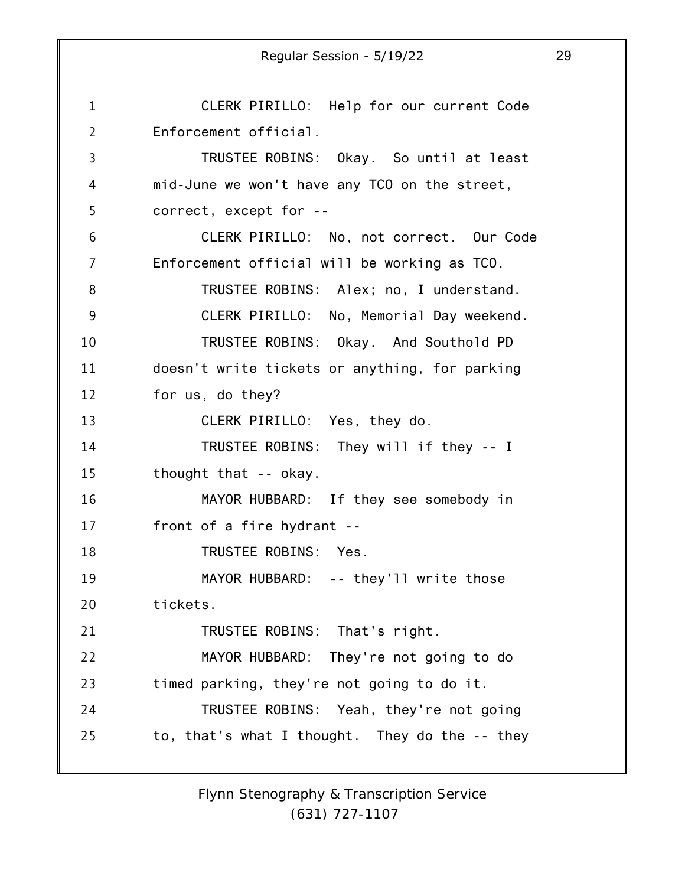CLERK PIRILLO: Help for our current Code Enforcement official.

TRUSTEE ROBINS: Okay. So until at least mid-June we won't have any TCO on the street, correct, except for --

CLERK PIRILLO: No, not correct. Our Code Enforcement official will be working as TCO.

TRUSTEE ROBINS: Alex; no, I understand.

CLERK PIRILLO: No, Memorial Day weekend.

TRUSTEE ROBINS: Okay. And Southold PD doesn't write tickets or anything, for parking for us, do they?

CLERK PIRILLO: Yes, they do.

TRUSTEE ROBINS: They will if they -- I thought that -- okay.

MAYOR HUBBARD: If they see somebody in front of a fire hydrant --

TRUSTEE ROBINS: Yes.

MAYOR HUBBARD: -- they'll write those tickets.

TRUSTEE ROBINS: That's right.

MAYOR HUBBARD: They're not going to do timed parking, they're not going to do it.

TRUSTEE ROBINS: Yeah, they're not going to, that's what I thought. They do the -- they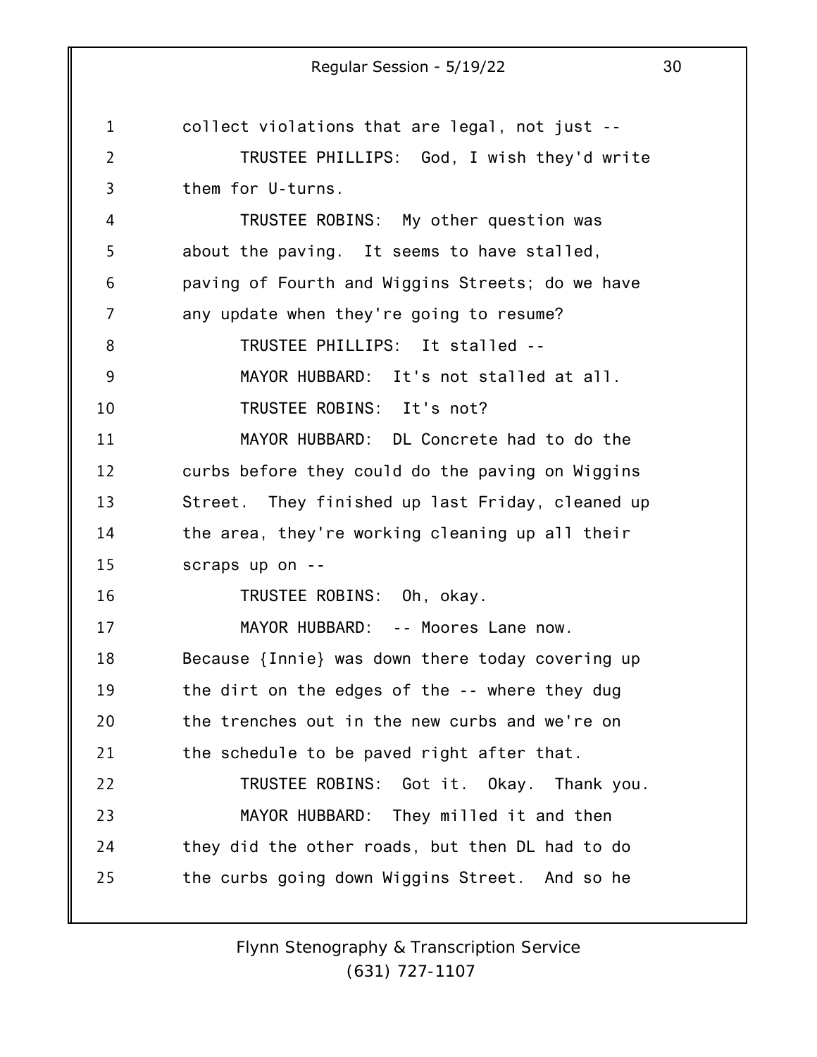collect violations that are legal, not just --

TRUSTEE PHILLIPS: God, I wish they'd write them for U-turns.

TRUSTEE ROBINS: My other question was about the paving. It seems to have stalled, paving of Fourth and Wiggins Streets; do we have any update when they're going to resume?

TRUSTEE PHILLIPS: It stalled --

MAYOR HUBBARD: It's not stalled at all.

TRUSTEE ROBINS: It's not?

MAYOR HUBBARD: DL Concrete had to do the curbs before they could do the paving on Wiggins Street. They finished up last Friday, cleaned up the area, they're working cleaning up all their scraps up on --

TRUSTEE ROBINS: Oh, okay.

MAYOR HUBBARD: -- Moores Lane now. Because {Innie} was down there today covering up the dirt on the edges of the -- where they dug the trenches out in the new curbs and we're on the schedule to be paved right after that.

TRUSTEE ROBINS: Got it. Okay. Thank you.

MAYOR HUBBARD: They milled it and then they did the other roads, but then DL had to do the curbs going down Wiggins Street. And so he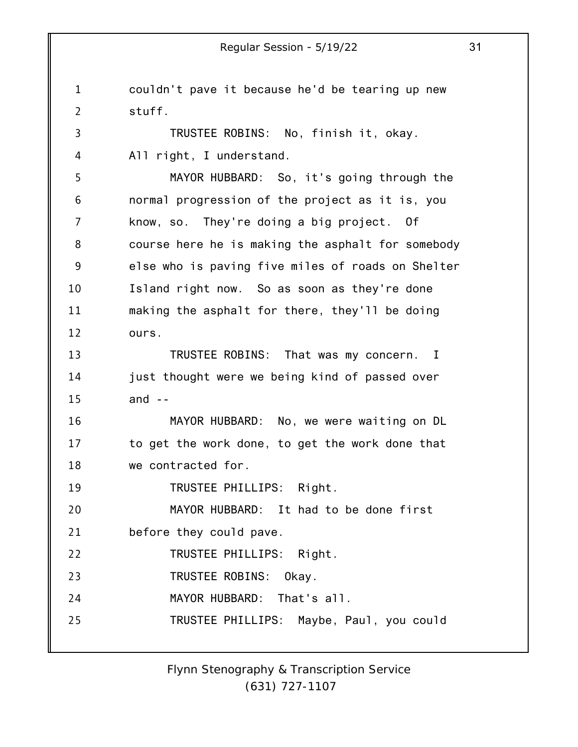couldn't pave it because he'd be tearing up new stuff.

TRUSTEE ROBINS: No, finish it, okay. All right, I understand.

MAYOR HUBBARD: So, it's going through the normal progression of the project as it is, you know, so. They're doing a big project. Of course here he is making the asphalt for somebody else who is paving five miles of roads on Shelter Island right now. So as soon as they're done making the asphalt for there, they'll be doing ours.

TRUSTEE ROBINS: That was my concern. I just thought were we being kind of passed over and --

MAYOR HUBBARD: No, we were waiting on DL to get the work done, to get the work done that we contracted for.

TRUSTEE PHILLIPS: Right.

MAYOR HUBBARD: It had to be done first before they could pave.

TRUSTEE PHILLIPS: Right.

TRUSTEE ROBINS: Okay.

MAYOR HUBBARD: That's all.

TRUSTEE PHILLIPS: Maybe, Paul, you could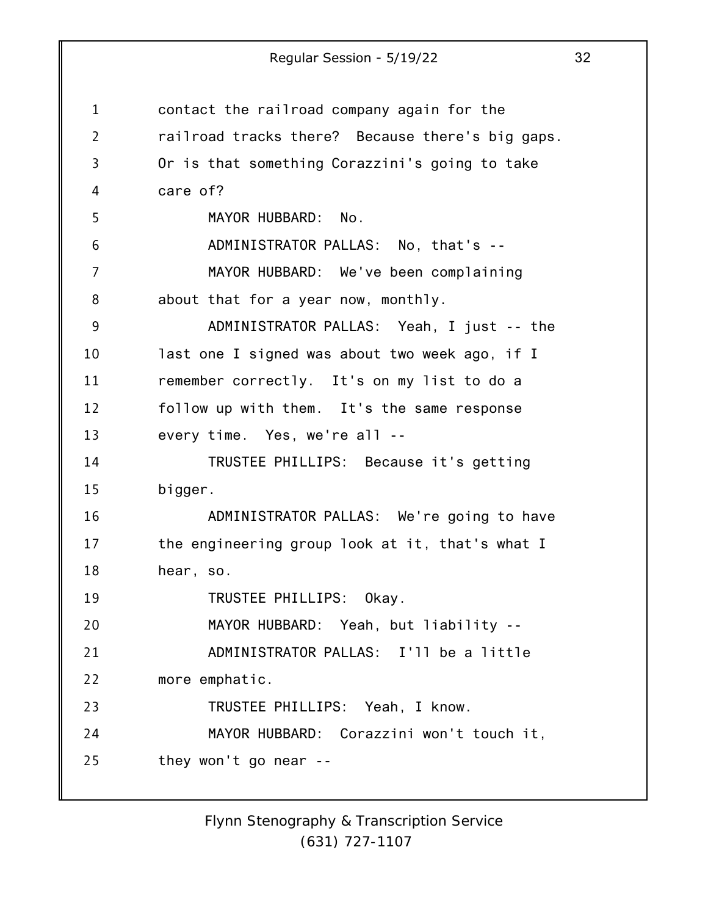contact the railroad company again for the railroad tracks there? Because there's big gaps. Or is that something Corazzini's going to take care of?

MAYOR HUBBARD: No.

ADMINISTRATOR PALLAS: No, that's --

MAYOR HUBBARD: We've been complaining about that for a year now, monthly.

ADMINISTRATOR PALLAS: Yeah, I just -- the last one I signed was about two week ago, if I remember correctly. It's on my list to do a follow up with them. It's the same response every time. Yes, we're all --

TRUSTEE PHILLIPS: Because it's getting bigger.

ADMINISTRATOR PALLAS: We're going to have the engineering group look at it, that's what I hear, so.

TRUSTEE PHILLIPS: Okay.

MAYOR HUBBARD: Yeah, but liability --

ADMINISTRATOR PALLAS: I'll be a little more emphatic.

TRUSTEE PHILLIPS: Yeah, I know.

MAYOR HUBBARD: Corazzini won't touch it, they won't go near --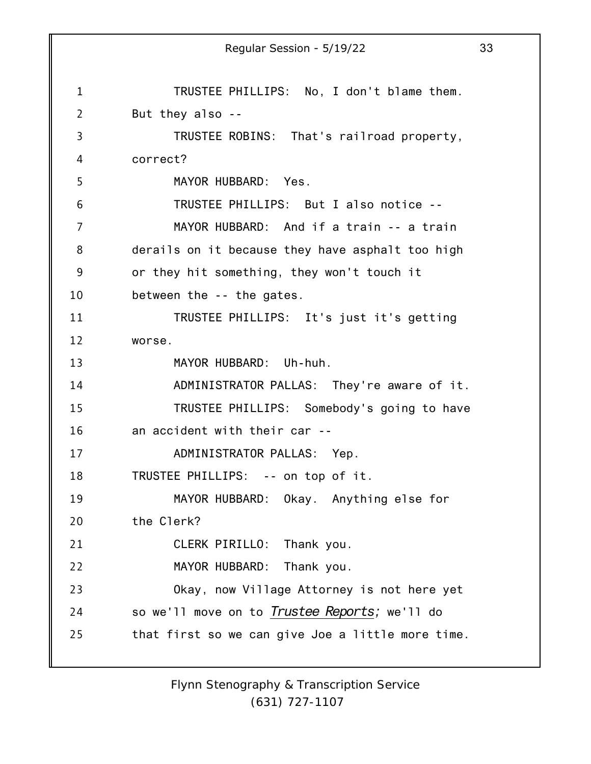TRUSTEE PHILLIPS: No, I don't blame them. But they also --

TRUSTEE ROBINS: That's railroad property, correct?

MAYOR HUBBARD: Yes.

TRUSTEE PHILLIPS: But I also notice --

MAYOR HUBBARD: And if a train -- a train derails on it because they have asphalt too high or they hit something, they won't touch it between the -- the gates.

TRUSTEE PHILLIPS: It's just it's getting worse.

MAYOR HUBBARD: Uh-huh.

ADMINISTRATOR PALLAS: They're aware of it.

TRUSTEE PHILLIPS: Somebody's going to have an accident with their car --

ADMINISTRATOR PALLAS: Yep.

TRUSTEE PHILLIPS: -- on top of it.

MAYOR HUBBARD: Okay. Anything else for the Clerk?

CLERK PIRILLO: Thank you.

MAYOR HUBBARD: Thank you.

Okay, now Village Attorney is not here yet so we'll move on to ***Trustee Reports;*** we'll do that first so we can give Joe a little more time.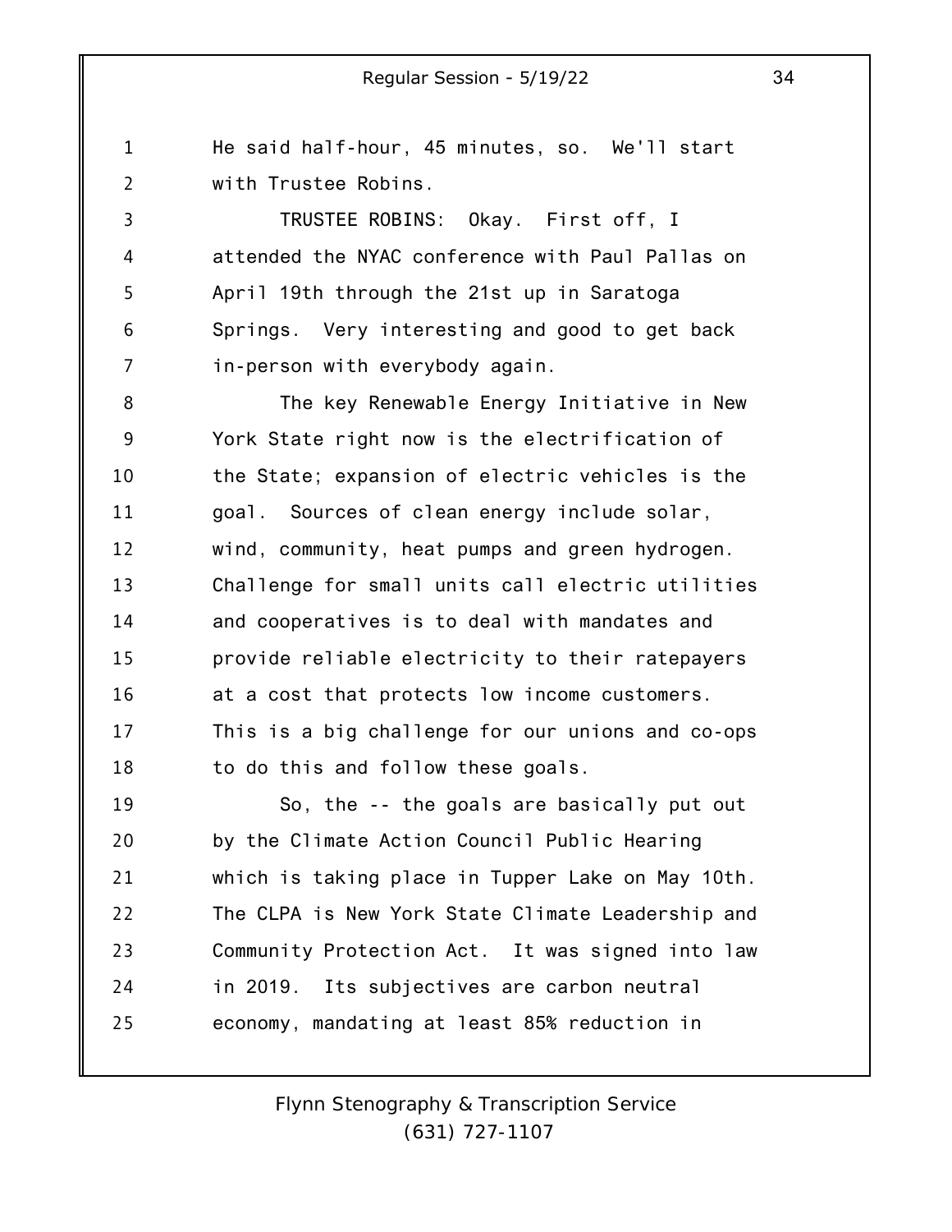He said half-hour, 45 minutes, so. We'll start with Trustee Robins.

TRUSTEE ROBINS: Okay. First off, I attended the NYAC conference with Paul Pallas on April 19th through the 21st up in Saratoga Springs. Very interesting and good to get back in-person with everybody again.

The key Renewable Energy Initiative in New York State right now is the electrification of the State; expansion of electric vehicles is the goal. Sources of clean energy include solar, wind, community, heat pumps and green hydrogen. Challenge for small units call electric utilities and cooperatives is to deal with mandates and provide reliable electricity to their ratepayers at a cost that protects low income customers. This is a big challenge for our unions and co-ops to do this and follow these goals.

So, the -- the goals are basically put out by the Climate Action Council Public Hearing which is taking place in Tupper Lake on May 10th. The CLPA is New York State Climate Leadership and Community Protection Act. It was signed into law in 2019. Its subjectives are carbon neutral economy, mandating at least 85% reduction in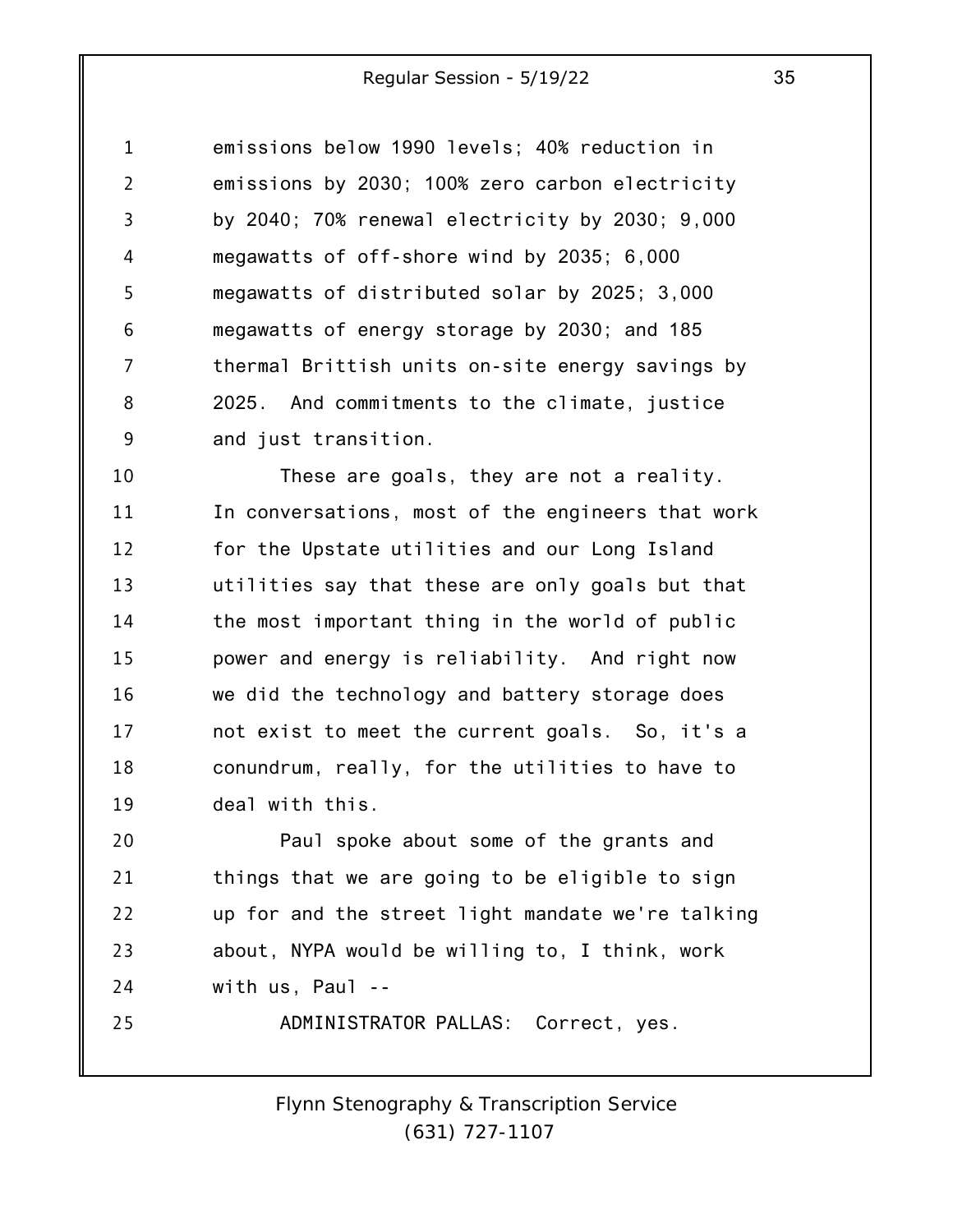emissions below 1990 levels; 40% reduction in emissions by 2030; 100% zero carbon electricity by 2040; 70% renewal electricity by 2030; 9,000 megawatts of off-shore wind by 2035; 6,000 megawatts of distributed solar by 2025; 3,000 megawatts of energy storage by 2030; and 185 thermal Brittish units on-site energy savings by 2025. And commitments to the climate, justice and just transition.

These are goals, they are not a reality. In conversations, most of the engineers that work for the Upstate utilities and our Long Island utilities say that these are only goals but that the most important thing in the world of public power and energy is reliability. And right now we did the technology and battery storage does not exist to meet the current goals. So, it's a conundrum, really, for the utilities to have to deal with this.

Paul spoke about some of the grants and things that we are going to be eligible to sign up for and the street light mandate we're talking about, NYPA would be willing to, I think, work with us, Paul --

ADMINISTRATOR PALLAS: Correct, yes.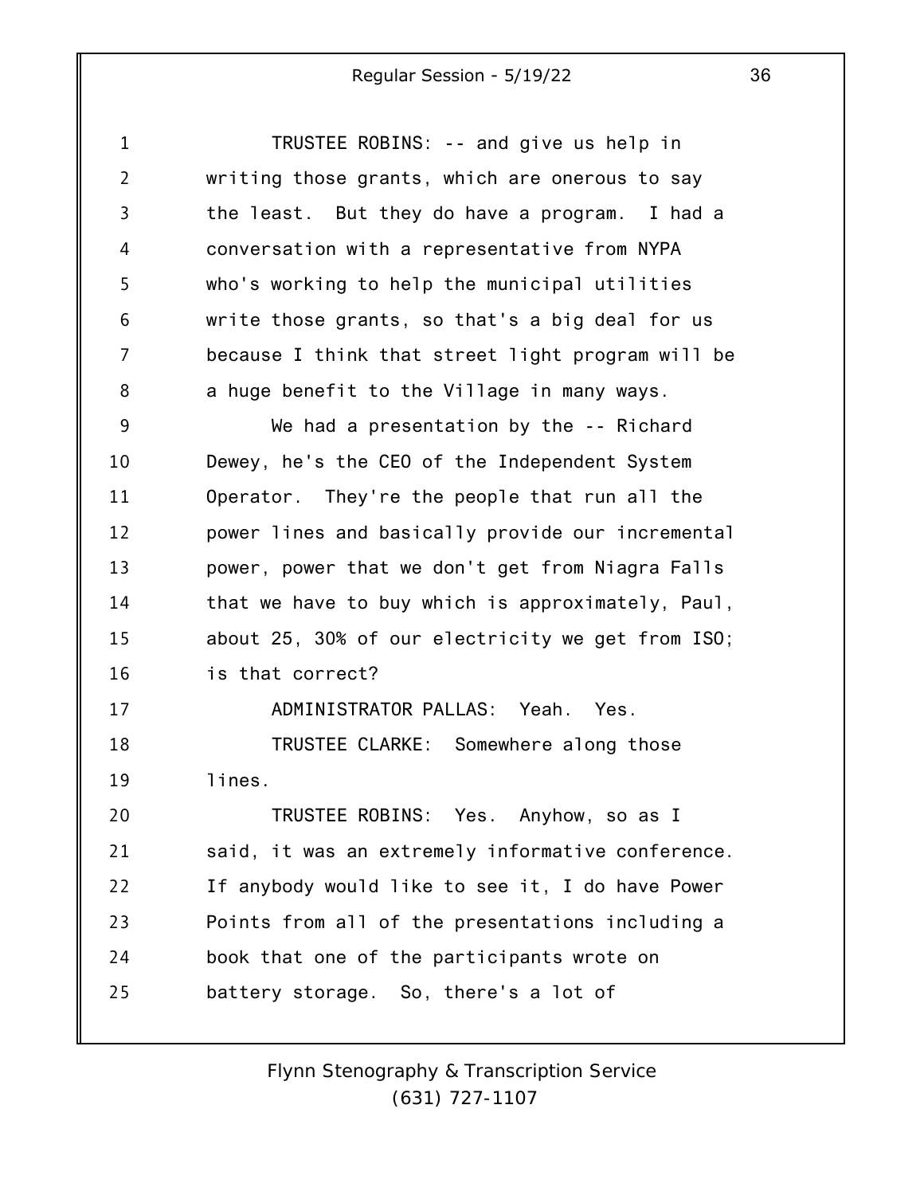TRUSTEE ROBINS: -- and give us help in writing those grants, which are onerous to say the least. But they do have a program. I had a conversation with a representative from NYPA who's working to help the municipal utilities write those grants, so that's a big deal for us because I think that street light program will be a huge benefit to the Village in many ways.

We had a presentation by the -- Richard Dewey, he's the CEO of the Independent System Operator. They're the people that run all the power lines and basically provide our incremental power, power that we don't get from Niagra Falls that we have to buy which is approximately, Paul, about 25, 30% of our electricity we get from ISO; is that correct?

ADMINISTRATOR PALLAS: Yeah. Yes.

TRUSTEE CLARKE: Somewhere along those lines.

TRUSTEE ROBINS: Yes. Anyhow, so as I said, it was an extremely informative conference. If anybody would like to see it, I do have Power Points from all of the presentations including a book that one of the participants wrote on battery storage. So, there's a lot of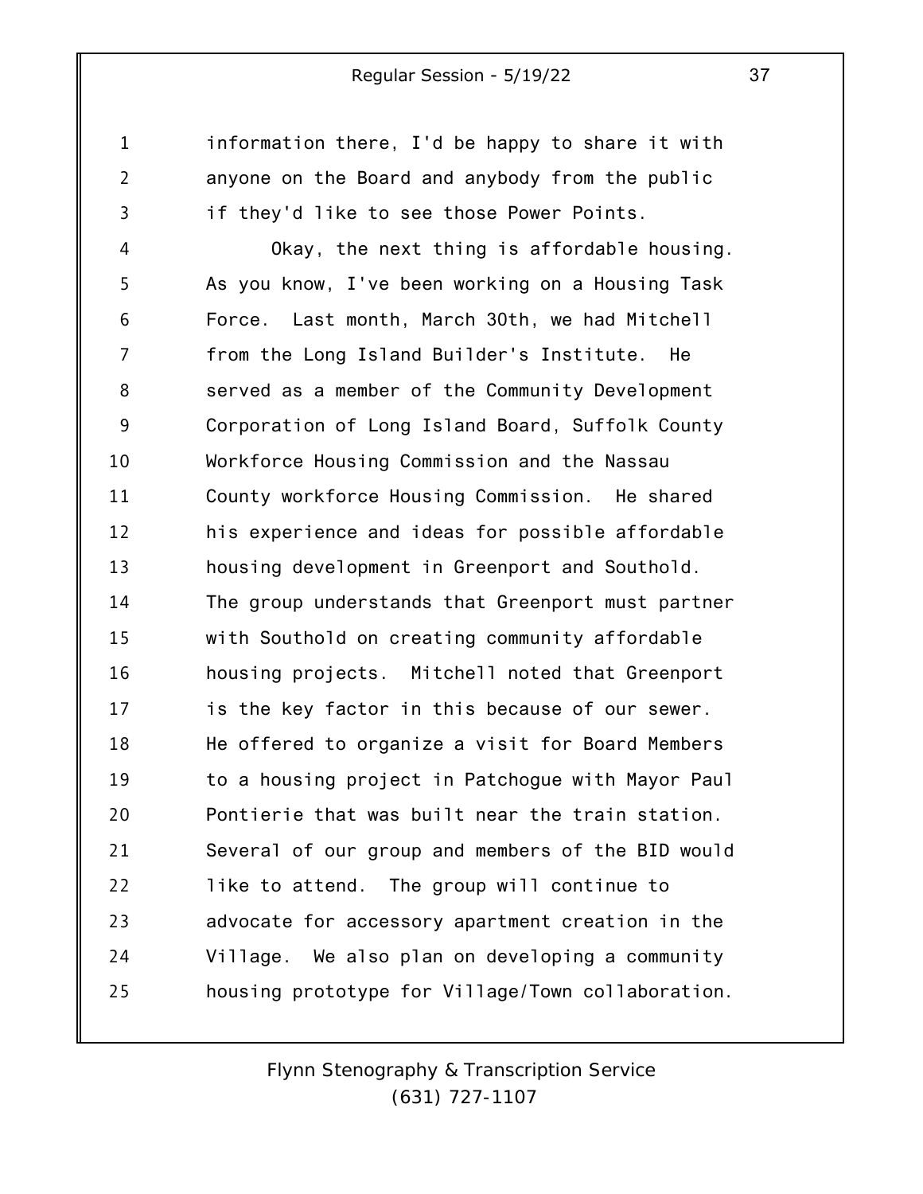information there, I'd be happy to share it with anyone on the Board and anybody from the public if they'd like to see those Power Points.

Okay, the next thing is affordable housing. As you know, I've been working on a Housing Task Force. Last month, March 30th, we had Mitchell from the Long Island Builder's Institute. He served as a member of the Community Development Corporation of Long Island Board, Suffolk County Workforce Housing Commission and the Nassau County workforce Housing Commission. He shared his experience and ideas for possible affordable housing development in Greenport and Southold. The group understands that Greenport must partner with Southold on creating community affordable housing projects. Mitchell noted that Greenport is the key factor in this because of our sewer. He offered to organize a visit for Board Members to a housing project in Patchogue with Mayor Paul Pontierie that was built near the train station. Several of our group and members of the BID would like to attend. The group will continue to advocate for accessory apartment creation in the Village. We also plan on developing a community housing prototype for Village/Town collaboration.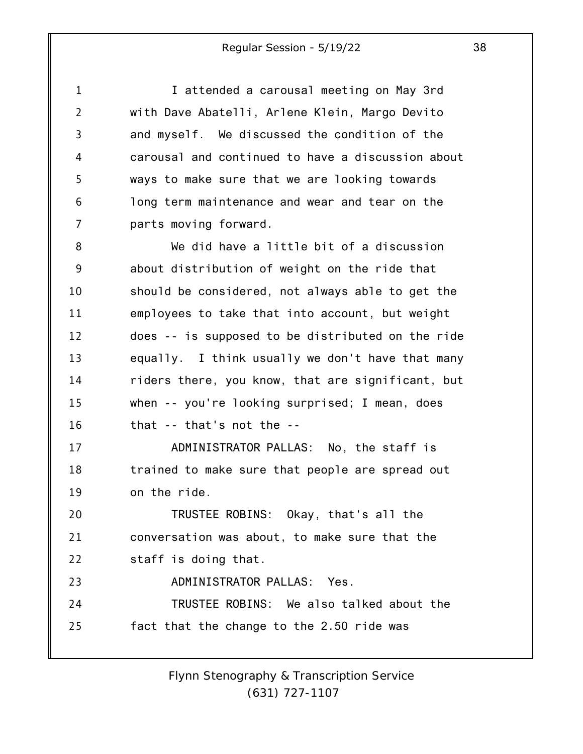I attended a carousal meeting on May 3rd with Dave Abatelli, Arlene Klein, Margo Devito and myself. We discussed the condition of the carousal and continued to have a discussion about ways to make sure that we are looking towards long term maintenance and wear and tear on the parts moving forward.

We did have a little bit of a discussion about distribution of weight on the ride that should be considered, not always able to get the employees to take that into account, but weight does -- is supposed to be distributed on the ride equally. I think usually we don't have that many riders there, you know, that are significant, but when -- you're looking surprised; I mean, does that -- that's not the --

ADMINISTRATOR PALLAS: No, the staff is trained to make sure that people are spread out on the ride.

TRUSTEE ROBINS: Okay, that's all the conversation was about, to make sure that the staff is doing that.

ADMINISTRATOR PALLAS: Yes.

TRUSTEE ROBINS: We also talked about the fact that the change to the 2.50 ride was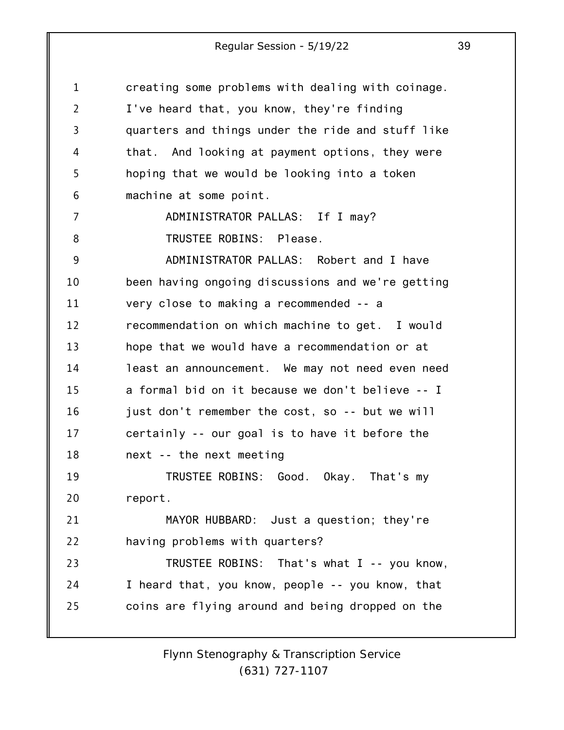creating some problems with dealing with coinage. I've heard that, you know, they're finding quarters and things under the ride and stuff like that. And looking at payment options, they were hoping that we would be looking into a token machine at some point.

ADMINISTRATOR PALLAS: If I may?

TRUSTEE ROBINS: Please.

ADMINISTRATOR PALLAS: Robert and I have been having ongoing discussions and we're getting very close to making a recommended -- a recommendation on which machine to get. I would hope that we would have a recommendation or at least an announcement. We may not need even need a formal bid on it because we don't believe -- I just don't remember the cost, so -- but we will certainly -- our goal is to have it before the next -- the next meeting

TRUSTEE ROBINS: Good. Okay. That's my report.

MAYOR HUBBARD: Just a question; they're having problems with quarters?

TRUSTEE ROBINS: That's what I -- you know, I heard that, you know, people -- you know, that coins are flying around and being dropped on the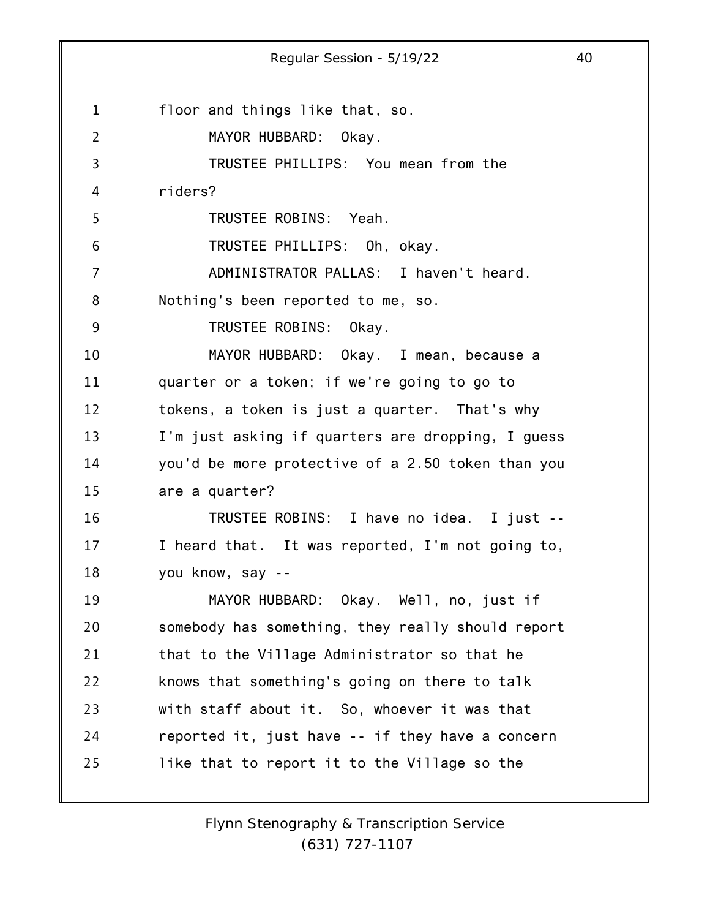floor and things like that, so.

MAYOR HUBBARD: Okay.

TRUSTEE PHILLIPS: You mean from the riders?

TRUSTEE ROBINS: Yeah.

TRUSTEE PHILLIPS: Oh, okay.

ADMINISTRATOR PALLAS: I haven't heard. Nothing's been reported to me, so.

TRUSTEE ROBINS: Okay.

MAYOR HUBBARD: Okay. I mean, because a quarter or a token; if we're going to go to tokens, a token is just a quarter. That's why I'm just asking if quarters are dropping, I guess you'd be more protective of a 2.50 token than you are a quarter?

TRUSTEE ROBINS: I have no idea. I just -- I heard that. It was reported, I'm not going to, you know, say --

MAYOR HUBBARD: Okay. Well, no, just if somebody has something, they really should report that to the Village Administrator so that he knows that something's going on there to talk with staff about it. So, whoever it was that reported it, just have -- if they have a concern like that to report it to the Village so the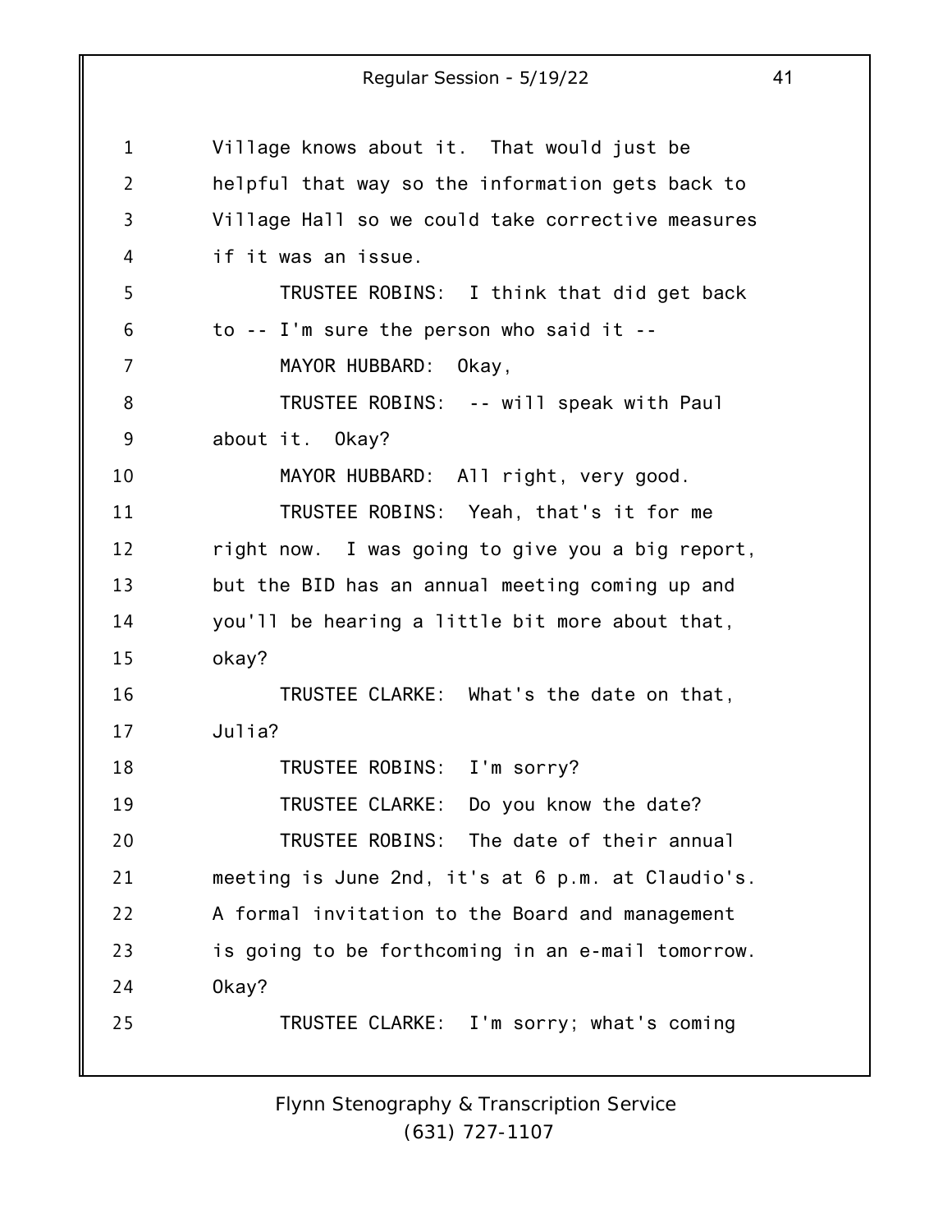Village knows about it. That would just be helpful that way so the information gets back to Village Hall so we could take corrective measures if it was an issue.

TRUSTEE ROBINS: I think that did get back to -- I'm sure the person who said it --

MAYOR HUBBARD: Okay,

TRUSTEE ROBINS: -- will speak with Paul about it. Okay?

MAYOR HUBBARD: All right, very good.

TRUSTEE ROBINS: Yeah, that's it for me right now. I was going to give you a big report, but the BID has an annual meeting coming up and you'll be hearing a little bit more about that, okay?

TRUSTEE CLARKE: What's the date on that, Julia?

TRUSTEE ROBINS: I'm sorry?

TRUSTEE CLARKE: Do you know the date?

TRUSTEE ROBINS: The date of their annual meeting is June 2nd, it's at 6 p.m. at Claudio's. A formal invitation to the Board and management is going to be forthcoming in an e-mail tomorrow. Okay?

TRUSTEE CLARKE: I'm sorry; what's coming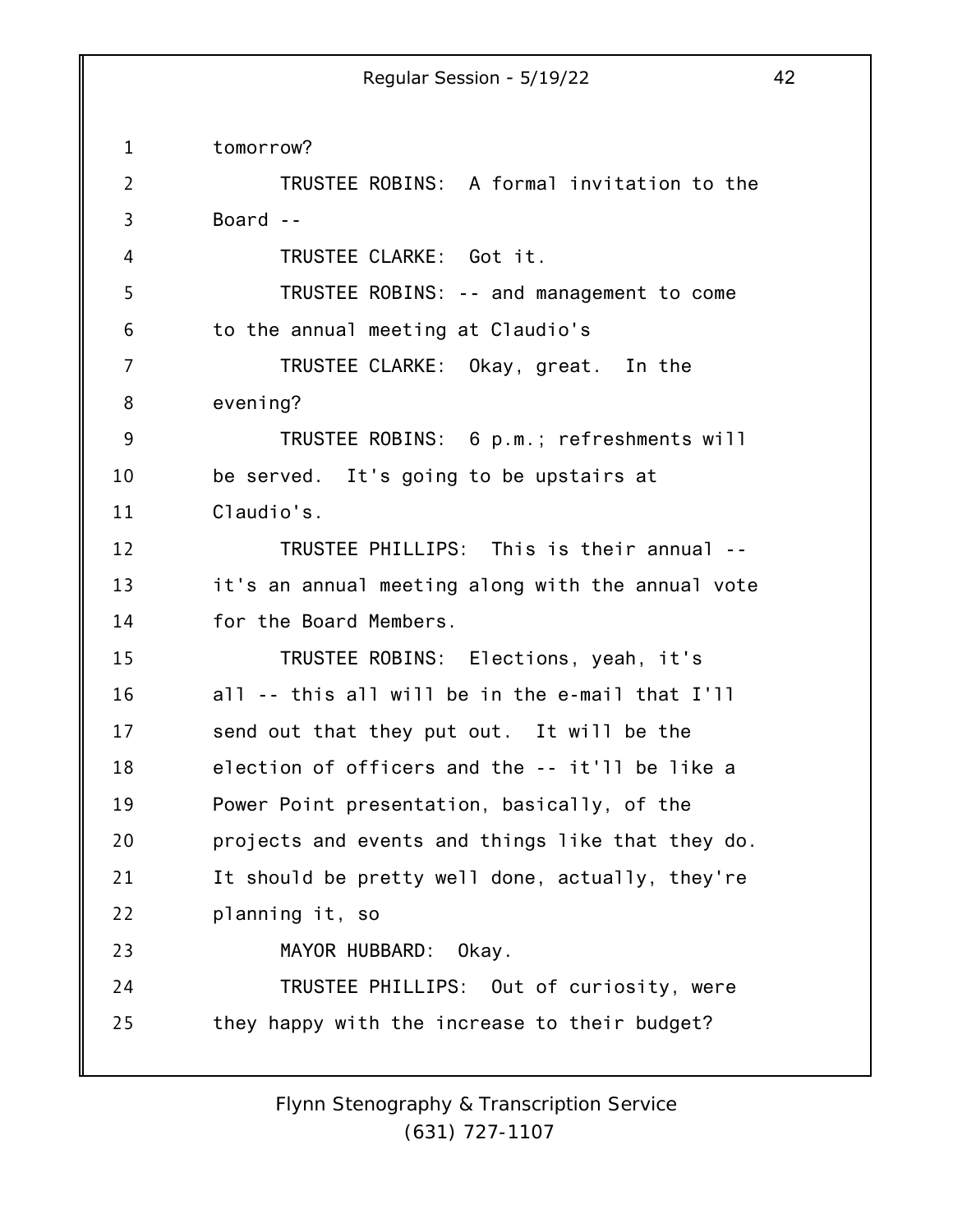tomorrow?

TRUSTEE ROBINS: A formal invitation to the Board --

TRUSTEE CLARKE: Got it.

TRUSTEE ROBINS: -- and management to come to the annual meeting at Claudio's

TRUSTEE CLARKE: Okay, great. In the evening?

TRUSTEE ROBINS: 6 p.m.; refreshments will be served. It's going to be upstairs at Claudio's.

TRUSTEE PHILLIPS: This is their annual -- it's an annual meeting along with the annual vote for the Board Members.

TRUSTEE ROBINS: Elections, yeah, it's all -- this all will be in the e-mail that I'll send out that they put out. It will be the election of officers and the -- it'll be like a Power Point presentation, basically, of the projects and events and things like that they do. It should be pretty well done, actually, they're planning it, so

MAYOR HUBBARD: Okay.

TRUSTEE PHILLIPS: Out of curiosity, were they happy with the increase to their budget?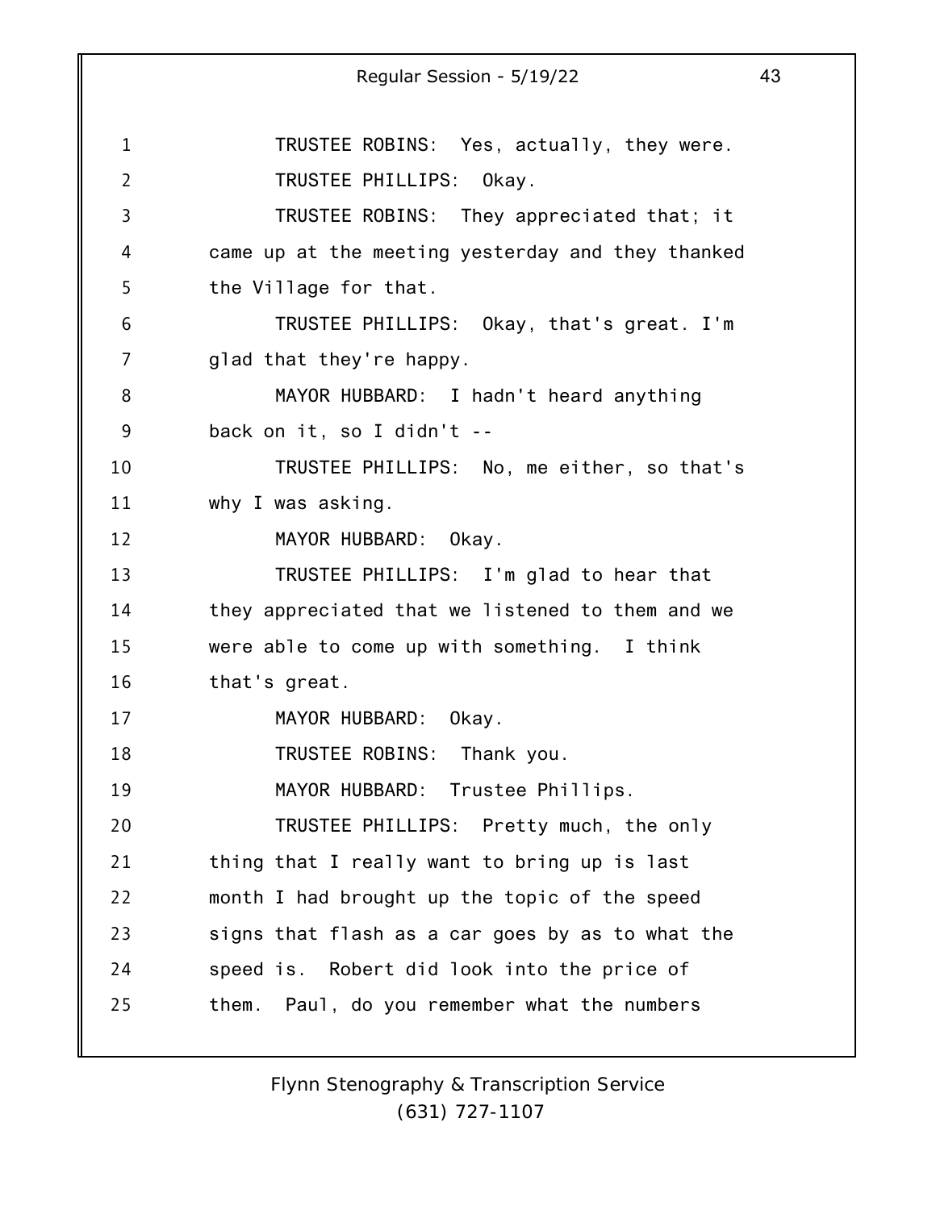TRUSTEE ROBINS: Yes, actually, they were.

TRUSTEE PHILLIPS: Okay.

TRUSTEE ROBINS: They appreciated that; it came up at the meeting yesterday and they thanked the Village for that.

TRUSTEE PHILLIPS: Okay, that's great. I'm glad that they're happy.

MAYOR HUBBARD: I hadn't heard anything back on it, so I didn't --

TRUSTEE PHILLIPS: No, me either, so that's why I was asking.

MAYOR HUBBARD: Okay.

TRUSTEE PHILLIPS: I'm glad to hear that they appreciated that we listened to them and we were able to come up with something. I think that's great.

MAYOR HUBBARD: Okay.

TRUSTEE ROBINS: Thank you.

MAYOR HUBBARD: Trustee Phillips.

TRUSTEE PHILLIPS: Pretty much, the only thing that I really want to bring up is last month I had brought up the topic of the speed signs that flash as a car goes by as to what the speed is. Robert did look into the price of them. Paul, do you remember what the numbers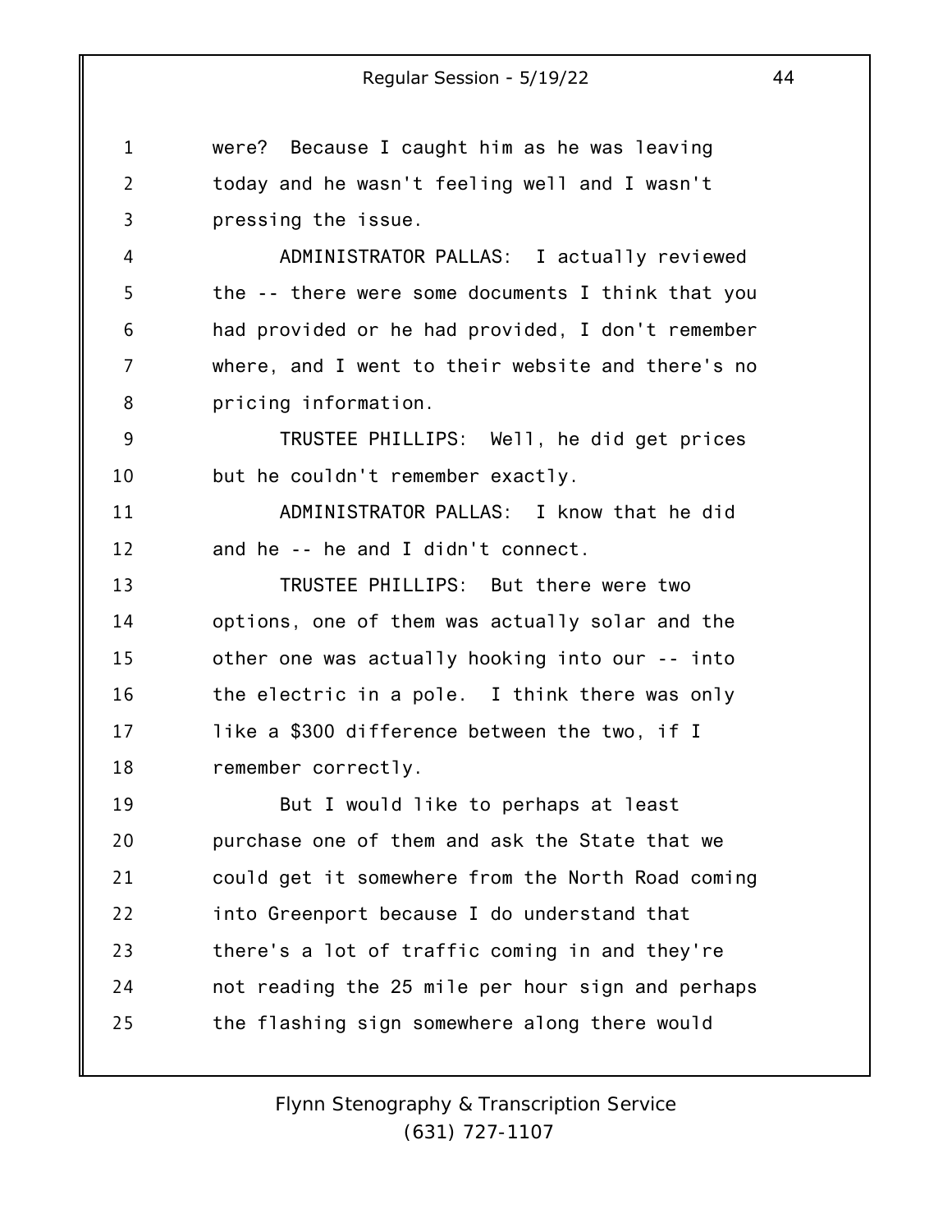were? Because I caught him as he was leaving today and he wasn't feeling well and I wasn't pressing the issue.

ADMINISTRATOR PALLAS: I actually reviewed the -- there were some documents I think that you had provided or he had provided, I don't remember where, and I went to their website and there's no pricing information.

TRUSTEE PHILLIPS: Well, he did get prices but he couldn't remember exactly.

ADMINISTRATOR PALLAS: I know that he did and he -- he and I didn't connect.

TRUSTEE PHILLIPS: But there were two options, one of them was actually solar and the other one was actually hooking into our -- into the electric in a pole. I think there was only like a $300 difference between the two, if I remember correctly.

But I would like to perhaps at least purchase one of them and ask the State that we could get it somewhere from the North Road coming into Greenport because I do understand that there's a lot of traffic coming in and they're not reading the 25 mile per hour sign and perhaps the flashing sign somewhere along there would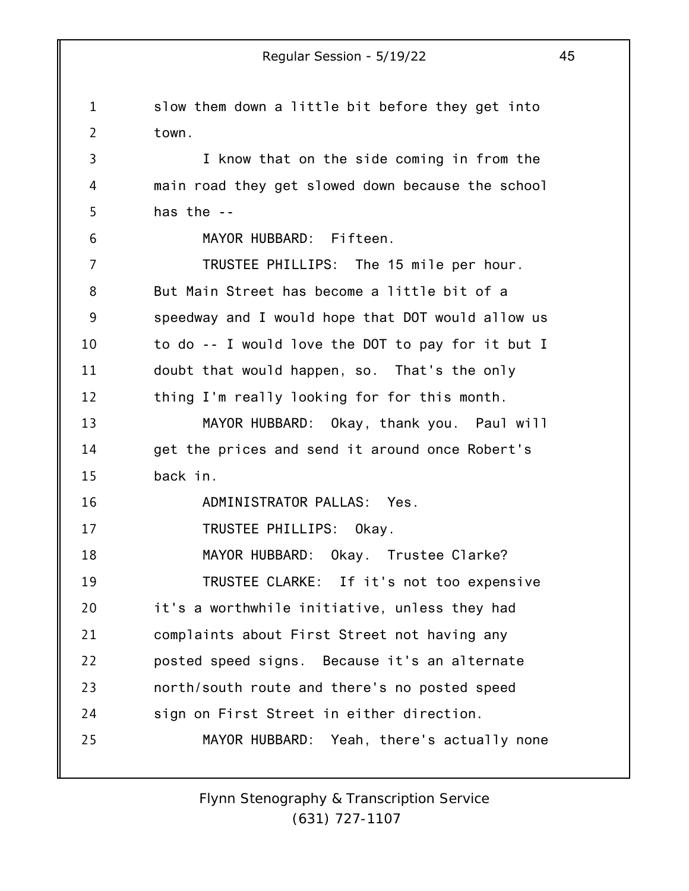slow them down a little bit before they get into town.

I know that on the side coming in from the main road they get slowed down because the school has the --

MAYOR HUBBARD: Fifteen.

TRUSTEE PHILLIPS: The 15 mile per hour. But Main Street has become a little bit of a speedway and I would hope that DOT would allow us to do -- I would love the DOT to pay for it but I doubt that would happen, so. That's the only thing I'm really looking for for this month.

MAYOR HUBBARD: Okay, thank you. Paul will get the prices and send it around once Robert's back in.

ADMINISTRATOR PALLAS: Yes.

TRUSTEE PHILLIPS: Okay.

MAYOR HUBBARD: Okay. Trustee Clarke?

TRUSTEE CLARKE: If it's not too expensive it's a worthwhile initiative, unless they had complaints about First Street not having any posted speed signs. Because it's an alternate north/south route and there's no posted speed sign on First Street in either direction.

MAYOR HUBBARD: Yeah, there's actually none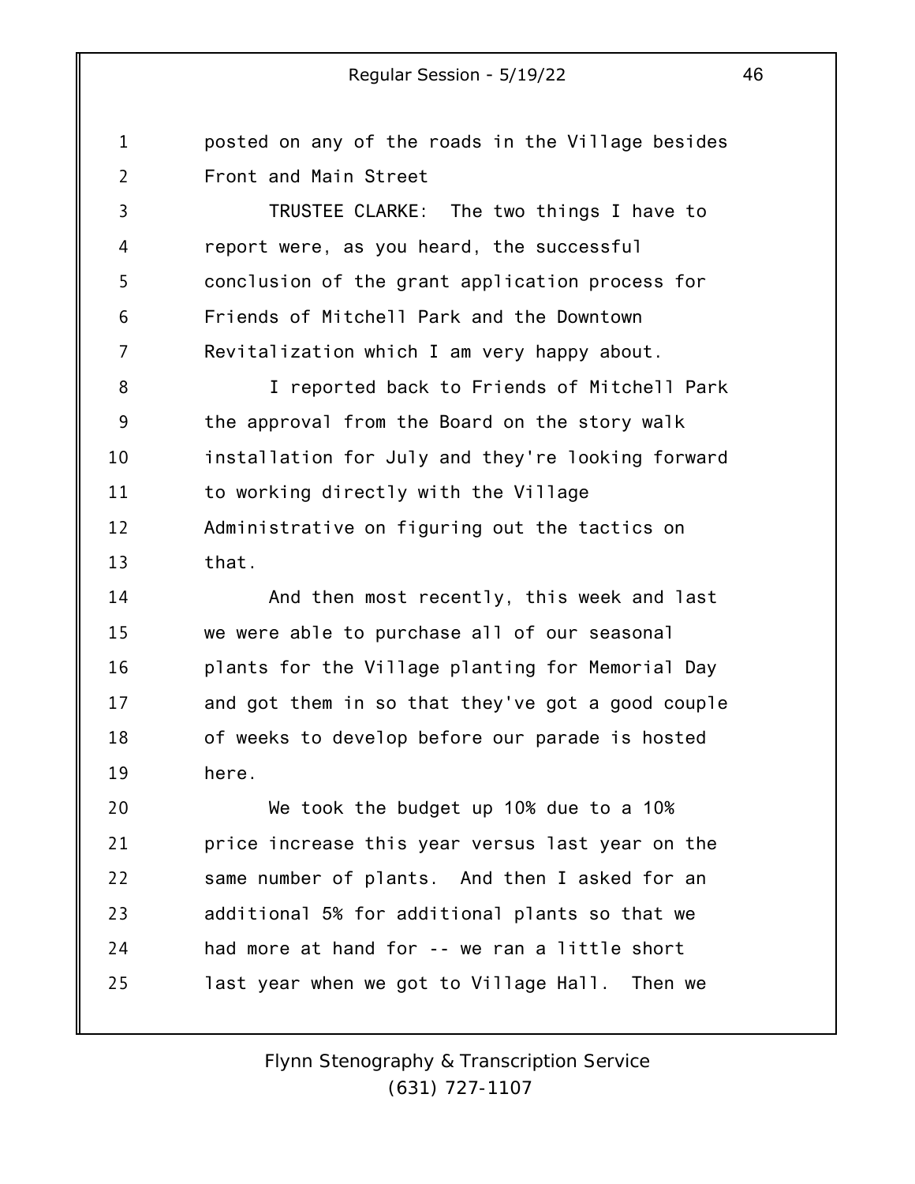posted on any of the roads in the Village besides Front and Main Street

TRUSTEE CLARKE: The two things I have to report were, as you heard, the successful conclusion of the grant application process for Friends of Mitchell Park and the Downtown Revitalization which I am very happy about.

I reported back to Friends of Mitchell Park the approval from the Board on the story walk installation for July and they're looking forward to working directly with the Village Administrative on figuring out the tactics on that.

And then most recently, this week and last we were able to purchase all of our seasonal plants for the Village planting for Memorial Day and got them in so that they've got a good couple of weeks to develop before our parade is hosted here.

We took the budget up 10% due to a 10% price increase this year versus last year on the same number of plants. And then I asked for an additional 5% for additional plants so that we had more at hand for -- we ran a little short last year when we got to Village Hall. Then we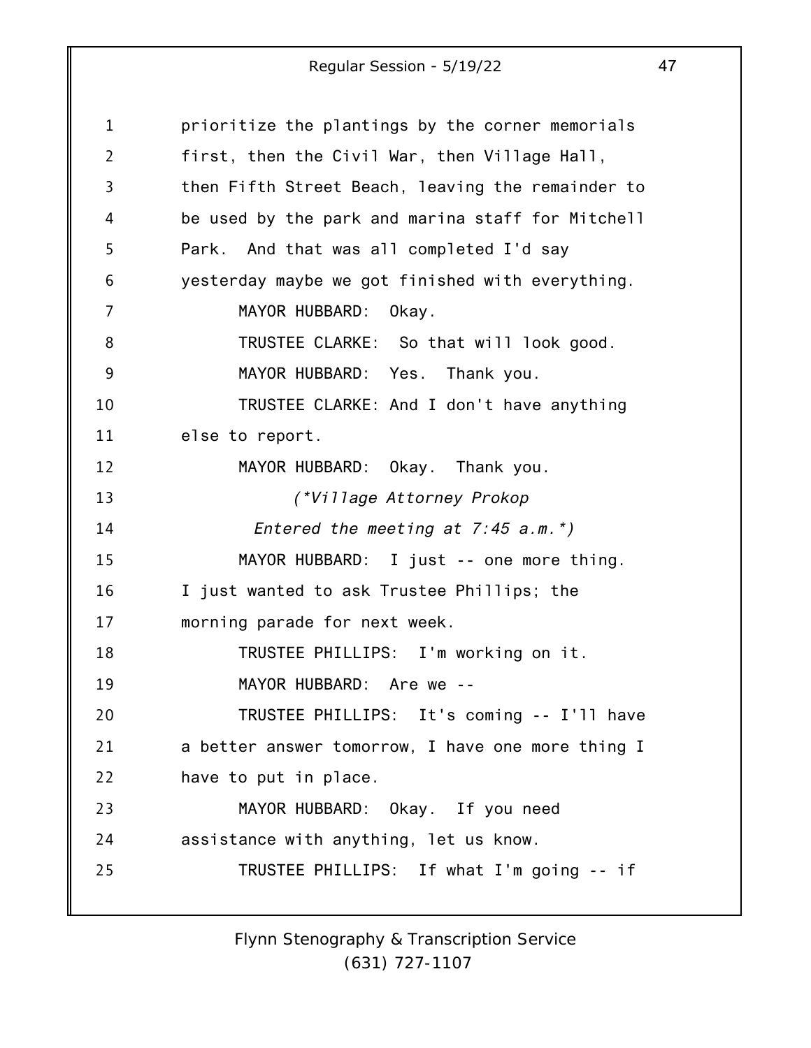prioritize the plantings by the corner memorials first, then the Civil War, then Village Hall, then Fifth Street Beach, leaving the remainder to be used by the park and marina staff for Mitchell Park. And that was all completed I'd say yesterday maybe we got finished with everything.

MAYOR HUBBARD: Okay.

TRUSTEE CLARKE: So that will look good.

MAYOR HUBBARD: Yes. Thank you.

TRUSTEE CLARKE: And I don't have anything else to report.

MAYOR HUBBARD: Okay. Thank you.

*(*Village Attorney Prokop Entered the meeting at 7:45 a.m.*)*

MAYOR HUBBARD: I just -- one more thing. I just wanted to ask Trustee Phillips; the morning parade for next week.

TRUSTEE PHILLIPS: I'm working on it.

MAYOR HUBBARD: Are we --

TRUSTEE PHILLIPS: It's coming -- I'll have a better answer tomorrow, I have one more thing I have to put in place.

MAYOR HUBBARD: Okay. If you need assistance with anything, let us know.

TRUSTEE PHILLIPS: If what I'm going -- if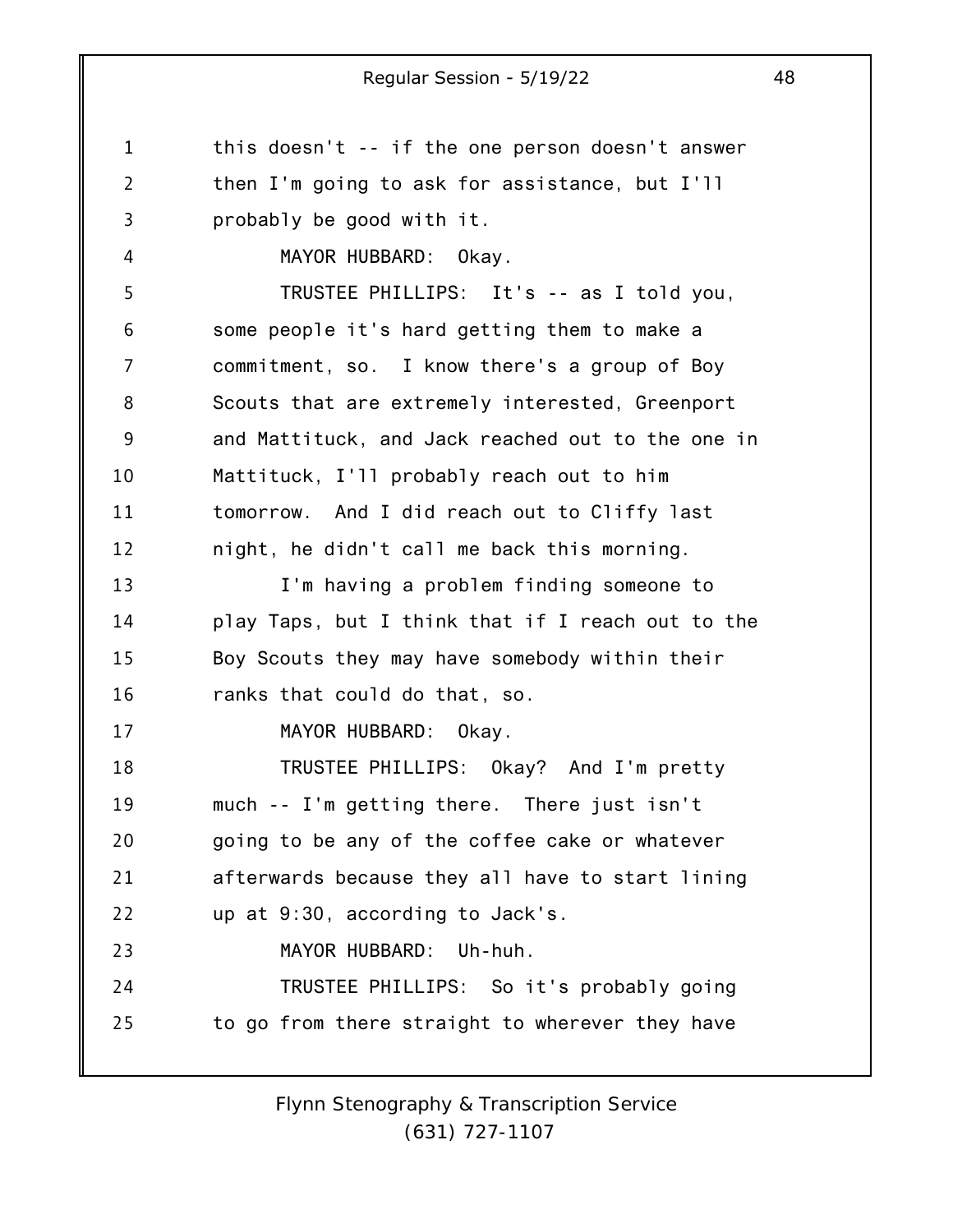this doesn't -- if the one person doesn't answer then I'm going to ask for assistance, but I'll probably be good with it.

MAYOR HUBBARD: Okay.

TRUSTEE PHILLIPS: It's -- as I told you, some people it's hard getting them to make a commitment, so. I know there's a group of Boy Scouts that are extremely interested, Greenport and Mattituck, and Jack reached out to the one in Mattituck, I'll probably reach out to him tomorrow. And I did reach out to Cliffy last night, he didn't call me back this morning.

I'm having a problem finding someone to play Taps, but I think that if I reach out to the Boy Scouts they may have somebody within their ranks that could do that, so.

MAYOR HUBBARD: Okay.

TRUSTEE PHILLIPS: Okay? And I'm pretty much -- I'm getting there. There just isn't going to be any of the coffee cake or whatever afterwards because they all have to start lining up at 9:30, according to Jack's.

MAYOR HUBBARD: Uh-huh.

TRUSTEE PHILLIPS: So it's probably going to go from there straight to wherever they have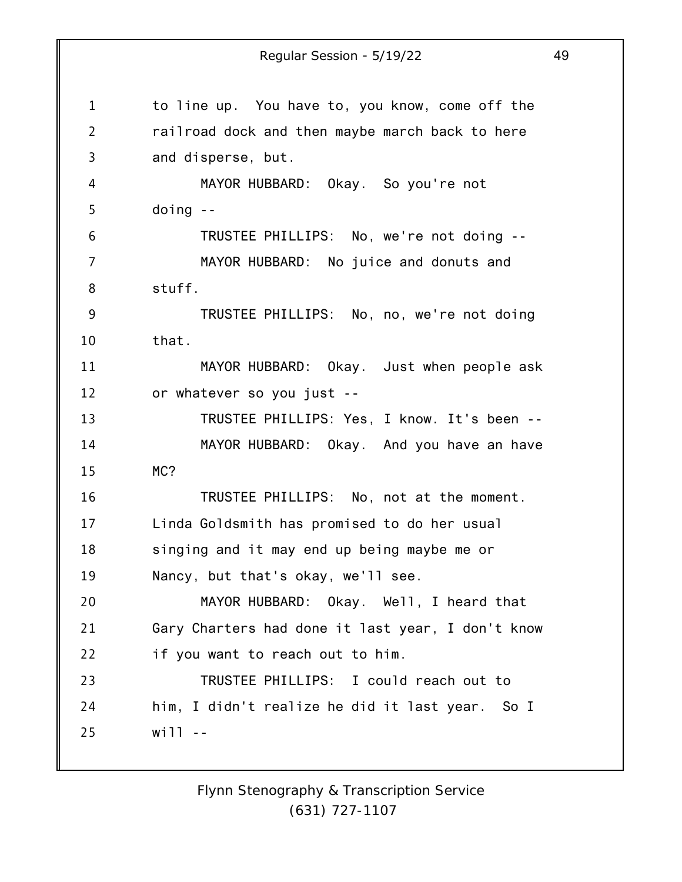to line up. You have to, you know, come off the railroad dock and then maybe march back to here and disperse, but.

MAYOR HUBBARD: Okay. So you're not doing --

TRUSTEE PHILLIPS: No, we're not doing --

MAYOR HUBBARD: No juice and donuts and stuff.

TRUSTEE PHILLIPS: No, no, we're not doing that.

MAYOR HUBBARD: Okay. Just when people ask or whatever so you just --

TRUSTEE PHILLIPS: Yes, I know. It's been --

MAYOR HUBBARD: Okay. And you have an have MC?

TRUSTEE PHILLIPS: No, not at the moment. Linda Goldsmith has promised to do her usual singing and it may end up being maybe me or Nancy, but that's okay, we'll see.

MAYOR HUBBARD: Okay. Well, I heard that Gary Charters had done it last year, I don't know if you want to reach out to him.

TRUSTEE PHILLIPS: I could reach out to him, I didn't realize he did it last year. So I will --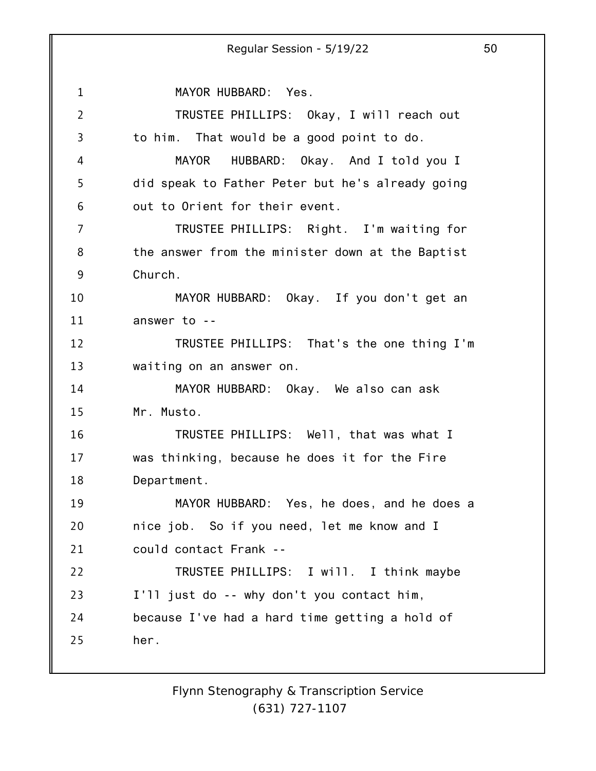MAYOR HUBBARD: Yes.

TRUSTEE PHILLIPS: Okay, I will reach out to him. That would be a good point to do.

MAYOR HUBBARD: Okay. And I told you I did speak to Father Peter but he's already going out to Orient for their event.

TRUSTEE PHILLIPS: Right. I'm waiting for the answer from the minister down at the Baptist Church.

MAYOR HUBBARD: Okay. If you don't get an answer to --

TRUSTEE PHILLIPS: That's the one thing I'm waiting on an answer on.

MAYOR HUBBARD: Okay. We also can ask Mr. Musto.

TRUSTEE PHILLIPS: Well, that was what I was thinking, because he does it for the Fire Department.

MAYOR HUBBARD: Yes, he does, and he does a nice job. So if you need, let me know and I could contact Frank --

TRUSTEE PHILLIPS: I will. I think maybe I'll just do -- why don't you contact him, because I've had a hard time getting a hold of her.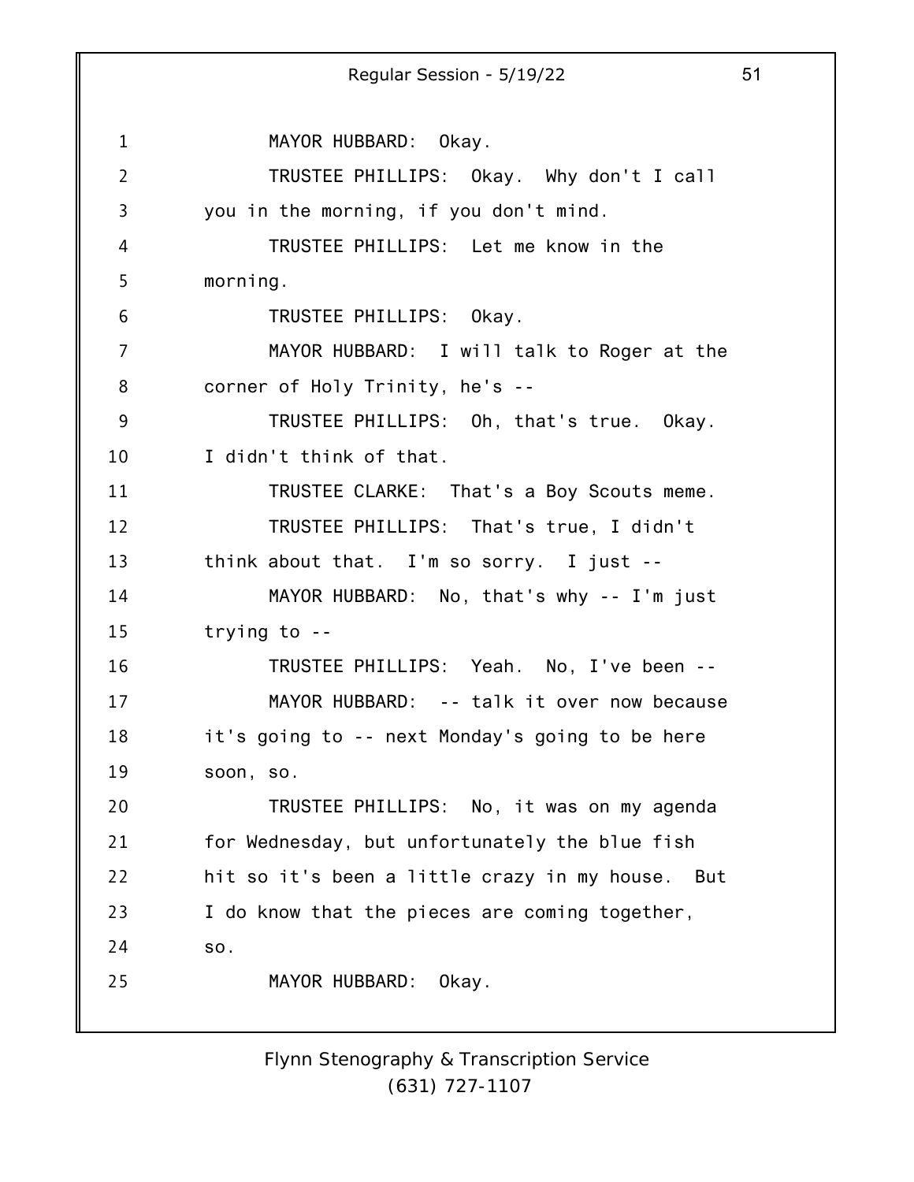MAYOR HUBBARD: Okay.

TRUSTEE PHILLIPS: Okay. Why don't I call you in the morning, if you don't mind.

TRUSTEE PHILLIPS: Let me know in the morning.

TRUSTEE PHILLIPS: Okay.

MAYOR HUBBARD: I will talk to Roger at the corner of Holy Trinity, he's --

TRUSTEE PHILLIPS: Oh, that's true. Okay. I didn't think of that.

TRUSTEE CLARKE: That's a Boy Scouts meme.

TRUSTEE PHILLIPS: That's true, I didn't think about that. I'm so sorry. I just --

MAYOR HUBBARD: No, that's why -- I'm just trying to --

TRUSTEE PHILLIPS: Yeah. No, I've been --

MAYOR HUBBARD: -- talk it over now because it's going to -- next Monday's going to be here soon, so.

TRUSTEE PHILLIPS: No, it was on my agenda for Wednesday, but unfortunately the blue fish hit so it's been a little crazy in my house. But I do know that the pieces are coming together, so.

MAYOR HUBBARD: Okay.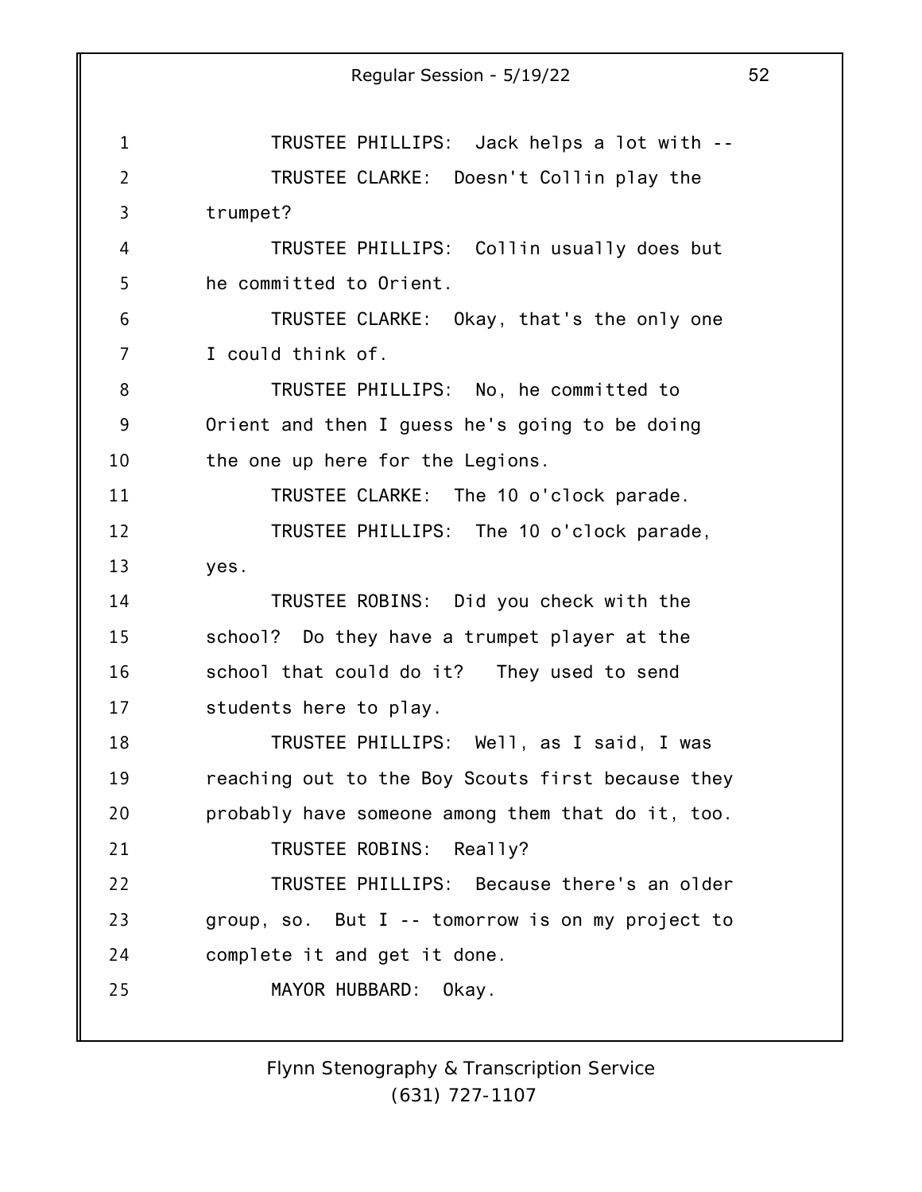TRUSTEE PHILLIPS: Jack helps a lot with --

TRUSTEE CLARKE: Doesn't Collin play the trumpet?

TRUSTEE PHILLIPS: Collin usually does but he committed to Orient.

TRUSTEE CLARKE: Okay, that's the only one I could think of.

TRUSTEE PHILLIPS: No, he committed to Orient and then I guess he's going to be doing the one up here for the Legions.

TRUSTEE CLARKE: The 10 o'clock parade.

TRUSTEE PHILLIPS: The 10 o'clock parade, yes.

TRUSTEE ROBINS: Did you check with the school? Do they have a trumpet player at the school that could do it? They used to send students here to play.

TRUSTEE PHILLIPS: Well, as I said, I was reaching out to the Boy Scouts first because they probably have someone among them that do it, too.

TRUSTEE ROBINS: Really?

TRUSTEE PHILLIPS: Because there's an older group, so. But I -- tomorrow is on my project to complete it and get it done.

MAYOR HUBBARD: Okay.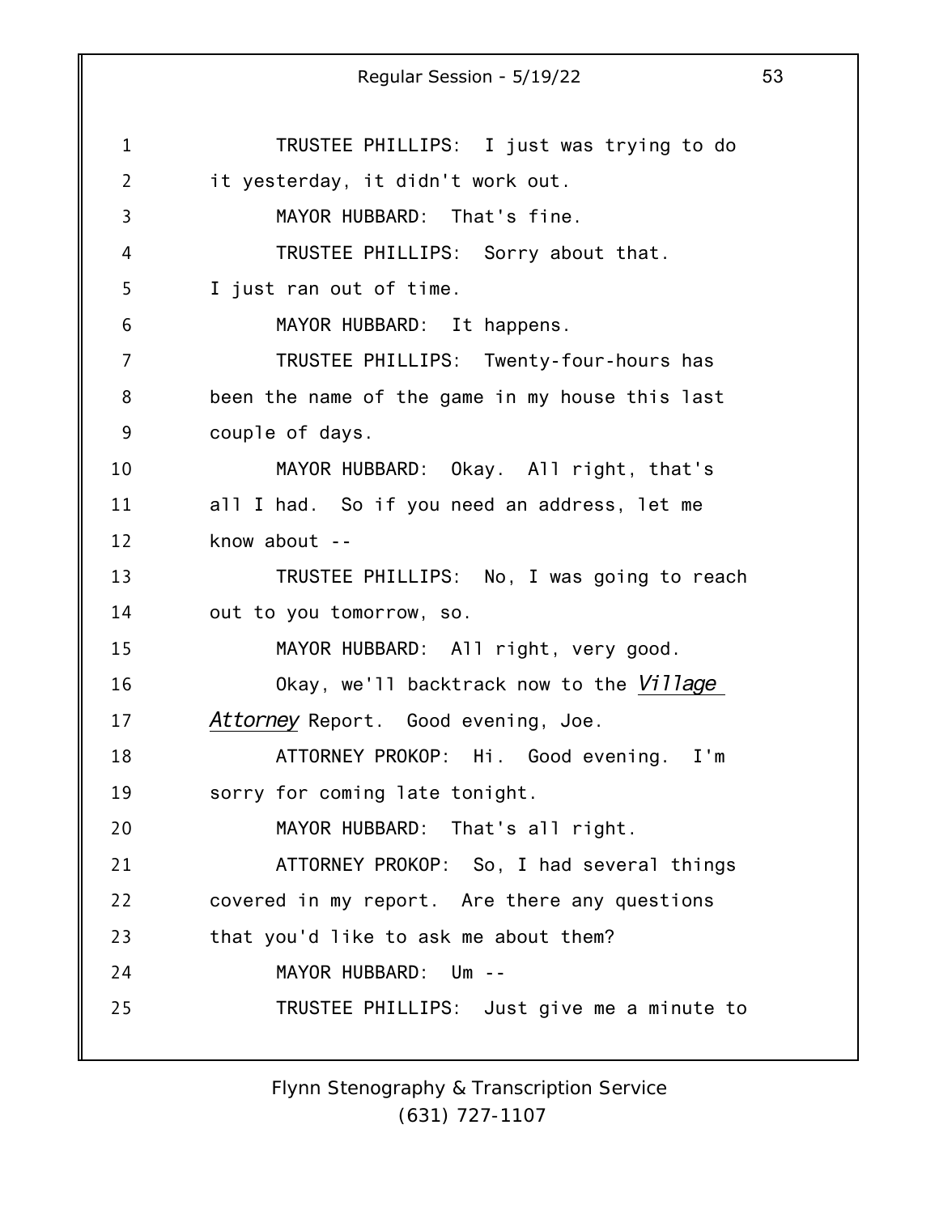TRUSTEE PHILLIPS: I just was trying to do it yesterday, it didn't work out.

MAYOR HUBBARD: That's fine.

TRUSTEE PHILLIPS: Sorry about that. I just ran out of time.

MAYOR HUBBARD: It happens.

TRUSTEE PHILLIPS: Twenty-four-hours has been the name of the game in my house this last couple of days.

MAYOR HUBBARD: Okay. All right, that's all I had. So if you need an address, let me know about --

TRUSTEE PHILLIPS: No, I was going to reach out to you tomorrow, so.

MAYOR HUBBARD: All right, very good.

Okay, we'll backtrack now to the *Village Attorney* Report. Good evening, Joe.

ATTORNEY PROKOP: Hi. Good evening. I'm sorry for coming late tonight.

MAYOR HUBBARD: That's all right.

ATTORNEY PROKOP: So, I had several things covered in my report. Are there any questions that you'd like to ask me about them?

MAYOR HUBBARD: Um --

TRUSTEE PHILLIPS: Just give me a minute to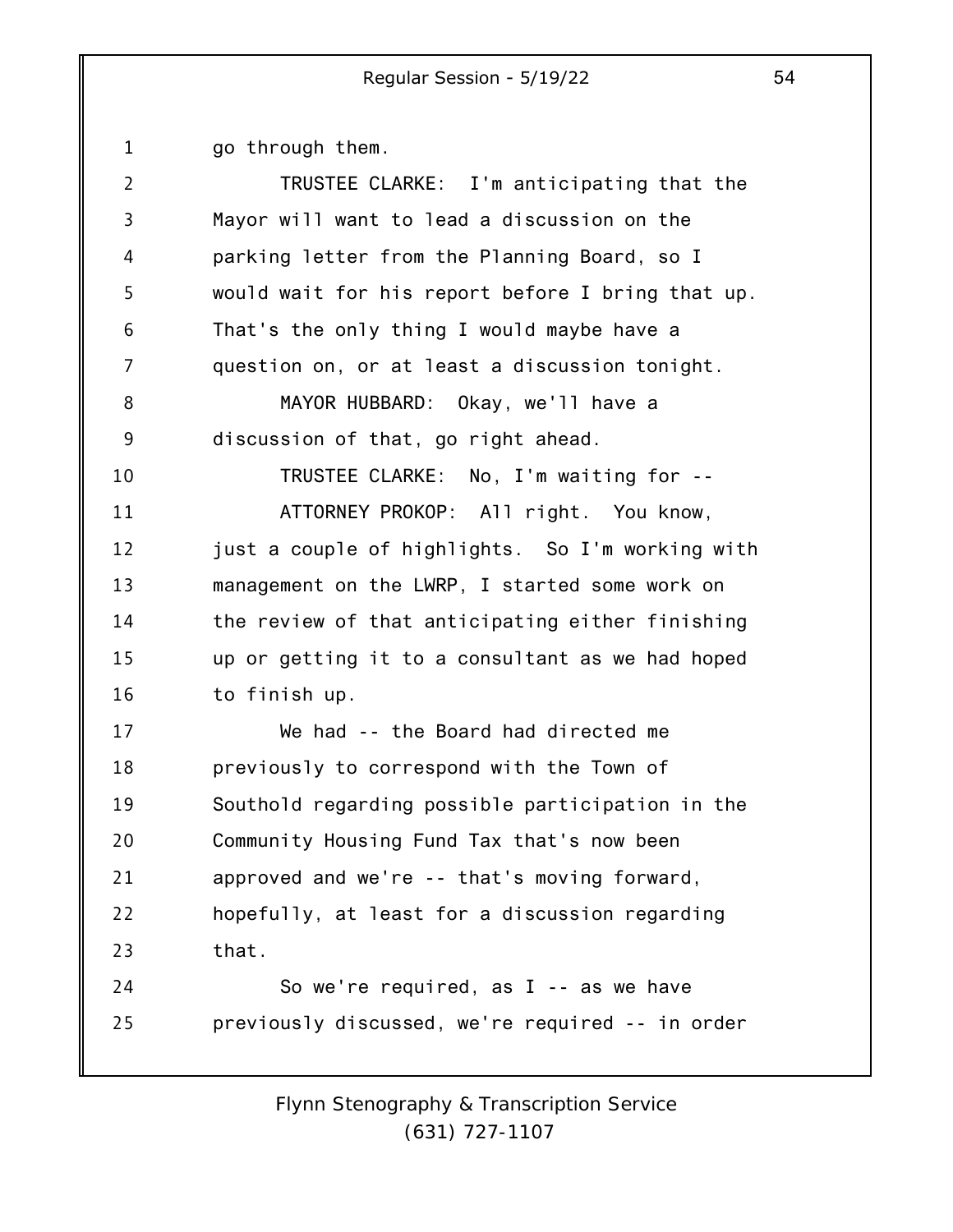go through them.

TRUSTEE CLARKE: I'm anticipating that the Mayor will want to lead a discussion on the parking letter from the Planning Board, so I would wait for his report before I bring that up. That's the only thing I would maybe have a question on, or at least a discussion tonight.

MAYOR HUBBARD: Okay, we'll have a discussion of that, go right ahead.

TRUSTEE CLARKE: No, I'm waiting for --

ATTORNEY PROKOP: All right. You know, just a couple of highlights. So I'm working with management on the LWRP, I started some work on the review of that anticipating either finishing up or getting it to a consultant as we had hoped to finish up.

We had -- the Board had directed me previously to correspond with the Town of Southold regarding possible participation in the Community Housing Fund Tax that's now been approved and we're -- that's moving forward, hopefully, at least for a discussion regarding that.

So we're required, as I -- as we have previously discussed, we're required -- in order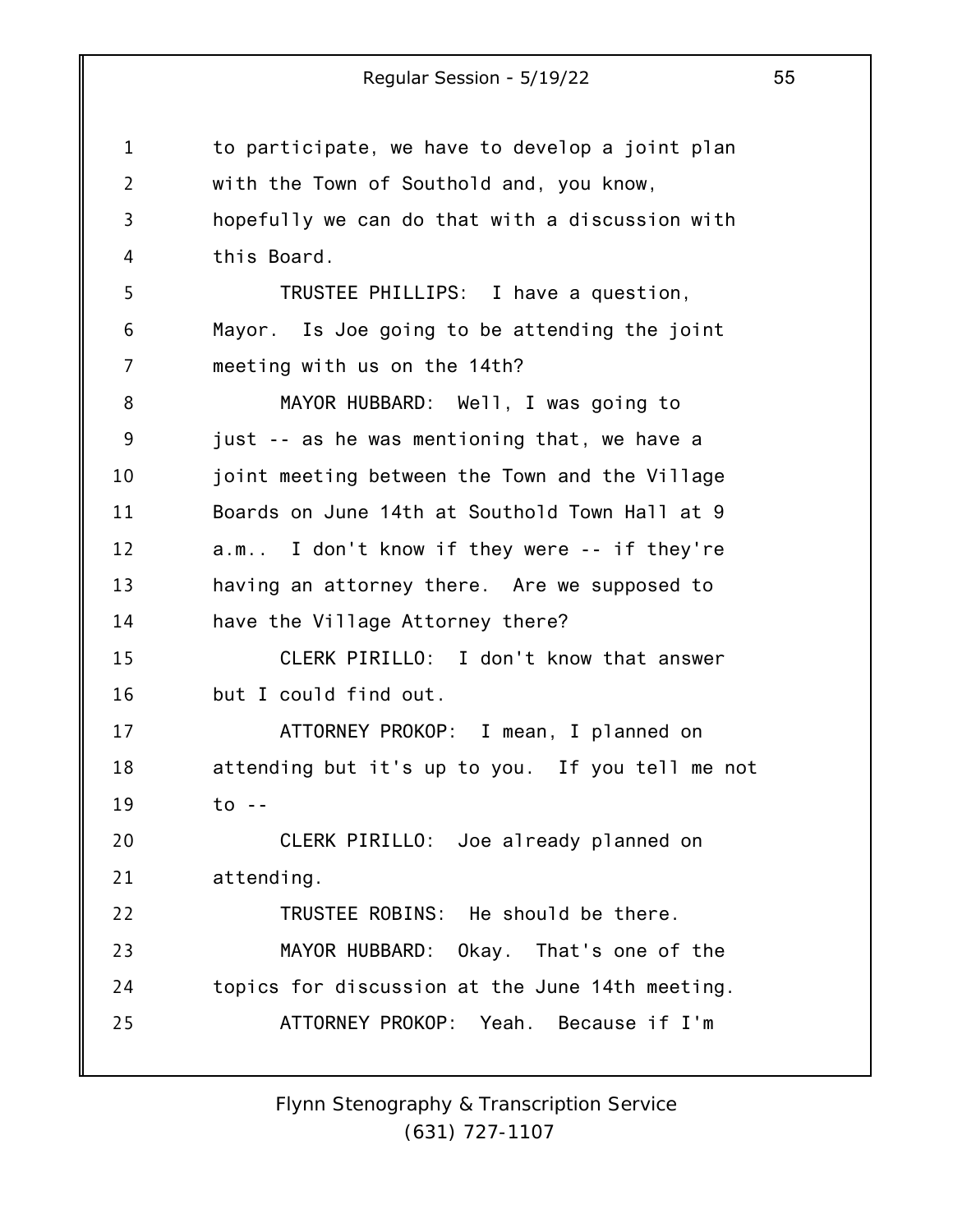to participate, we have to develop a joint plan with the Town of Southold and, you know, hopefully we can do that with a discussion with this Board.

TRUSTEE PHILLIPS: I have a question, Mayor. Is Joe going to be attending the joint meeting with us on the 14th?

MAYOR HUBBARD: Well, I was going to just -- as he was mentioning that, we have a joint meeting between the Town and the Village Boards on June 14th at Southold Town Hall at 9 a.m.. I don't know if they were -- if they're having an attorney there. Are we supposed to have the Village Attorney there?

CLERK PIRILLO: I don't know that answer but I could find out.

ATTORNEY PROKOP: I mean, I planned on attending but it's up to you. If you tell me not to --

CLERK PIRILLO: Joe already planned on attending.

TRUSTEE ROBINS: He should be there.

MAYOR HUBBARD: Okay. That's one of the topics for discussion at the June 14th meeting.

ATTORNEY PROKOP: Yeah. Because if I'm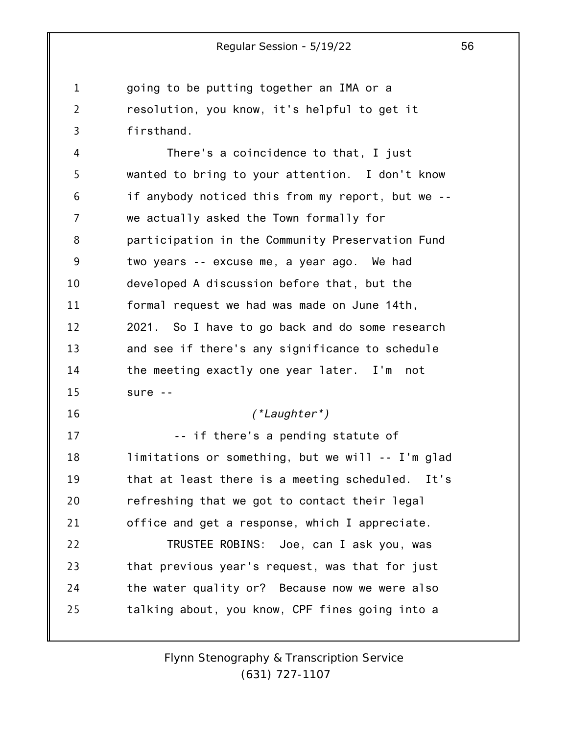going to be putting together an IMA or a resolution, you know, it's helpful to get it firsthand.

There's a coincidence to that, I just wanted to bring to your attention. I don't know if anybody noticed this from my report, but we -- we actually asked the Town formally for participation in the Community Preservation Fund two years -- excuse me, a year ago. We had developed A discussion before that, but the formal request we had was made on June 14th, 2021. So I have to go back and do some research and see if there's any significance to schedule the meeting exactly one year later. I'm not sure --

*(\*Laughter\*)*

-- if there's a pending statute of limitations or something, but we will -- I'm glad that at least there is a meeting scheduled. It's refreshing that we got to contact their legal office and get a response, which I appreciate.

TRUSTEE ROBINS: Joe, can I ask you, was that previous year's request, was that for just the water quality or? Because now we were also talking about, you know, CPF fines going into a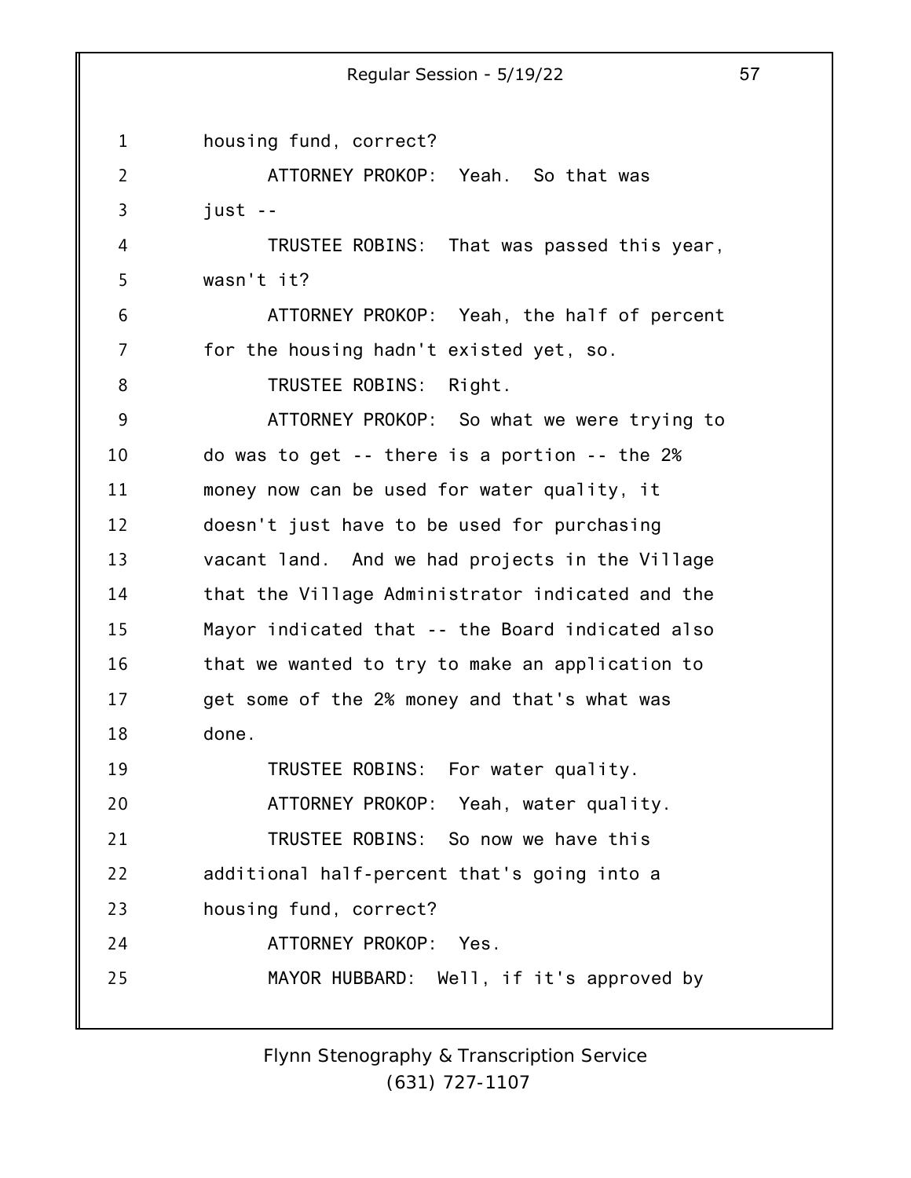housing fund, correct?

ATTORNEY PROKOP: Yeah. So that was just --

TRUSTEE ROBINS: That was passed this year, wasn't it?

ATTORNEY PROKOP: Yeah, the half of percent for the housing hadn't existed yet, so.

TRUSTEE ROBINS: Right.

ATTORNEY PROKOP: So what we were trying to do was to get -- there is a portion -- the 2% money now can be used for water quality, it doesn't just have to be used for purchasing vacant land. And we had projects in the Village that the Village Administrator indicated and the Mayor indicated that -- the Board indicated also that we wanted to try to make an application to get some of the 2% money and that's what was done.

TRUSTEE ROBINS: For water quality.

ATTORNEY PROKOP: Yeah, water quality.

TRUSTEE ROBINS: So now we have this additional half-percent that's going into a housing fund, correct?

ATTORNEY PROKOP: Yes.

MAYOR HUBBARD: Well, if it's approved by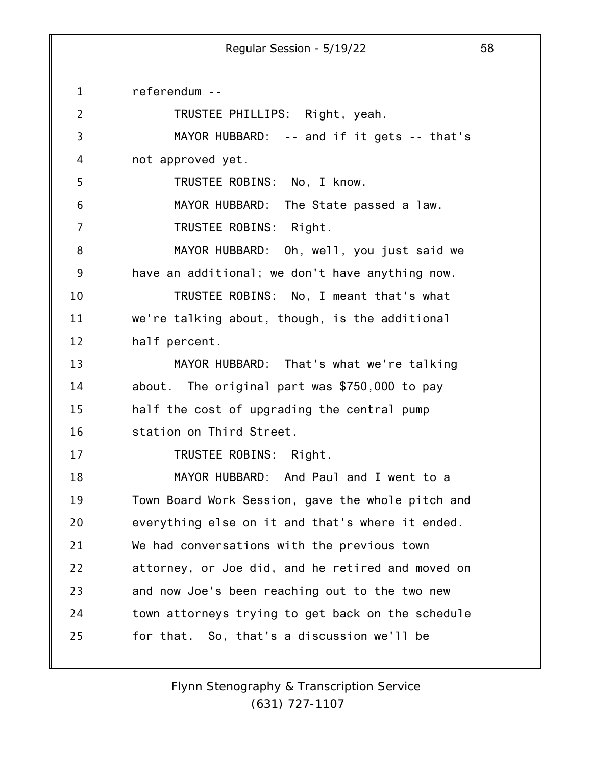referendum --

TRUSTEE PHILLIPS: Right, yeah.

MAYOR HUBBARD: -- and if it gets -- that's not approved yet.

TRUSTEE ROBINS: No, I know.

MAYOR HUBBARD: The State passed a law.

TRUSTEE ROBINS: Right.

MAYOR HUBBARD: Oh, well, you just said we have an additional; we don't have anything now.

TRUSTEE ROBINS: No, I meant that's what we're talking about, though, is the additional half percent.

MAYOR HUBBARD: That's what we're talking about. The original part was $750,000 to pay half the cost of upgrading the central pump station on Third Street.

TRUSTEE ROBINS: Right.

MAYOR HUBBARD: And Paul and I went to a Town Board Work Session, gave the whole pitch and everything else on it and that's where it ended. We had conversations with the previous town attorney, or Joe did, and he retired and moved on and now Joe's been reaching out to the two new town attorneys trying to get back on the schedule for that. So, that's a discussion we'll be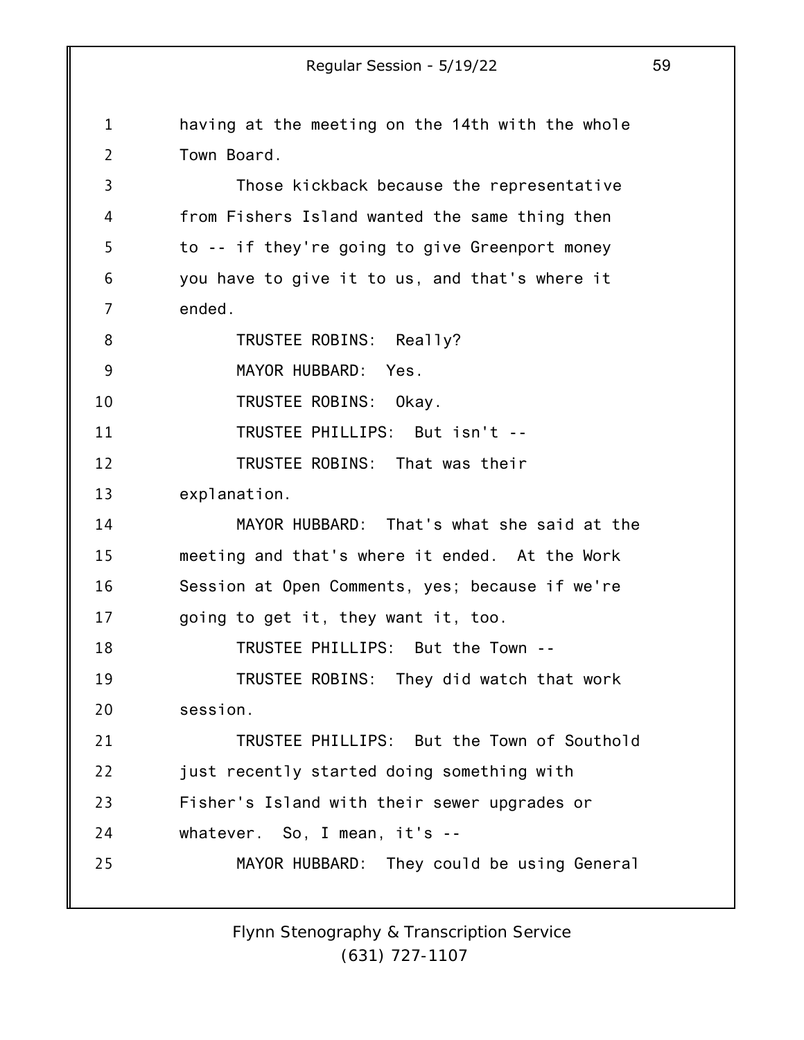having at the meeting on the 14th with the whole Town Board.

Those kickback because the representative from Fishers Island wanted the same thing then to -- if they're going to give Greenport money you have to give it to us, and that's where it ended.

TRUSTEE ROBINS: Really?

MAYOR HUBBARD: Yes.

TRUSTEE ROBINS: Okay.

TRUSTEE PHILLIPS: But isn't --

TRUSTEE ROBINS: That was their explanation.

MAYOR HUBBARD: That's what she said at the meeting and that's where it ended. At the Work Session at Open Comments, yes; because if we're going to get it, they want it, too.

TRUSTEE PHILLIPS: But the Town --

TRUSTEE ROBINS: They did watch that work session.

TRUSTEE PHILLIPS: But the Town of Southold just recently started doing something with Fisher's Island with their sewer upgrades or whatever. So, I mean, it's --

MAYOR HUBBARD: They could be using General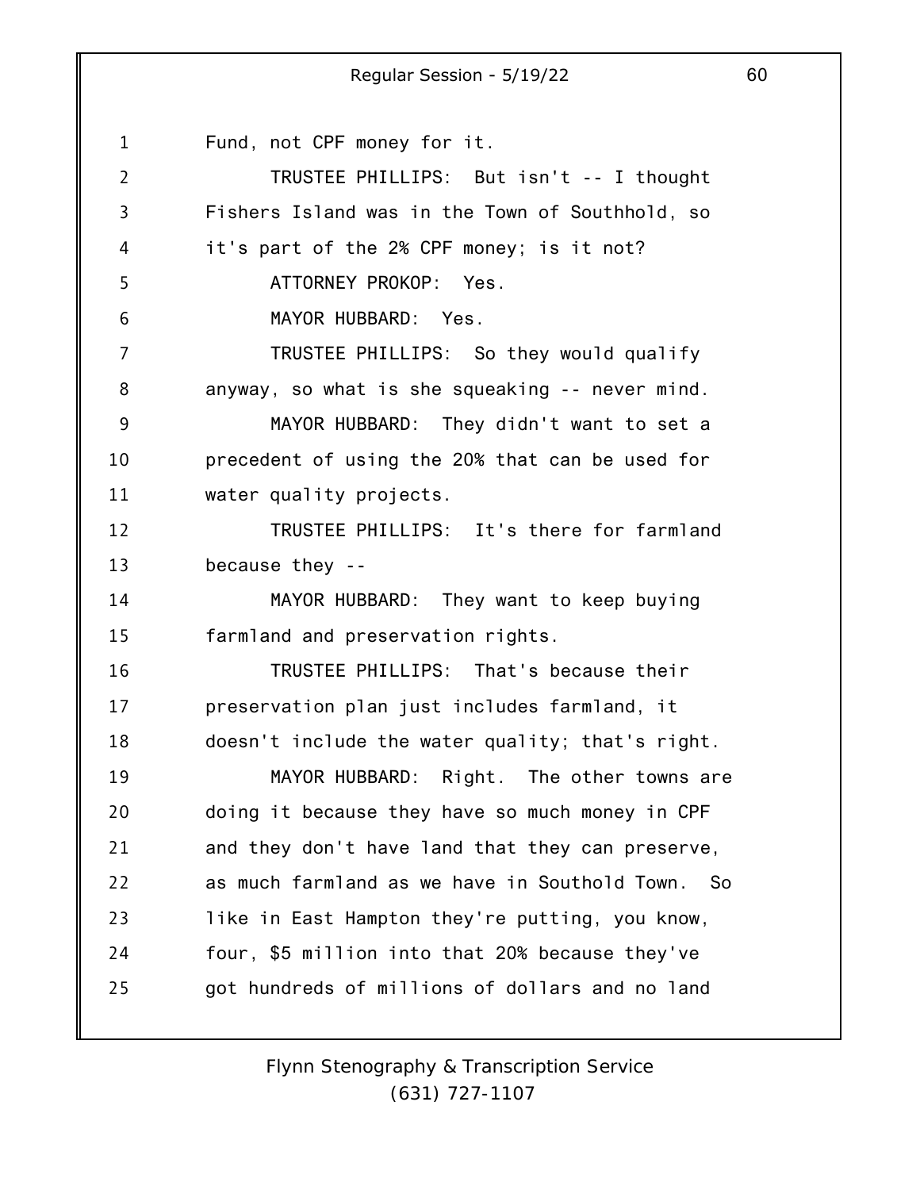Fund, not CPF money for it.

TRUSTEE PHILLIPS: But isn't -- I thought Fishers Island was in the Town of Southhold, so it's part of the 2% CPF money; is it not?

ATTORNEY PROKOP: Yes.

MAYOR HUBBARD: Yes.

TRUSTEE PHILLIPS: So they would qualify anyway, so what is she squeaking -- never mind.

MAYOR HUBBARD: They didn't want to set a precedent of using the 20% that can be used for water quality projects.

TRUSTEE PHILLIPS: It's there for farmland because they --

MAYOR HUBBARD: They want to keep buying farmland and preservation rights.

TRUSTEE PHILLIPS: That's because their preservation plan just includes farmland, it doesn't include the water quality; that's right.

MAYOR HUBBARD: Right. The other towns are doing it because they have so much money in CPF and they don't have land that they can preserve, as much farmland as we have in Southold Town. So like in East Hampton they're putting, you know, four, $5 million into that 20% because they've got hundreds of millions of dollars and no land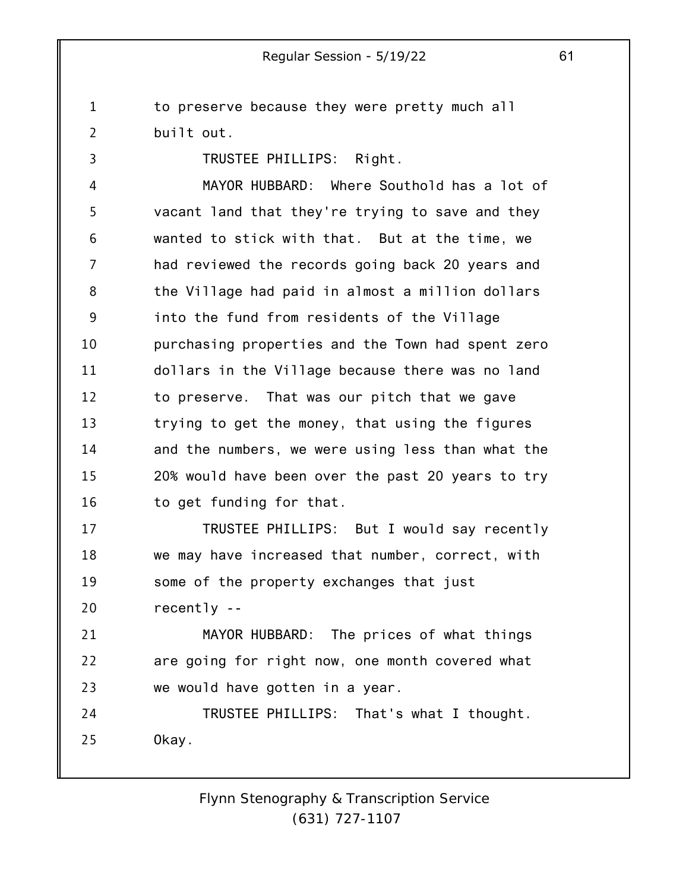to preserve because they were pretty much all built out.

TRUSTEE PHILLIPS: Right.

MAYOR HUBBARD: Where Southold has a lot of vacant land that they're trying to save and they wanted to stick with that. But at the time, we had reviewed the records going back 20 years and the Village had paid in almost a million dollars into the fund from residents of the Village purchasing properties and the Town had spent zero dollars in the Village because there was no land to preserve. That was our pitch that we gave trying to get the money, that using the figures and the numbers, we were using less than what the 20% would have been over the past 20 years to try to get funding for that.

TRUSTEE PHILLIPS: But I would say recently we may have increased that number, correct, with some of the property exchanges that just recently --

MAYOR HUBBARD: The prices of what things are going for right now, one month covered what we would have gotten in a year.

TRUSTEE PHILLIPS: That's what I thought. Okay.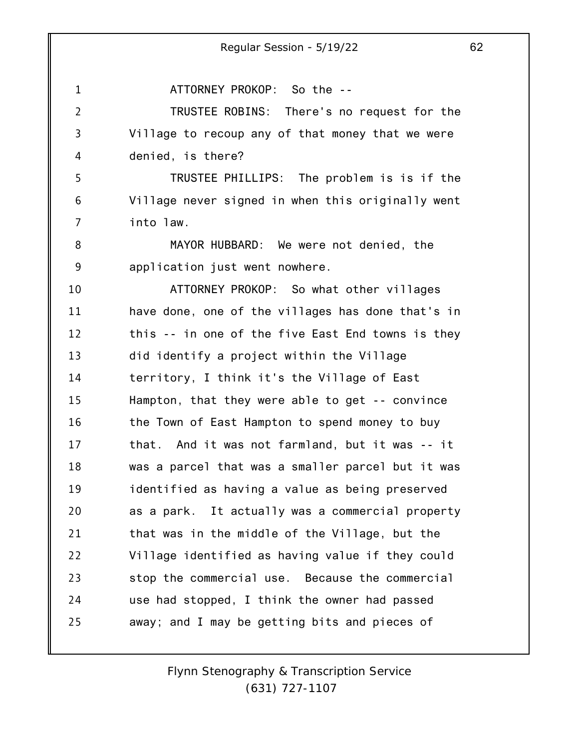ATTORNEY PROKOP: So the --

TRUSTEE ROBINS: There's no request for the Village to recoup any of that money that we were denied, is there?

TRUSTEE PHILLIPS: The problem is is if the Village never signed in when this originally went into law.

MAYOR HUBBARD: We were not denied, the application just went nowhere.

ATTORNEY PROKOP: So what other villages have done, one of the villages has done that's in this -- in one of the five East End towns is they did identify a project within the Village territory, I think it's the Village of East Hampton, that they were able to get -- convince the Town of East Hampton to spend money to buy that. And it was not farmland, but it was -- it was a parcel that was a smaller parcel but it was identified as having a value as being preserved as a park. It actually was a commercial property that was in the middle of the Village, but the Village identified as having value if they could stop the commercial use. Because the commercial use had stopped, I think the owner had passed away; and I may be getting bits and pieces of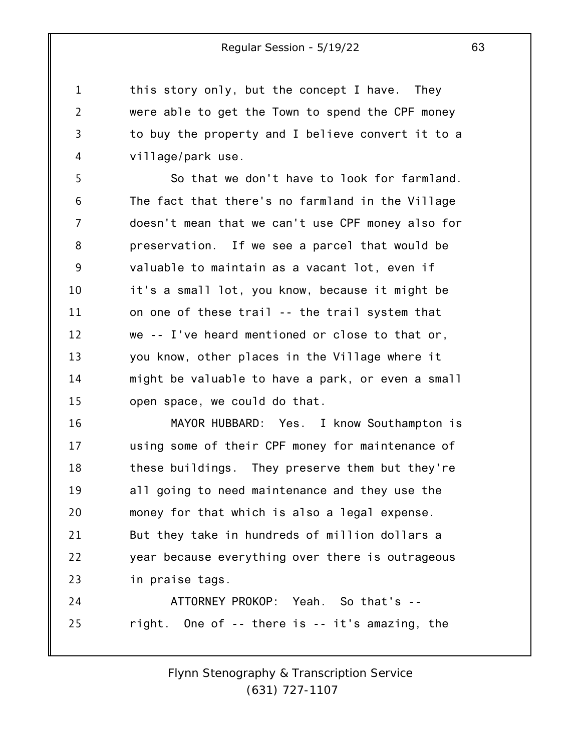this story only, but the concept I have. They were able to get the Town to spend the CPF money to buy the property and I believe convert it to a village/park use.

So that we don't have to look for farmland. The fact that there's no farmland in the Village doesn't mean that we can't use CPF money also for preservation. If we see a parcel that would be valuable to maintain as a vacant lot, even if it's a small lot, you know, because it might be on one of these trail -- the trail system that we -- I've heard mentioned or close to that or, you know, other places in the Village where it might be valuable to have a park, or even a small open space, we could do that.

MAYOR HUBBARD: Yes. I know Southampton is using some of their CPF money for maintenance of these buildings. They preserve them but they're all going to need maintenance and they use the money for that which is also a legal expense. But they take in hundreds of million dollars a year because everything over there is outrageous in praise tags.

ATTORNEY PROKOP: Yeah. So that's -- right. One of -- there is -- it's amazing, the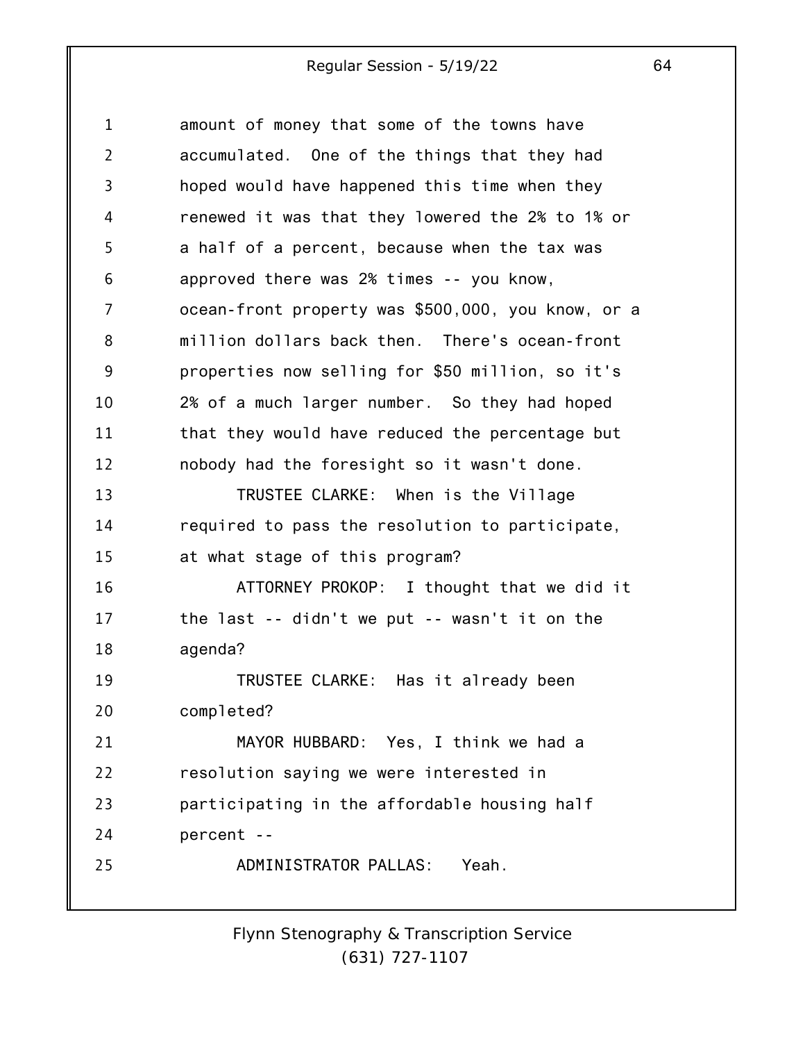amount of money that some of the towns have accumulated. One of the things that they had hoped would have happened this time when they renewed it was that they lowered the 2% to 1% or a half of a percent, because when the tax was approved there was 2% times -- you know, ocean-front property was $500,000, you know, or a million dollars back then. There's ocean-front properties now selling for $50 million, so it's 2% of a much larger number. So they had hoped that they would have reduced the percentage but nobody had the foresight so it wasn't done.

TRUSTEE CLARKE: When is the Village required to pass the resolution to participate, at what stage of this program?

ATTORNEY PROKOP: I thought that we did it the last -- didn't we put -- wasn't it on the agenda?

TRUSTEE CLARKE: Has it already been completed?

MAYOR HUBBARD: Yes, I think we had a resolution saying we were interested in participating in the affordable housing half percent --

ADMINISTRATOR PALLAS: Yeah.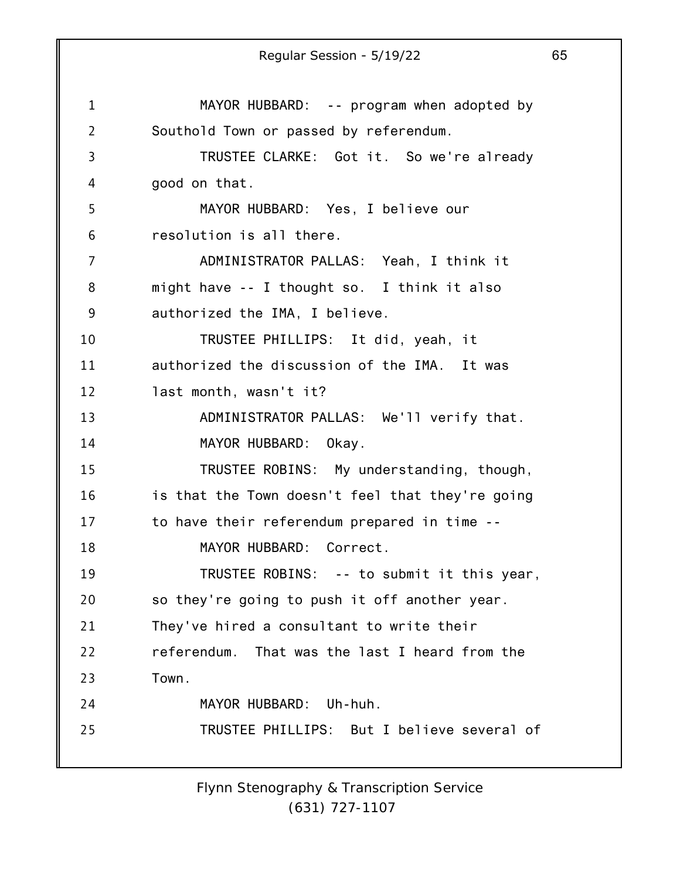MAYOR HUBBARD: -- program when adopted by Southold Town or passed by referendum.

TRUSTEE CLARKE: Got it. So we're already good on that.

MAYOR HUBBARD: Yes, I believe our resolution is all there.

ADMINISTRATOR PALLAS: Yeah, I think it might have -- I thought so. I think it also authorized the IMA, I believe.

TRUSTEE PHILLIPS: It did, yeah, it authorized the discussion of the IMA. It was last month, wasn't it?

ADMINISTRATOR PALLAS: We'll verify that.

MAYOR HUBBARD: Okay.

TRUSTEE ROBINS: My understanding, though, is that the Town doesn't feel that they're going to have their referendum prepared in time --

MAYOR HUBBARD: Correct.

TRUSTEE ROBINS: -- to submit it this year, so they're going to push it off another year. They've hired a consultant to write their referendum. That was the last I heard from the Town.

MAYOR HUBBARD: Uh-huh.

TRUSTEE PHILLIPS: But I believe several of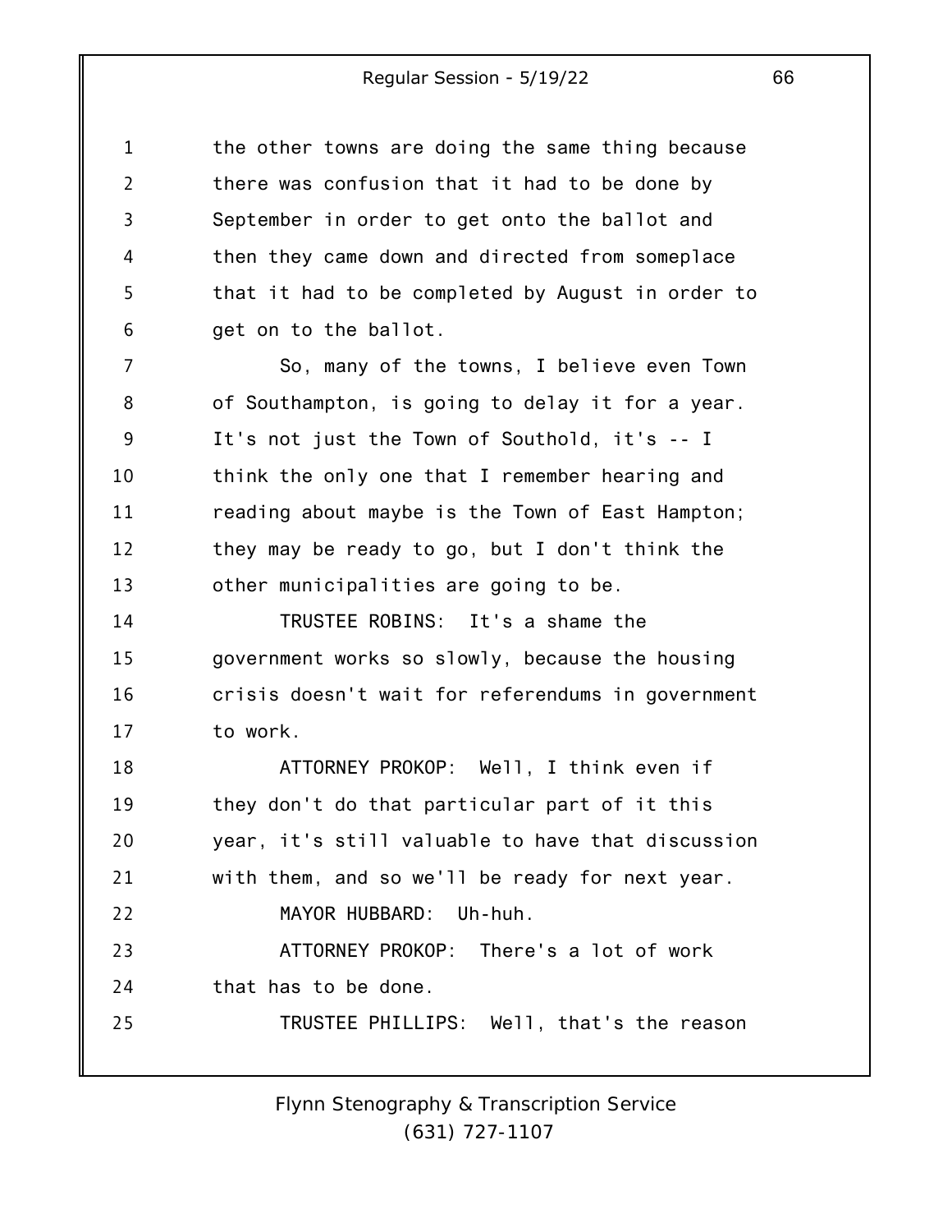the other towns are doing the same thing because there was confusion that it had to be done by September in order to get onto the ballot and then they came down and directed from someplace that it had to be completed by August in order to get on to the ballot.

So, many of the towns, I believe even Town of Southampton, is going to delay it for a year. It's not just the Town of Southold, it's -- I think the only one that I remember hearing and reading about maybe is the Town of East Hampton; they may be ready to go, but I don't think the other municipalities are going to be.

TRUSTEE ROBINS: It's a shame the government works so slowly, because the housing crisis doesn't wait for referendums in government to work.

ATTORNEY PROKOP: Well, I think even if they don't do that particular part of it this year, it's still valuable to have that discussion with them, and so we'll be ready for next year.

MAYOR HUBBARD: Uh-huh.

ATTORNEY PROKOP: There's a lot of work that has to be done.

TRUSTEE PHILLIPS: Well, that's the reason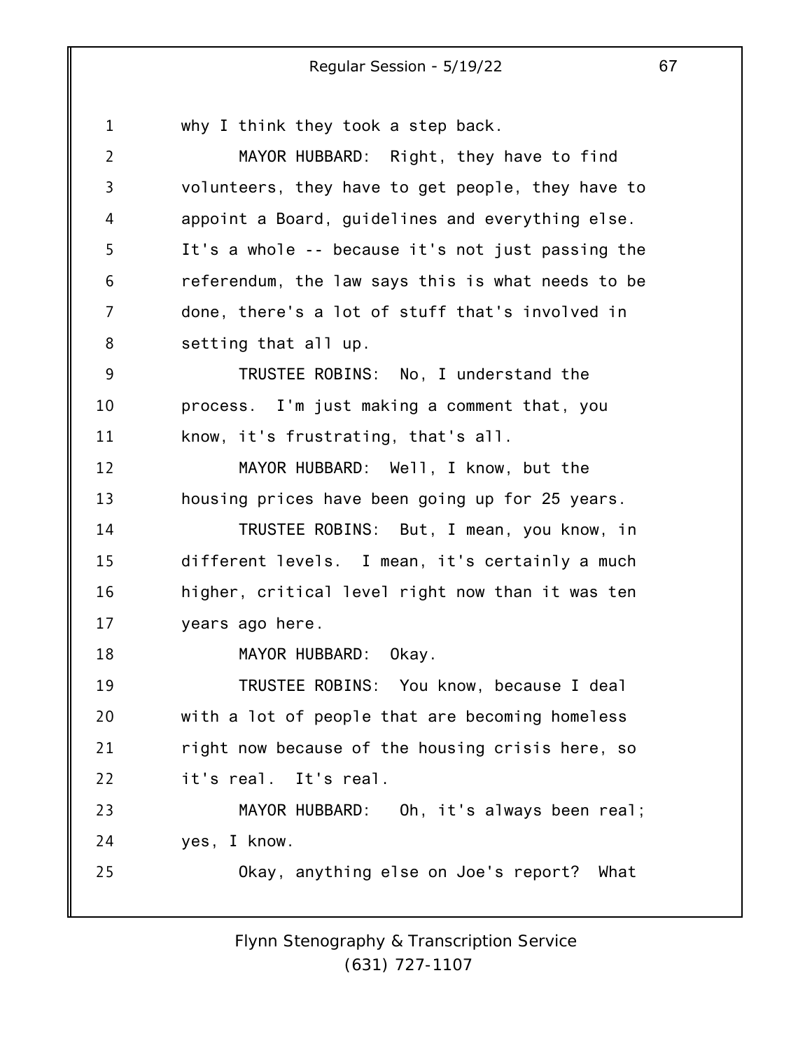why I think they took a step back.

MAYOR HUBBARD: Right, they have to find volunteers, they have to get people, they have to appoint a Board, guidelines and everything else. It's a whole -- because it's not just passing the referendum, the law says this is what needs to be done, there's a lot of stuff that's involved in setting that all up.

TRUSTEE ROBINS: No, I understand the process. I'm just making a comment that, you know, it's frustrating, that's all.

MAYOR HUBBARD: Well, I know, but the housing prices have been going up for 25 years.

TRUSTEE ROBINS: But, I mean, you know, in different levels. I mean, it's certainly a much higher, critical level right now than it was ten years ago here.

MAYOR HUBBARD: Okay.

TRUSTEE ROBINS: You know, because I deal with a lot of people that are becoming homeless right now because of the housing crisis here, so it's real. It's real.

MAYOR HUBBARD: Oh, it's always been real; yes, I know.

Okay, anything else on Joe's report? What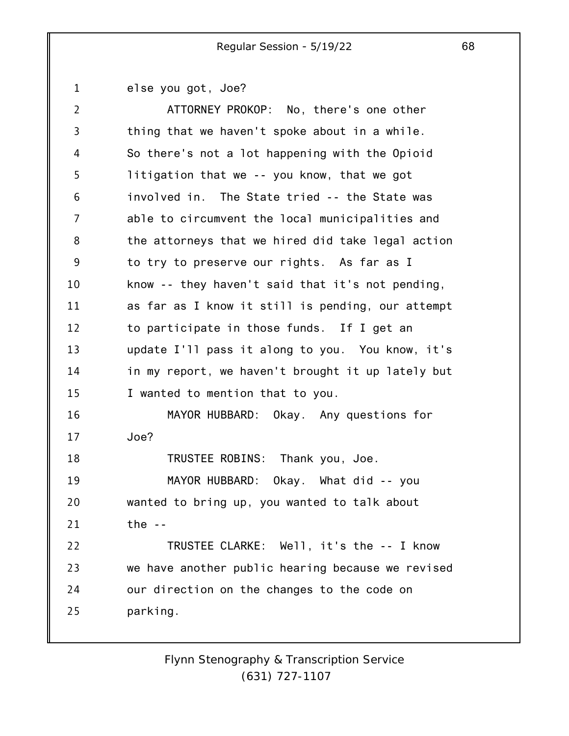else you got, Joe?

ATTORNEY PROKOP: No, there's one other thing that we haven't spoke about in a while. So there's not a lot happening with the Opioid litigation that we -- you know, that we got involved in. The State tried -- the State was able to circumvent the local municipalities and the attorneys that we hired did take legal action to try to preserve our rights. As far as I know -- they haven't said that it's not pending, as far as I know it still is pending, our attempt to participate in those funds. If I get an update I'll pass it along to you. You know, it's in my report, we haven't brought it up lately but I wanted to mention that to you.

MAYOR HUBBARD: Okay. Any questions for Joe?

TRUSTEE ROBINS: Thank you, Joe.

MAYOR HUBBARD: Okay. What did -- you wanted to bring up, you wanted to talk about the --

TRUSTEE CLARKE: Well, it's the -- I know we have another public hearing because we revised our direction on the changes to the code on parking.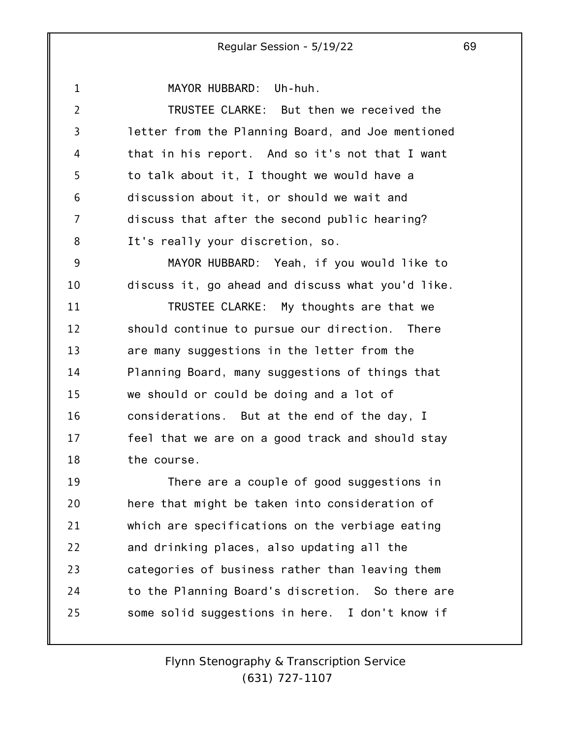MAYOR HUBBARD: Uh-huh.

TRUSTEE CLARKE: But then we received the letter from the Planning Board, and Joe mentioned that in his report. And so it's not that I want to talk about it, I thought we would have a discussion about it, or should we wait and discuss that after the second public hearing? It's really your discretion, so.

MAYOR HUBBARD: Yeah, if you would like to discuss it, go ahead and discuss what you'd like.

TRUSTEE CLARKE: My thoughts are that we should continue to pursue our direction. There are many suggestions in the letter from the Planning Board, many suggestions of things that we should or could be doing and a lot of considerations. But at the end of the day, I feel that we are on a good track and should stay the course.

There are a couple of good suggestions in here that might be taken into consideration of which are specifications on the verbiage eating and drinking places, also updating all the categories of business rather than leaving them to the Planning Board's discretion. So there are some solid suggestions in here. I don't know if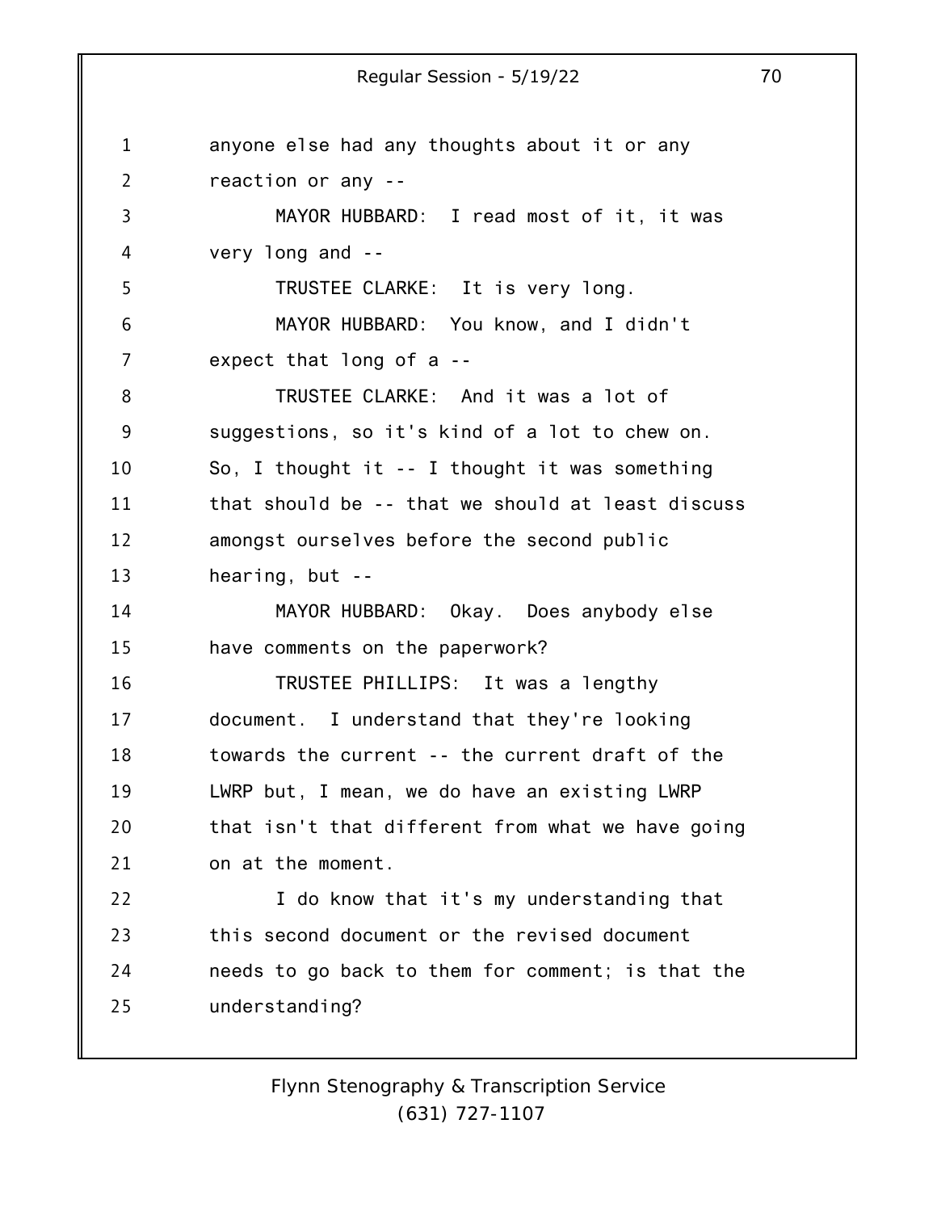anyone else had any thoughts about it or any reaction or any --

MAYOR HUBBARD: I read most of it, it was very long and --

TRUSTEE CLARKE: It is very long.

MAYOR HUBBARD: You know, and I didn't expect that long of a --

TRUSTEE CLARKE: And it was a lot of suggestions, so it's kind of a lot to chew on. So, I thought it -- I thought it was something that should be -- that we should at least discuss amongst ourselves before the second public hearing, but --

MAYOR HUBBARD: Okay. Does anybody else have comments on the paperwork?

TRUSTEE PHILLIPS: It was a lengthy document. I understand that they're looking towards the current -- the current draft of the LWRP but, I mean, we do have an existing LWRP that isn't that different from what we have going on at the moment.

I do know that it's my understanding that this second document or the revised document needs to go back to them for comment; is that the understanding?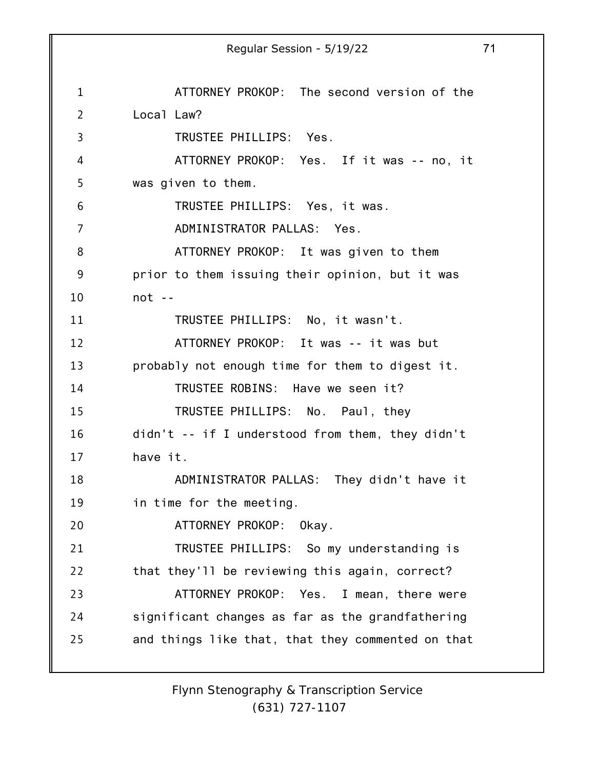ATTORNEY PROKOP: The second version of the Local Law?

TRUSTEE PHILLIPS: Yes.

ATTORNEY PROKOP: Yes. If it was -- no, it was given to them.

TRUSTEE PHILLIPS: Yes, it was.

ADMINISTRATOR PALLAS: Yes.

ATTORNEY PROKOP: It was given to them prior to them issuing their opinion, but it was not --

TRUSTEE PHILLIPS: No, it wasn't.

ATTORNEY PROKOP: It was -- it was but probably not enough time for them to digest it.

TRUSTEE ROBINS: Have we seen it?

TRUSTEE PHILLIPS: No. Paul, they didn't -- if I understood from them, they didn't have it.

ADMINISTRATOR PALLAS: They didn't have it in time for the meeting.

ATTORNEY PROKOP: Okay.

TRUSTEE PHILLIPS: So my understanding is that they'll be reviewing this again, correct?

ATTORNEY PROKOP: Yes. I mean, there were significant changes as far as the grandfathering and things like that, that they commented on that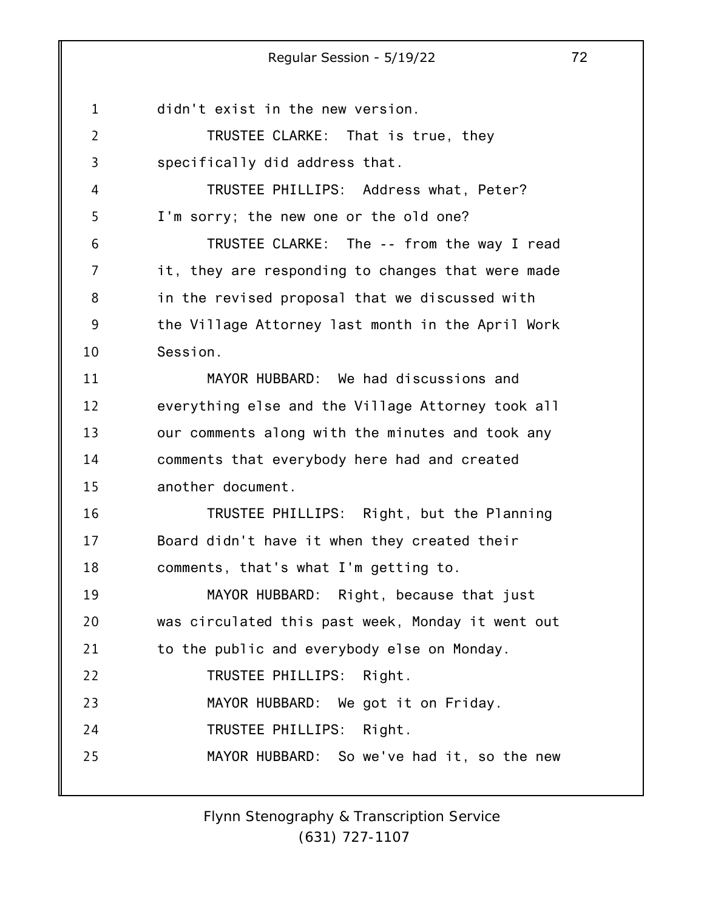didn't exist in the new version.

TRUSTEE CLARKE: That is true, they specifically did address that.

TRUSTEE PHILLIPS: Address what, Peter? I'm sorry; the new one or the old one?

TRUSTEE CLARKE: The -- from the way I read it, they are responding to changes that were made in the revised proposal that we discussed with the Village Attorney last month in the April Work Session.

MAYOR HUBBARD: We had discussions and everything else and the Village Attorney took all our comments along with the minutes and took any comments that everybody here had and created another document.

TRUSTEE PHILLIPS: Right, but the Planning Board didn't have it when they created their comments, that's what I'm getting to.

MAYOR HUBBARD: Right, because that just was circulated this past week, Monday it went out to the public and everybody else on Monday.

TRUSTEE PHILLIPS: Right.

MAYOR HUBBARD: We got it on Friday.

TRUSTEE PHILLIPS: Right.

MAYOR HUBBARD: So we've had it, so the new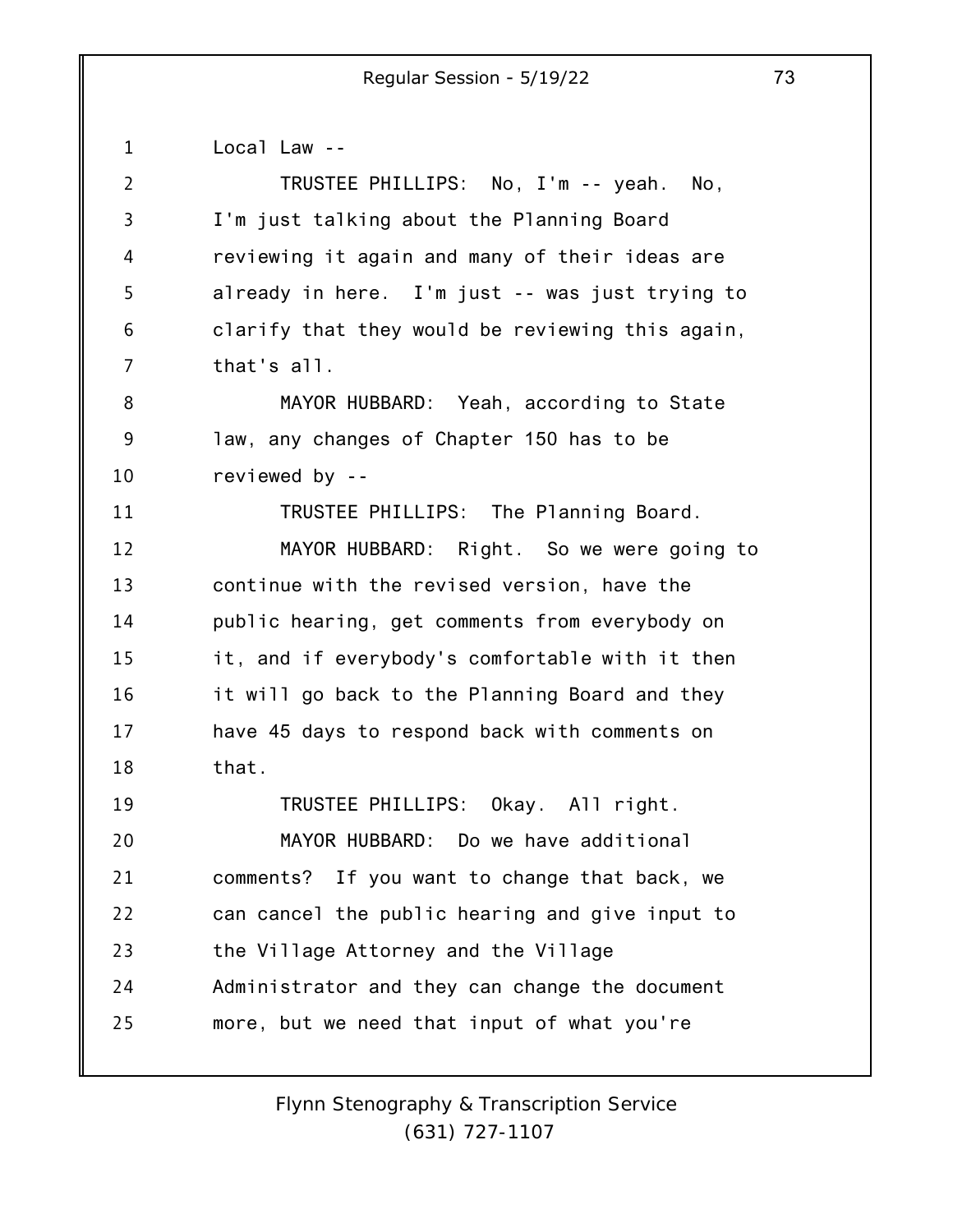Local Law --

TRUSTEE PHILLIPS: No, I'm -- yeah. No, I'm just talking about the Planning Board reviewing it again and many of their ideas are already in here. I'm just -- was just trying to clarify that they would be reviewing this again, that's all.

MAYOR HUBBARD: Yeah, according to State law, any changes of Chapter 150 has to be reviewed by --

TRUSTEE PHILLIPS: The Planning Board.

MAYOR HUBBARD: Right. So we were going to continue with the revised version, have the public hearing, get comments from everybody on it, and if everybody's comfortable with it then it will go back to the Planning Board and they have 45 days to respond back with comments on that.

TRUSTEE PHILLIPS: Okay. All right.

MAYOR HUBBARD: Do we have additional comments? If you want to change that back, we can cancel the public hearing and give input to the Village Attorney and the Village Administrator and they can change the document more, but we need that input of what you're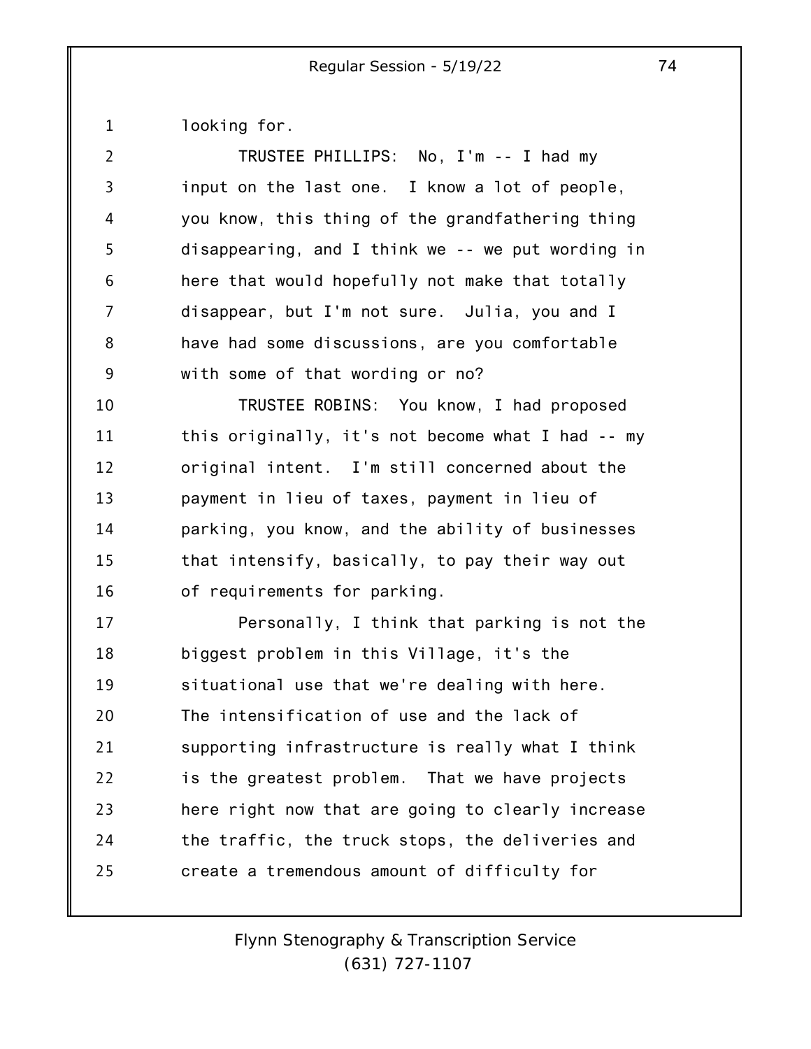looking for.

TRUSTEE PHILLIPS: No, I'm -- I had my input on the last one. I know a lot of people, you know, this thing of the grandfathering thing disappearing, and I think we -- we put wording in here that would hopefully not make that totally disappear, but I'm not sure. Julia, you and I have had some discussions, are you comfortable with some of that wording or no?

TRUSTEE ROBINS: You know, I had proposed this originally, it's not become what I had -- my original intent. I'm still concerned about the payment in lieu of taxes, payment in lieu of parking, you know, and the ability of businesses that intensify, basically, to pay their way out of requirements for parking.

Personally, I think that parking is not the biggest problem in this Village, it's the situational use that we're dealing with here. The intensification of use and the lack of supporting infrastructure is really what I think is the greatest problem. That we have projects here right now that are going to clearly increase the traffic, the truck stops, the deliveries and create a tremendous amount of difficulty for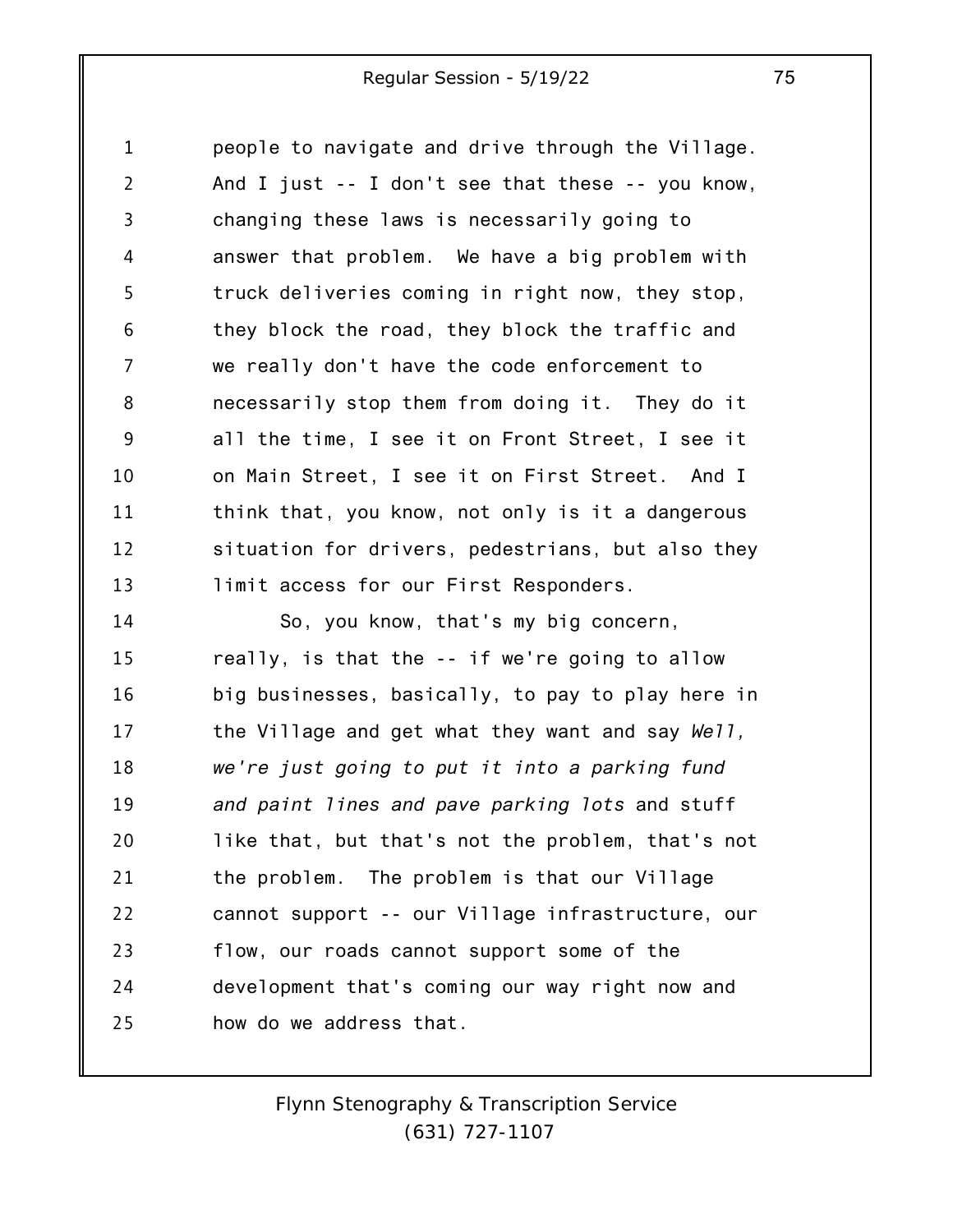people to navigate and drive through the Village. And I just -- I don't see that these -- you know, changing these laws is necessarily going to answer that problem. We have a big problem with truck deliveries coming in right now, they stop, they block the road, they block the traffic and we really don't have the code enforcement to necessarily stop them from doing it. They do it all the time, I see it on Front Street, I see it on Main Street, I see it on First Street. And I think that, you know, not only is it a dangerous situation for drivers, pedestrians, but also they limit access for our First Responders.

So, you know, that's my big concern, really, is that the -- if we're going to allow big businesses, basically, to pay to play here in the Village and get what they want and say *Well, we're just going to put it into a parking fund and paint lines and pave parking lots* and stuff like that, but that's not the problem, that's not the problem. The problem is that our Village cannot support -- our Village infrastructure, our flow, our roads cannot support some of the development that's coming our way right now and how do we address that.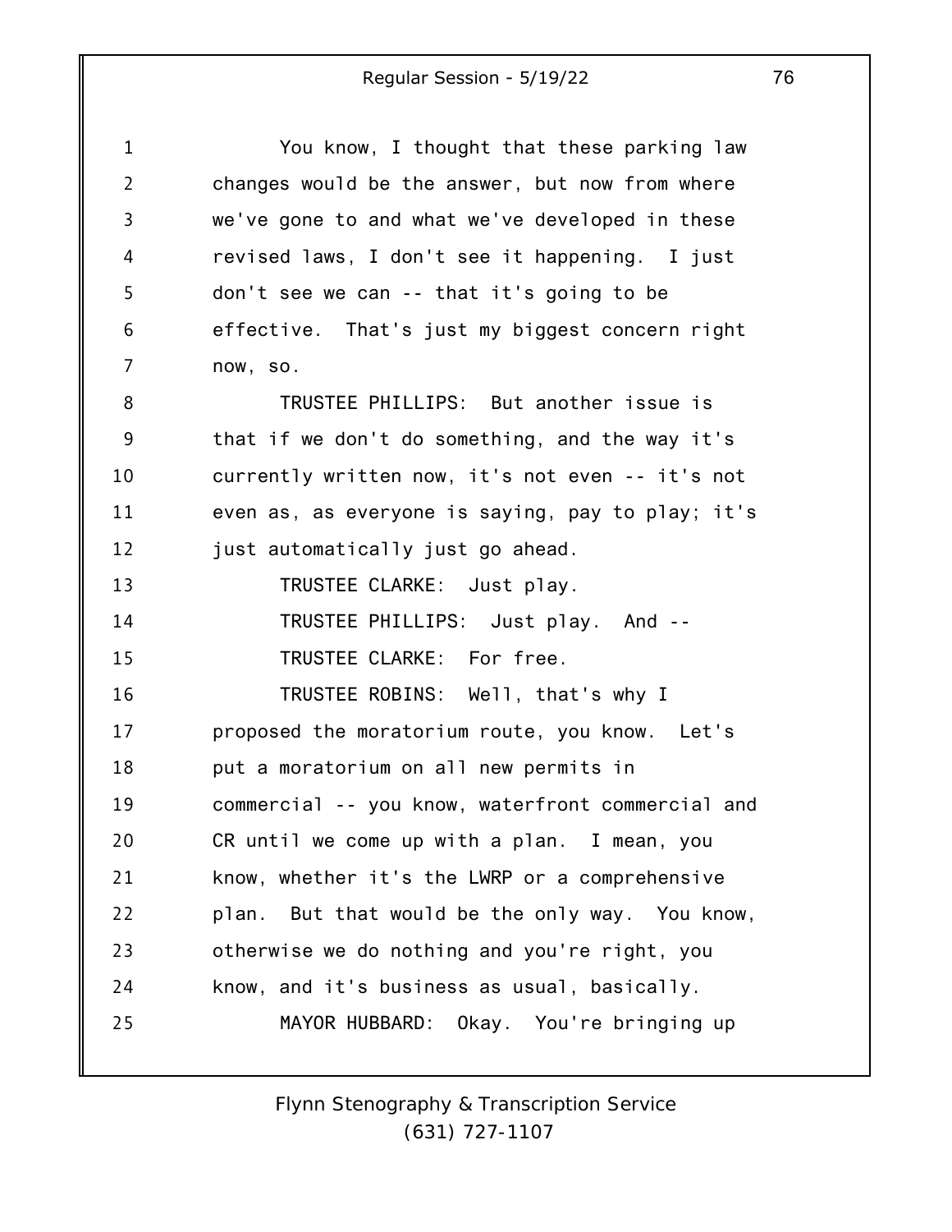You know, I thought that these parking law changes would be the answer, but now from where we've gone to and what we've developed in these revised laws, I don't see it happening. I just don't see we can -- that it's going to be effective. That's just my biggest concern right now, so.

TRUSTEE PHILLIPS: But another issue is that if we don't do something, and the way it's currently written now, it's not even -- it's not even as, as everyone is saying, pay to play; it's just automatically just go ahead.

TRUSTEE CLARKE: Just play.

TRUSTEE PHILLIPS: Just play. And --

TRUSTEE CLARKE: For free.

TRUSTEE ROBINS: Well, that's why I proposed the moratorium route, you know. Let's put a moratorium on all new permits in commercial -- you know, waterfront commercial and CR until we come up with a plan. I mean, you know, whether it's the LWRP or a comprehensive plan. But that would be the only way. You know, otherwise we do nothing and you're right, you know, and it's business as usual, basically.

MAYOR HUBBARD: Okay. You're bringing up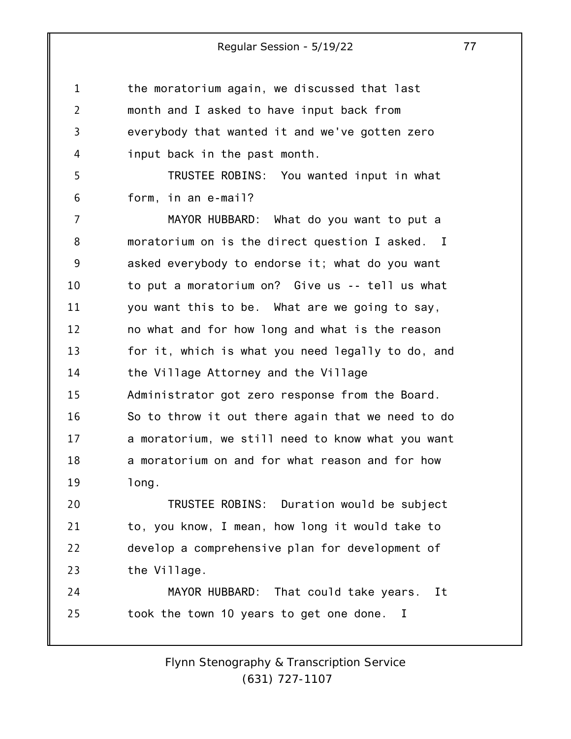the moratorium again, we discussed that last month and I asked to have input back from everybody that wanted it and we've gotten zero input back in the past month.

TRUSTEE ROBINS: You wanted input in what form, in an e-mail?

MAYOR HUBBARD: What do you want to put a moratorium on is the direct question I asked. I asked everybody to endorse it; what do you want to put a moratorium on? Give us -- tell us what you want this to be. What are we going to say, no what and for how long and what is the reason for it, which is what you need legally to do, and the Village Attorney and the Village Administrator got zero response from the Board. So to throw it out there again that we need to do a moratorium, we still need to know what you want a moratorium on and for what reason and for how long.

TRUSTEE ROBINS: Duration would be subject to, you know, I mean, how long it would take to develop a comprehensive plan for development of the Village.

MAYOR HUBBARD: That could take years. It took the town 10 years to get one done. I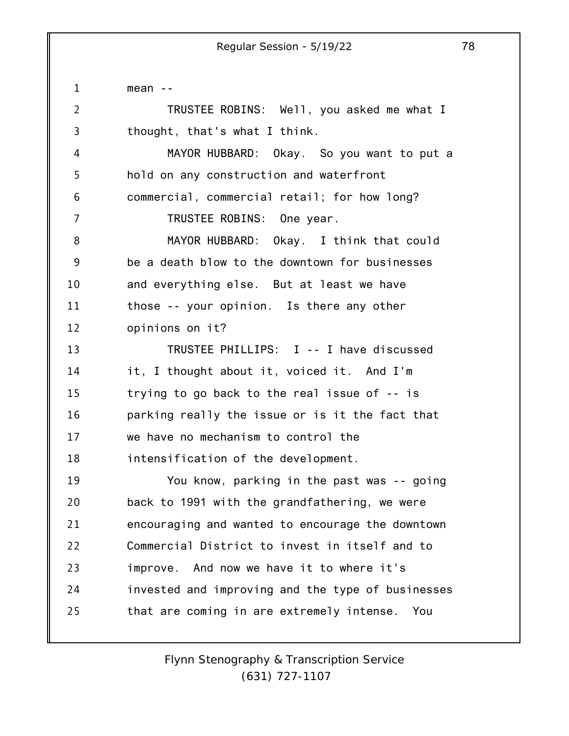mean --

TRUSTEE ROBINS: Well, you asked me what I thought, that's what I think.

MAYOR HUBBARD: Okay. So you want to put a hold on any construction and waterfront commercial, commercial retail; for how long?

TRUSTEE ROBINS: One year.

MAYOR HUBBARD: Okay. I think that could be a death blow to the downtown for businesses and everything else. But at least we have those -- your opinion. Is there any other opinions on it?

TRUSTEE PHILLIPS: I -- I have discussed it, I thought about it, voiced it. And I'm trying to go back to the real issue of -- is parking really the issue or is it the fact that we have no mechanism to control the intensification of the development.

You know, parking in the past was -- going back to 1991 with the grandfathering, we were encouraging and wanted to encourage the downtown Commercial District to invest in itself and to improve. And now we have it to where it's invested and improving and the type of businesses that are coming in are extremely intense. You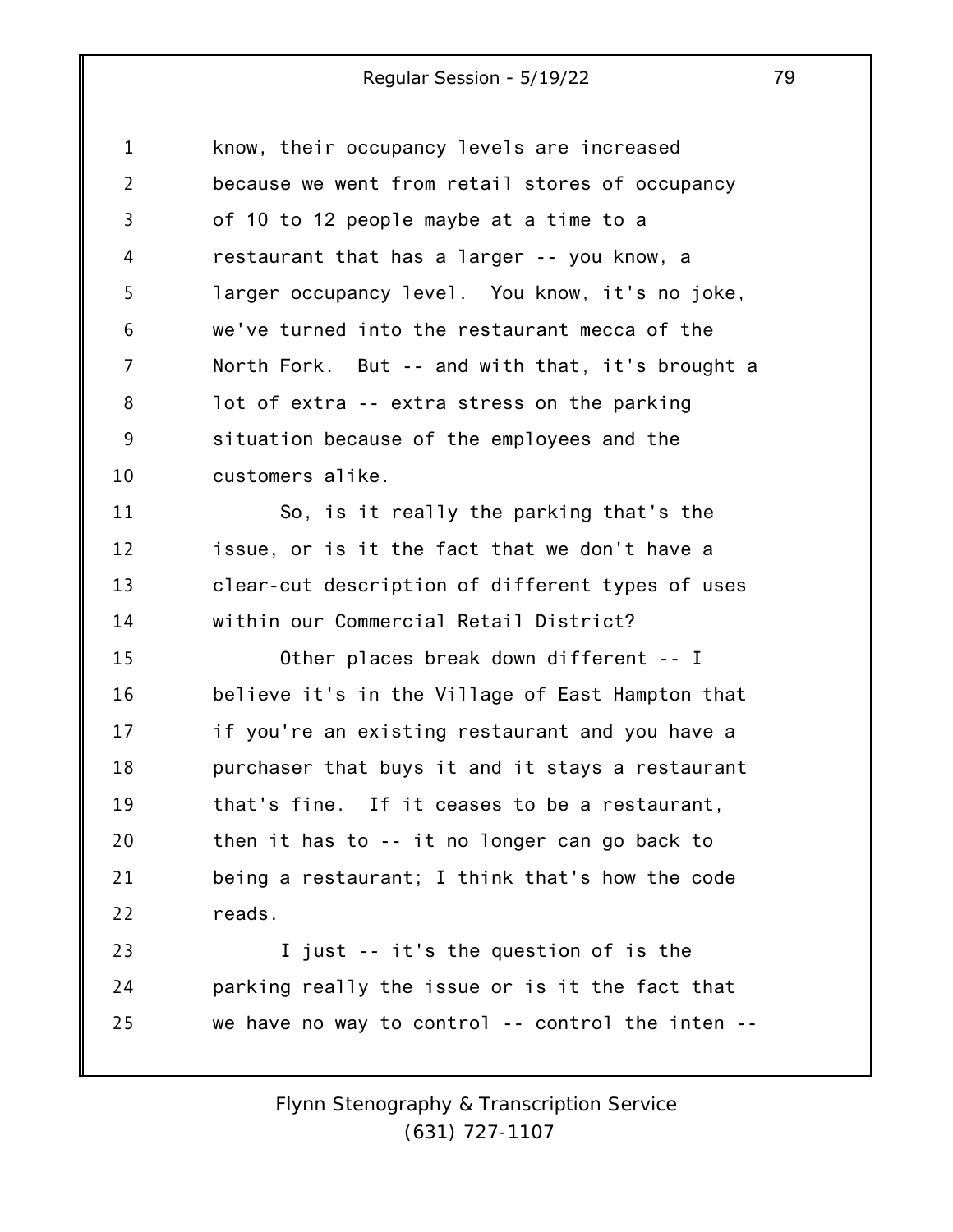know, their occupancy levels are increased because we went from retail stores of occupancy of 10 to 12 people maybe at a time to a restaurant that has a larger -- you know, a larger occupancy level. You know, it's no joke, we've turned into the restaurant mecca of the North Fork. But -- and with that, it's brought a lot of extra -- extra stress on the parking situation because of the employees and the customers alike.

So, is it really the parking that's the issue, or is it the fact that we don't have a clear-cut description of different types of uses within our Commercial Retail District?

Other places break down different -- I believe it's in the Village of East Hampton that if you're an existing restaurant and you have a purchaser that buys it and it stays a restaurant that's fine. If it ceases to be a restaurant, then it has to -- it no longer can go back to being a restaurant; I think that's how the code reads.

I just -- it's the question of is the parking really the issue or is it the fact that we have no way to control -- control the inten --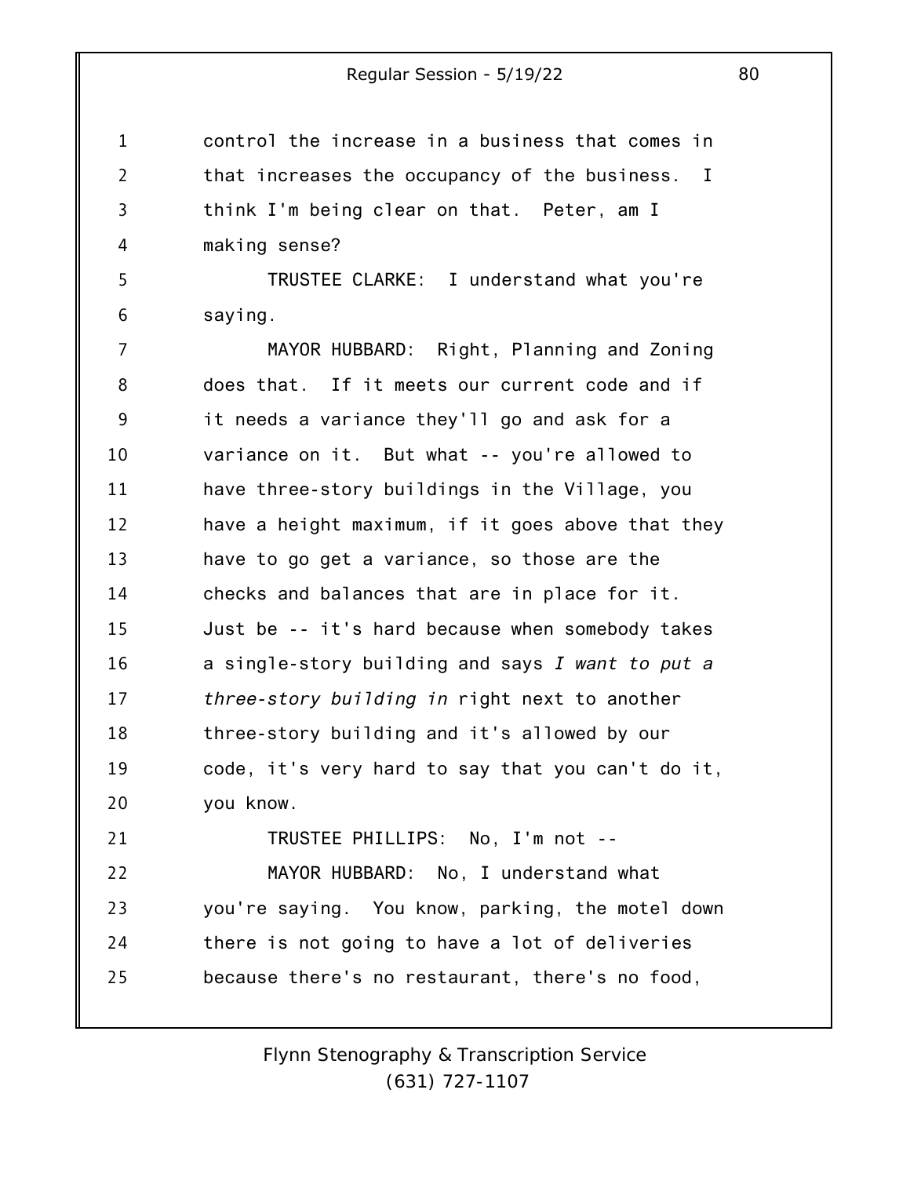control the increase in a business that comes in that increases the occupancy of the business. I think I'm being clear on that. Peter, am I making sense?

TRUSTEE CLARKE: I understand what you're saying.

MAYOR HUBBARD: Right, Planning and Zoning does that. If it meets our current code and if it needs a variance they'll go and ask for a variance on it. But what -- you're allowed to have three-story buildings in the Village, you have a height maximum, if it goes above that they have to go get a variance, so those are the checks and balances that are in place for it. Just be -- it's hard because when somebody takes a single-story building and says *I want to put a three-story building in* right next to another three-story building and it's allowed by our code, it's very hard to say that you can't do it, you know.

TRUSTEE PHILLIPS: No, I'm not --

MAYOR HUBBARD: No, I understand what you're saying. You know, parking, the motel down there is not going to have a lot of deliveries because there's no restaurant, there's no food,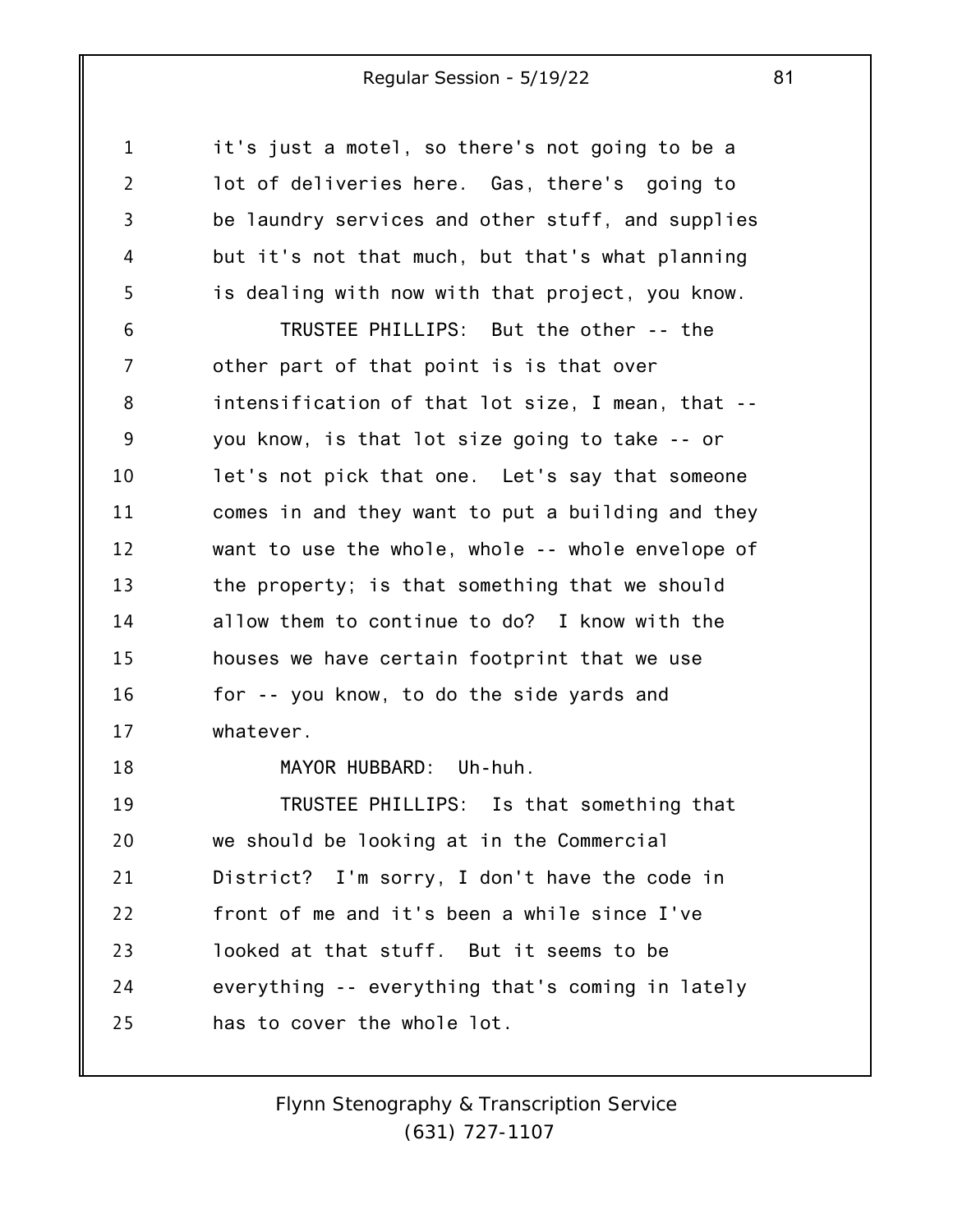it's just a motel, so there's not going to be a lot of deliveries here. Gas, there's going to be laundry services and other stuff, and supplies but it's not that much, but that's what planning is dealing with now with that project, you know.

TRUSTEE PHILLIPS: But the other -- the other part of that point is is that over intensification of that lot size, I mean, that -- you know, is that lot size going to take -- or let's not pick that one. Let's say that someone comes in and they want to put a building and they want to use the whole, whole -- whole envelope of the property; is that something that we should allow them to continue to do? I know with the houses we have certain footprint that we use for -- you know, to do the side yards and whatever.

MAYOR HUBBARD: Uh-huh.

TRUSTEE PHILLIPS: Is that something that we should be looking at in the Commercial District? I'm sorry, I don't have the code in front of me and it's been a while since I've looked at that stuff. But it seems to be everything -- everything that's coming in lately has to cover the whole lot.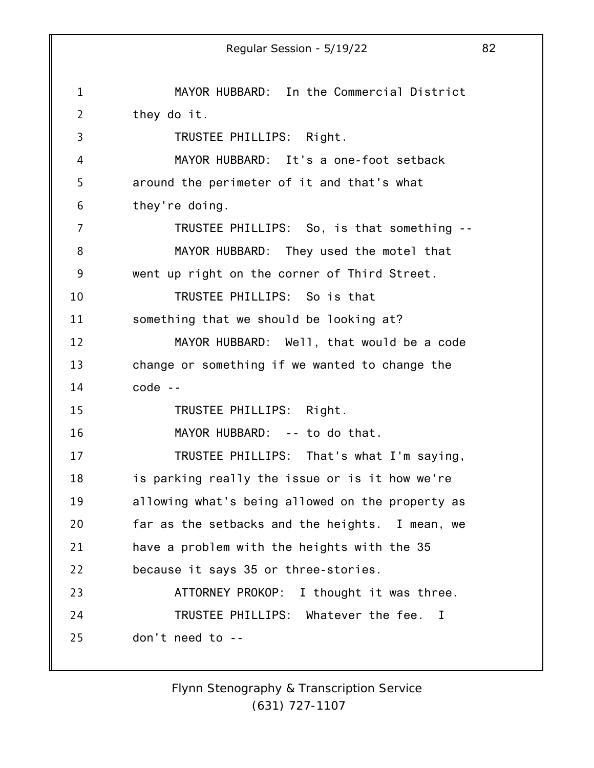MAYOR HUBBARD: In the Commercial District they do it.

TRUSTEE PHILLIPS: Right.

MAYOR HUBBARD: It's a one-foot setback around the perimeter of it and that's what they're doing.

TRUSTEE PHILLIPS: So, is that something --

MAYOR HUBBARD: They used the motel that went up right on the corner of Third Street.

TRUSTEE PHILLIPS: So is that something that we should be looking at?

MAYOR HUBBARD: Well, that would be a code change or something if we wanted to change the code --

TRUSTEE PHILLIPS: Right.

MAYOR HUBBARD: -- to do that.

TRUSTEE PHILLIPS: That's what I'm saying, is parking really the issue or is it how we're allowing what's being allowed on the property as far as the setbacks and the heights. I mean, we have a problem with the heights with the 35 because it says 35 or three-stories.

ATTORNEY PROKOP: I thought it was three.

TRUSTEE PHILLIPS: Whatever the fee. I don't need to --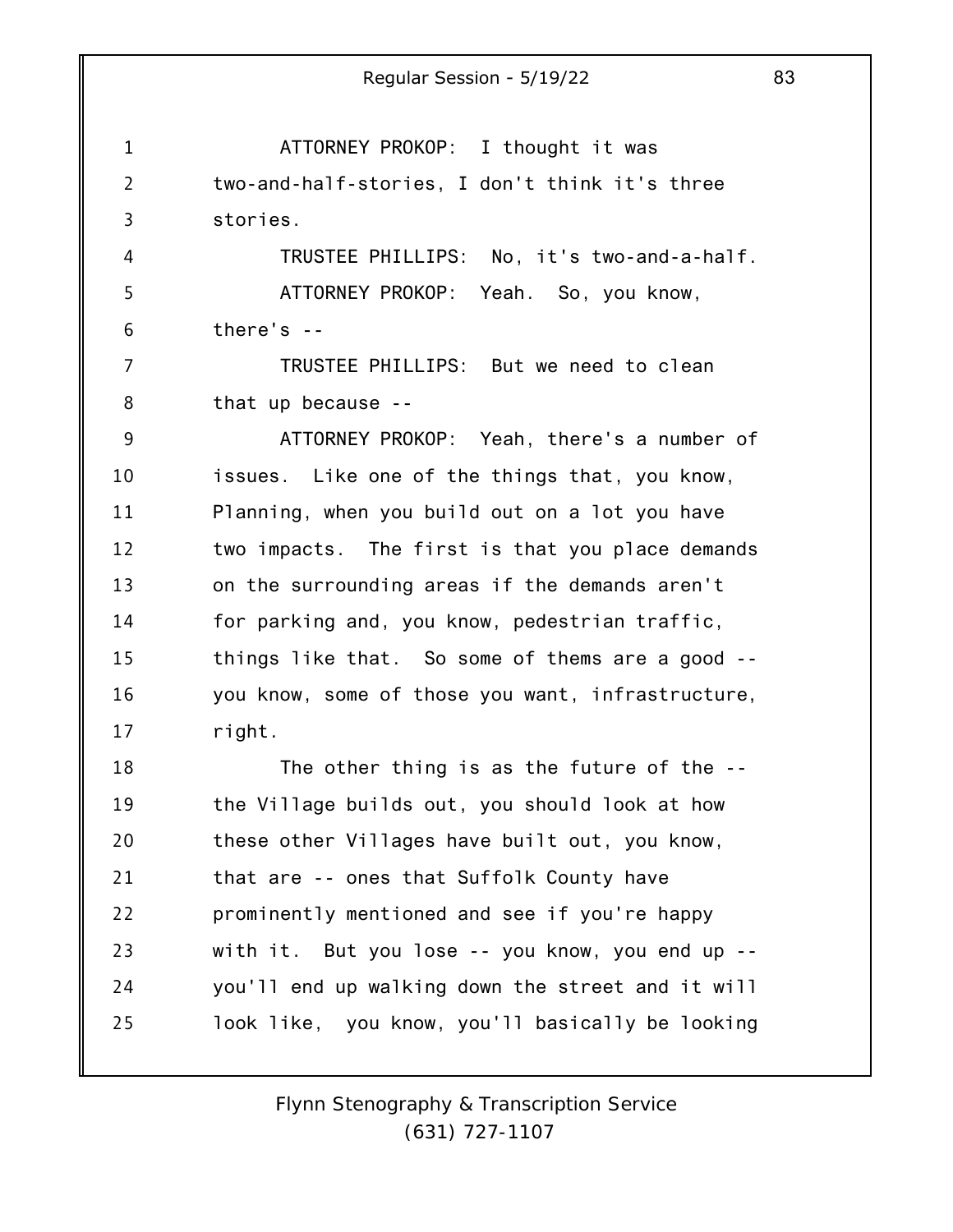ATTORNEY PROKOP: I thought it was two-and-half-stories, I don't think it's three stories.

TRUSTEE PHILLIPS: No, it's two-and-a-half.

ATTORNEY PROKOP: Yeah. So, you know, there's --

TRUSTEE PHILLIPS: But we need to clean that up because --

ATTORNEY PROKOP: Yeah, there's a number of issues. Like one of the things that, you know, Planning, when you build out on a lot you have two impacts. The first is that you place demands on the surrounding areas if the demands aren't for parking and, you know, pedestrian traffic, things like that. So some of thems are a good -- you know, some of those you want, infrastructure, right.

The other thing is as the future of the -- the Village builds out, you should look at how these other Villages have built out, you know, that are -- ones that Suffolk County have prominently mentioned and see if you're happy with it. But you lose -- you know, you end up -- you'll end up walking down the street and it will look like, you know, you'll basically be looking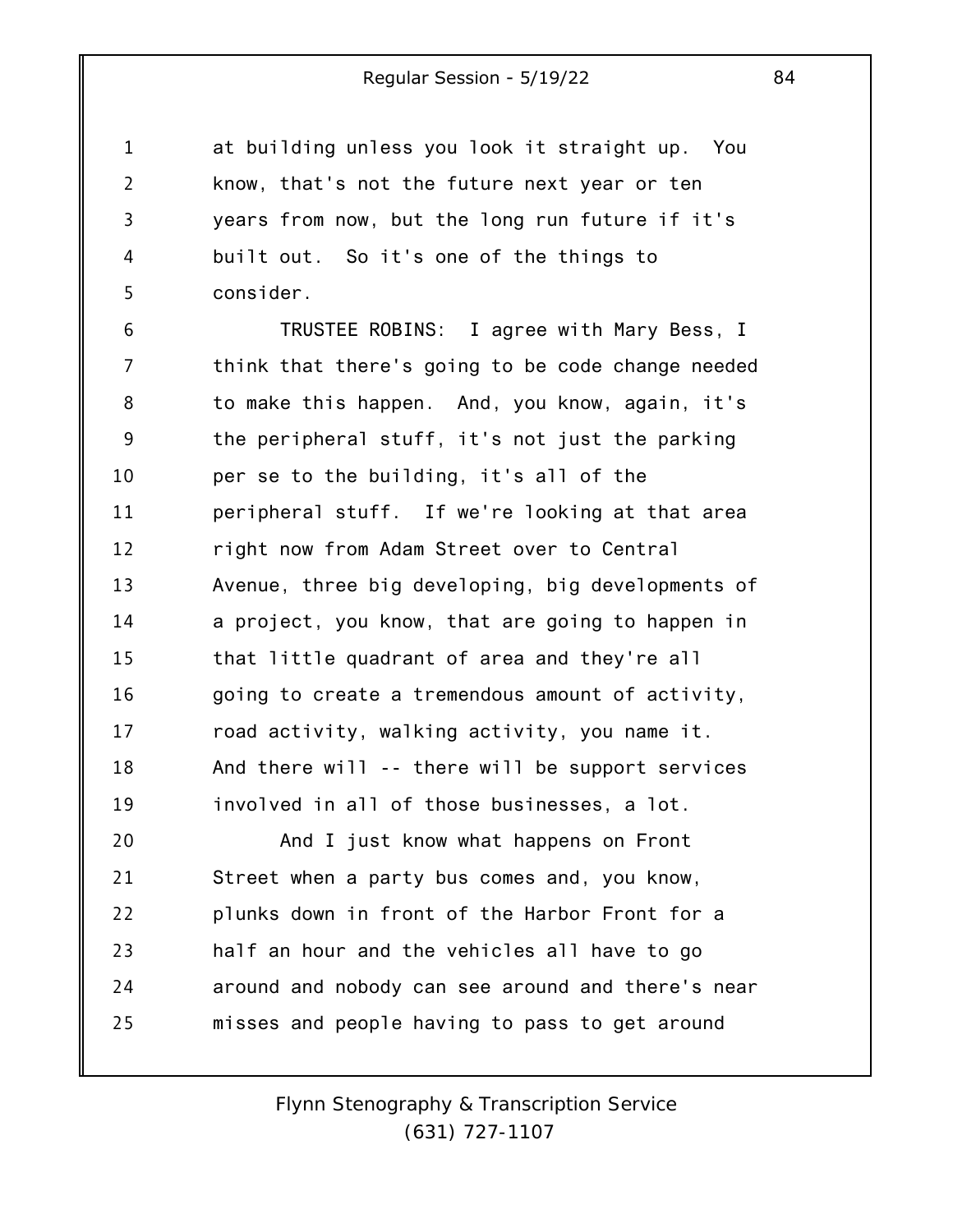at building unless you look it straight up. You know, that's not the future next year or ten years from now, but the long run future if it's built out. So it's one of the things to consider.

TRUSTEE ROBINS: I agree with Mary Bess, I think that there's going to be code change needed to make this happen. And, you know, again, it's the peripheral stuff, it's not just the parking per se to the building, it's all of the peripheral stuff. If we're looking at that area right now from Adam Street over to Central Avenue, three big developing, big developments of a project, you know, that are going to happen in that little quadrant of area and they're all going to create a tremendous amount of activity, road activity, walking activity, you name it. And there will -- there will be support services involved in all of those businesses, a lot.

And I just know what happens on Front Street when a party bus comes and, you know, plunks down in front of the Harbor Front for a half an hour and the vehicles all have to go around and nobody can see around and there's near misses and people having to pass to get around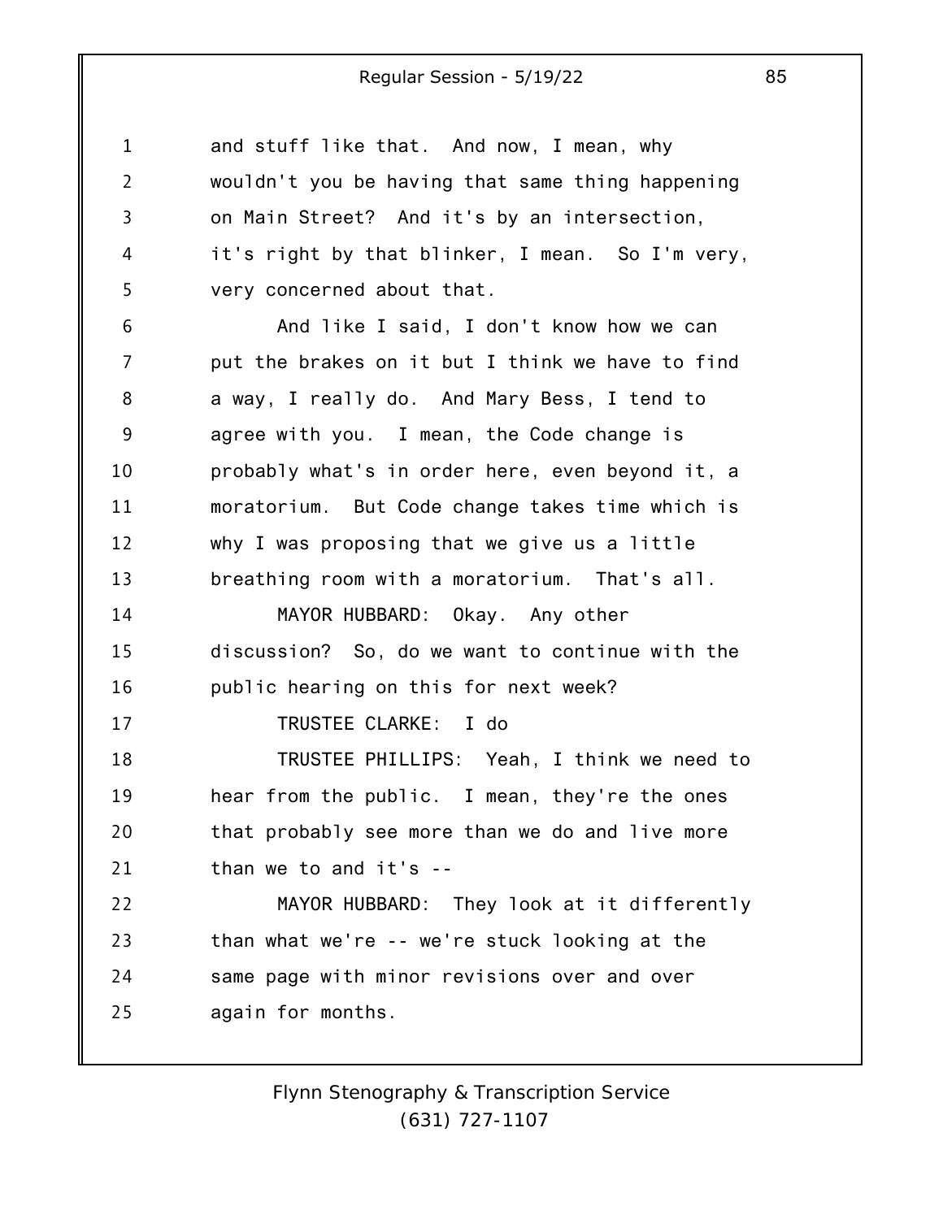and stuff like that. And now, I mean, why wouldn't you be having that same thing happening on Main Street? And it's by an intersection, it's right by that blinker, I mean. So I'm very, very concerned about that.

And like I said, I don't know how we can put the brakes on it but I think we have to find a way, I really do. And Mary Bess, I tend to agree with you. I mean, the Code change is probably what's in order here, even beyond it, a moratorium. But Code change takes time which is why I was proposing that we give us a little breathing room with a moratorium. That's all.

MAYOR HUBBARD: Okay. Any other discussion? So, do we want to continue with the public hearing on this for next week?

TRUSTEE CLARKE: I do

TRUSTEE PHILLIPS: Yeah, I think we need to hear from the public. I mean, they're the ones that probably see more than we do and live more than we to and it's --

MAYOR HUBBARD: They look at it differently than what we're -- we're stuck looking at the same page with minor revisions over and over again for months.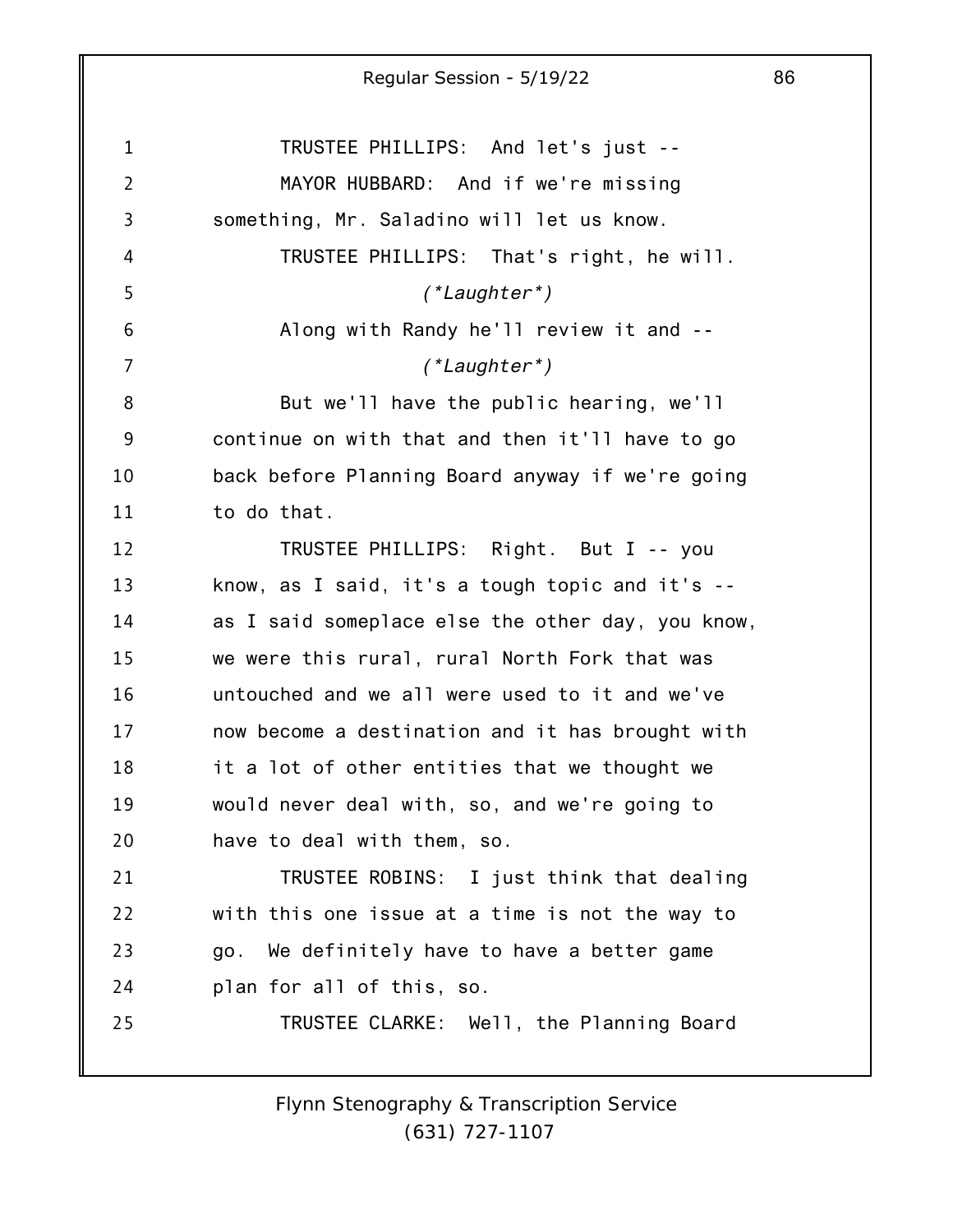TRUSTEE PHILLIPS: And let's just --

MAYOR HUBBARD: And if we're missing something, Mr. Saladino will let us know.

TRUSTEE PHILLIPS: That's right, he will.

*(\*Laughter\*)*

Along with Randy he'll review it and --

*(\*Laughter\*)*

But we'll have the public hearing, we'll continue on with that and then it'll have to go back before Planning Board anyway if we're going to do that.

TRUSTEE PHILLIPS: Right. But I -- you know, as I said, it's a tough topic and it's -- as I said someplace else the other day, you know, we were this rural, rural North Fork that was untouched and we all were used to it and we've now become a destination and it has brought with it a lot of other entities that we thought we would never deal with, so, and we're going to have to deal with them, so.

TRUSTEE ROBINS: I just think that dealing with this one issue at a time is not the way to go. We definitely have to have a better game plan for all of this, so.

TRUSTEE CLARKE: Well, the Planning Board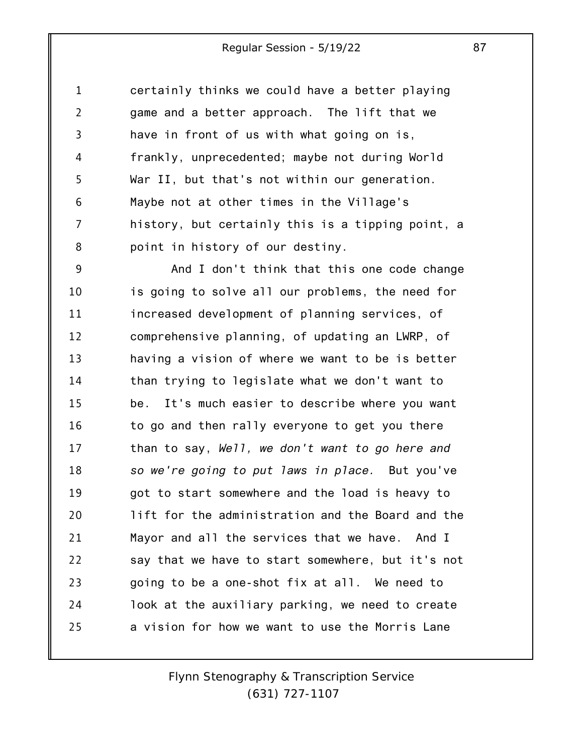certainly thinks we could have a better playing game and a better approach. The lift that we have in front of us with what going on is, frankly, unprecedented; maybe not during World War II, but that's not within our generation. Maybe not at other times in the Village's history, but certainly this is a tipping point, a point in history of our destiny.

And I don't think that this one code change is going to solve all our problems, the need for increased development of planning services, of comprehensive planning, of updating an LWRP, of having a vision of where we want to be is better than trying to legislate what we don't want to be. It's much easier to describe where you want to go and then rally everyone to get you there than to say, *Well, we don't want to go here and so we're going to put laws in place.* But you've got to start somewhere and the load is heavy to lift for the administration and the Board and the Mayor and all the services that we have. And I say that we have to start somewhere, but it's not going to be a one-shot fix at all. We need to look at the auxiliary parking, we need to create a vision for how we want to use the Morris Lane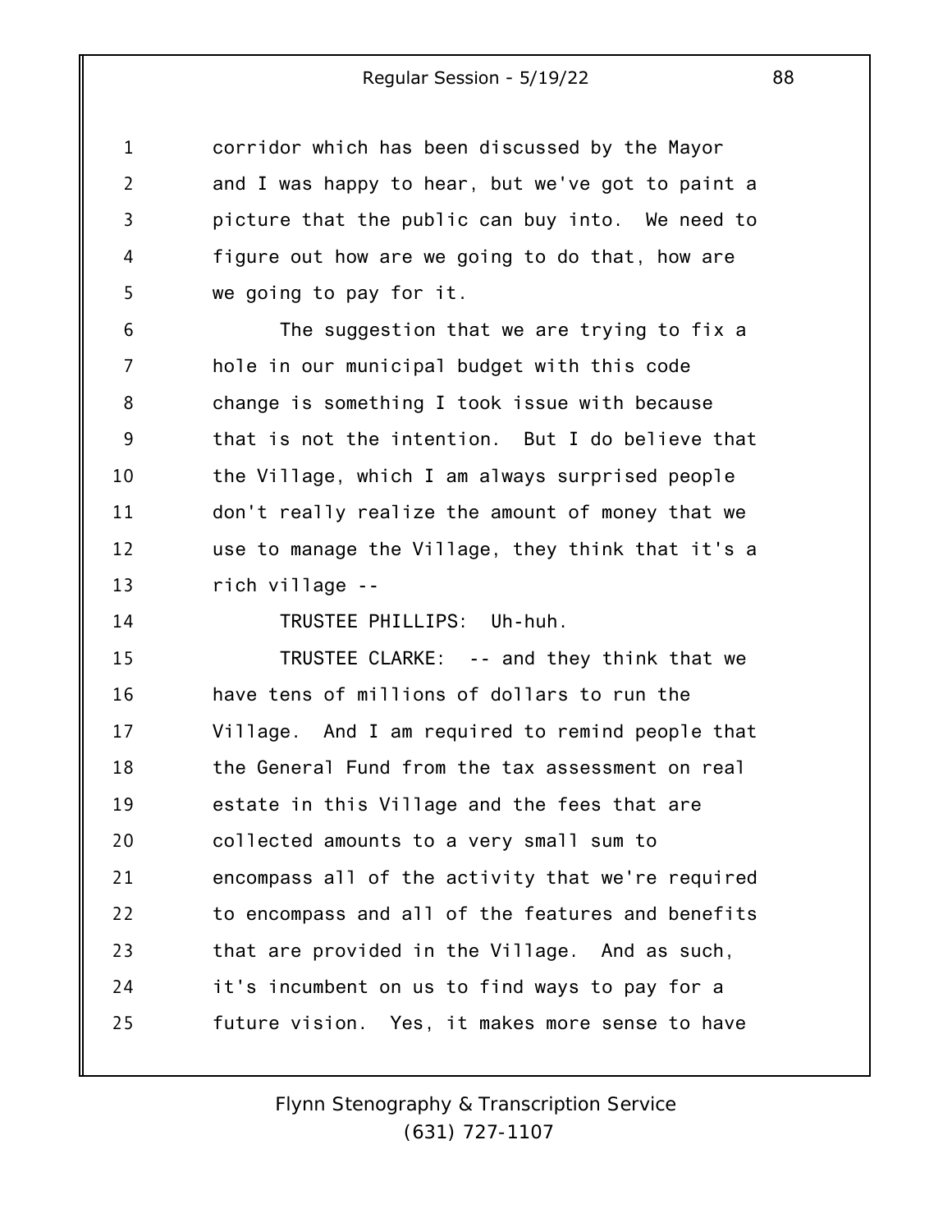corridor which has been discussed by the Mayor and I was happy to hear, but we've got to paint a picture that the public can buy into. We need to figure out how are we going to do that, how are we going to pay for it.

The suggestion that we are trying to fix a hole in our municipal budget with this code change is something I took issue with because that is not the intention. But I do believe that the Village, which I am always surprised people don't really realize the amount of money that we use to manage the Village, they think that it's a rich village --

TRUSTEE PHILLIPS: Uh-huh.

TRUSTEE CLARKE: -- and they think that we have tens of millions of dollars to run the Village. And I am required to remind people that the General Fund from the tax assessment on real estate in this Village and the fees that are collected amounts to a very small sum to encompass all of the activity that we're required to encompass and all of the features and benefits that are provided in the Village. And as such, it's incumbent on us to find ways to pay for a future vision. Yes, it makes more sense to have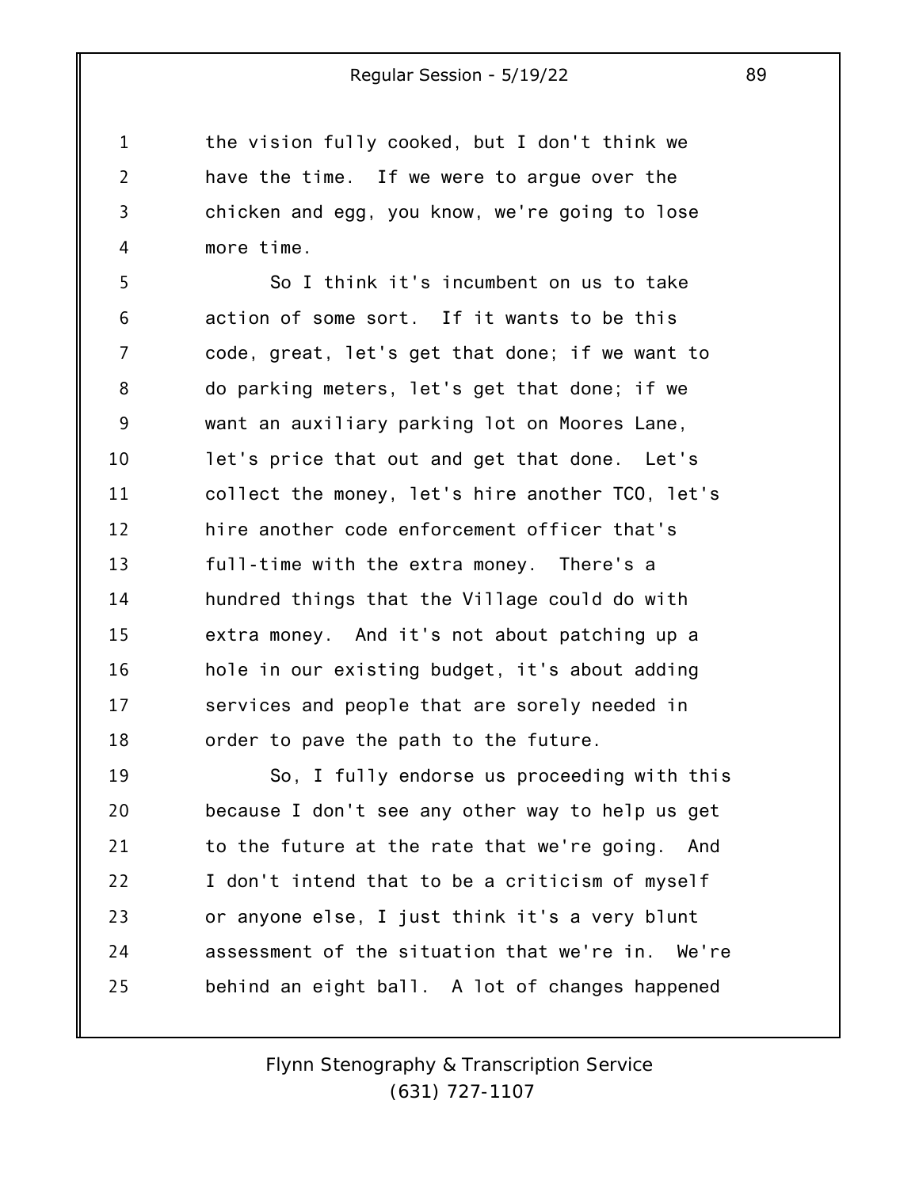the vision fully cooked, but I don't think we have the time. If we were to argue over the chicken and egg, you know, we're going to lose more time.

So I think it's incumbent on us to take action of some sort. If it wants to be this code, great, let's get that done; if we want to do parking meters, let's get that done; if we want an auxiliary parking lot on Moores Lane, let's price that out and get that done. Let's collect the money, let's hire another TCO, let's hire another code enforcement officer that's full-time with the extra money. There's a hundred things that the Village could do with extra money. And it's not about patching up a hole in our existing budget, it's about adding services and people that are sorely needed in order to pave the path to the future.

So, I fully endorse us proceeding with this because I don't see any other way to help us get to the future at the rate that we're going. And I don't intend that to be a criticism of myself or anyone else, I just think it's a very blunt assessment of the situation that we're in. We're behind an eight ball. A lot of changes happened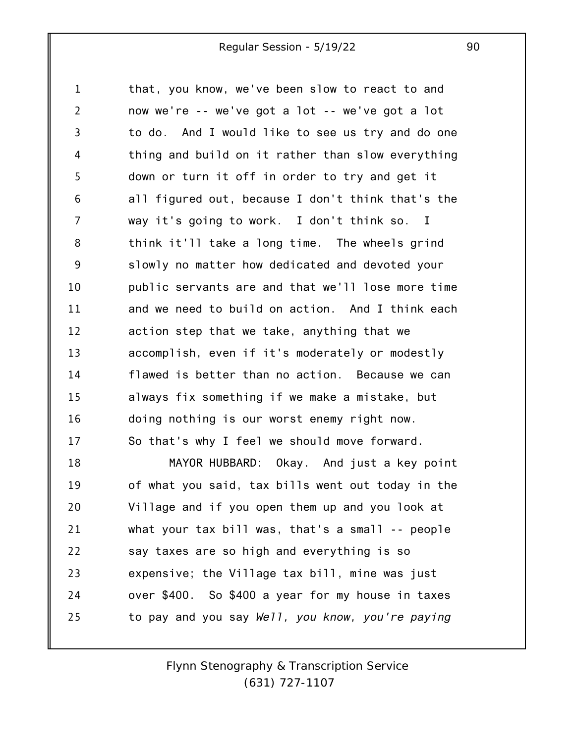that, you know, we've been slow to react to and now we're -- we've got a lot -- we've got a lot to do. And I would like to see us try and do one thing and build on it rather than slow everything down or turn it off in order to try and get it all figured out, because I don't think that's the way it's going to work. I don't think so. I think it'll take a long time. The wheels grind slowly no matter how dedicated and devoted your public servants are and that we'll lose more time and we need to build on action. And I think each action step that we take, anything that we accomplish, even if it's moderately or modestly flawed is better than no action. Because we can always fix something if we make a mistake, but doing nothing is our worst enemy right now. So that's why I feel we should move forward.

MAYOR HUBBARD: Okay. And just a key point of what you said, tax bills went out today in the Village and if you open them up and you look at what your tax bill was, that's a small -- people say taxes are so high and everything is so expensive; the Village tax bill, mine was just over $400. So $400 a year for my house in taxes to pay and you say *Well, you know, you're paying*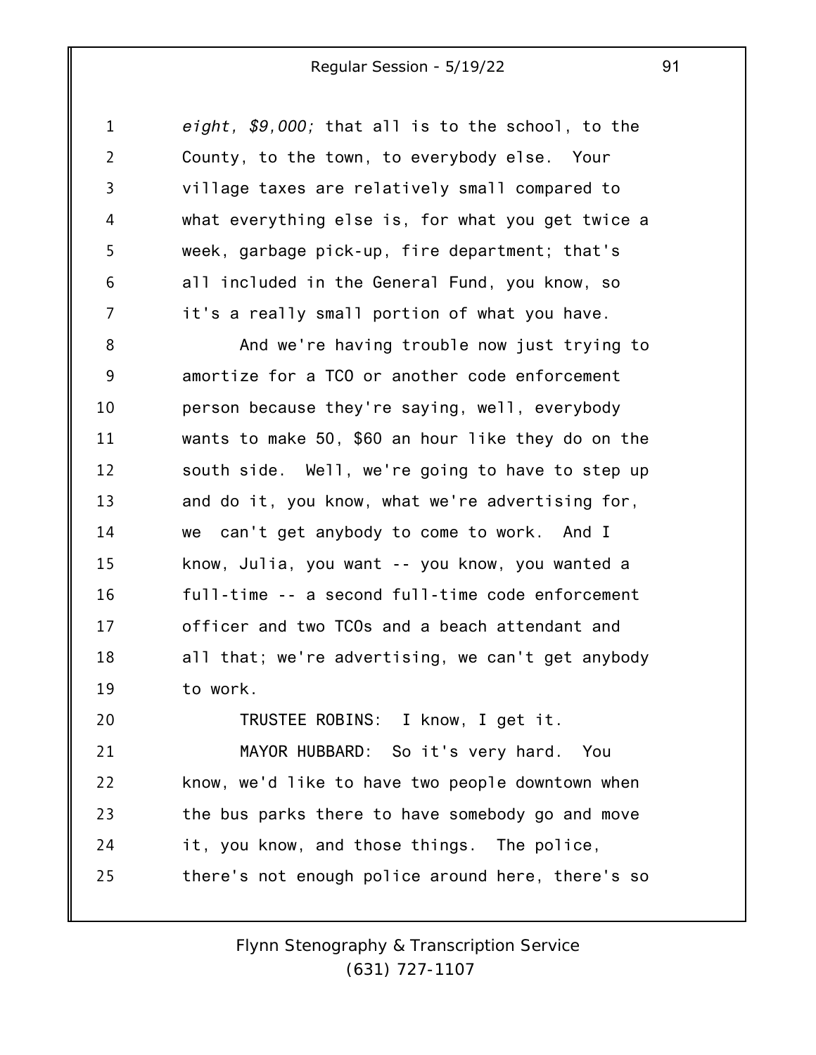*eight, $9,000;* that all is to the school, to the County, to the town, to everybody else. Your village taxes are relatively small compared to what everything else is, for what you get twice a week, garbage pick-up, fire department; that's all included in the General Fund, you know, so it's a really small portion of what you have.

And we're having trouble now just trying to amortize for a TCO or another code enforcement person because they're saying, well, everybody wants to make 50, $60 an hour like they do on the south side. Well, we're going to have to step up and do it, you know, what we're advertising for, we can't get anybody to come to work. And I know, Julia, you want -- you know, you wanted a full-time -- a second full-time code enforcement officer and two TCOs and a beach attendant and all that; we're advertising, we can't get anybody to work.

TRUSTEE ROBINS: I know, I get it.

MAYOR HUBBARD: So it's very hard. You know, we'd like to have two people downtown when the bus parks there to have somebody go and move it, you know, and those things. The police, there's not enough police around here, there's so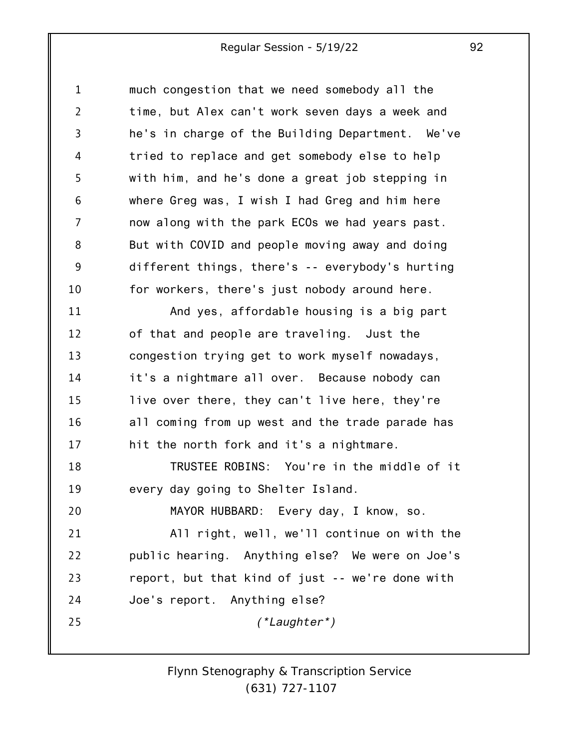much congestion that we need somebody all the time, but Alex can't work seven days a week and he's in charge of the Building Department. We've tried to replace and get somebody else to help with him, and he's done a great job stepping in where Greg was, I wish I had Greg and him here now along with the park ECOs we had years past. But with COVID and people moving away and doing different things, there's -- everybody's hurting for workers, there's just nobody around here.

And yes, affordable housing is a big part of that and people are traveling. Just the congestion trying get to work myself nowadays, it's a nightmare all over. Because nobody can live over there, they can't live here, they're all coming from up west and the trade parade has hit the north fork and it's a nightmare.

TRUSTEE ROBINS: You're in the middle of it every day going to Shelter Island.

MAYOR HUBBARD: Every day, I know, so.

All right, well, we'll continue on with the public hearing. Anything else? We were on Joe's report, but that kind of just -- we're done with Joe's report. Anything else?

*(*Laughter*)*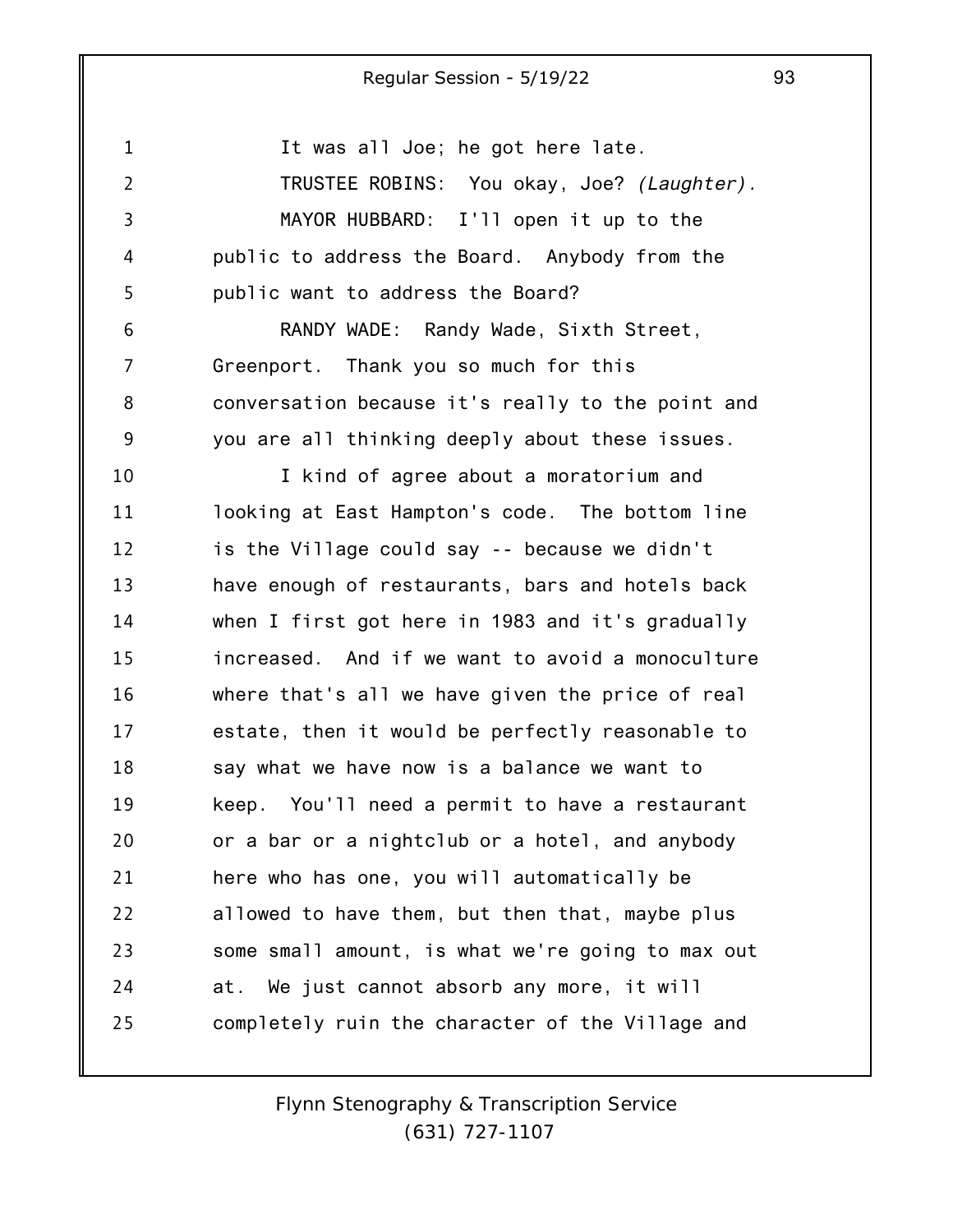It was all Joe; he got here late.

TRUSTEE ROBINS: You okay, Joe? *(Laughter).*

MAYOR HUBBARD: I'll open it up to the public to address the Board. Anybody from the public want to address the Board?

RANDY WADE: Randy Wade, Sixth Street, Greenport. Thank you so much for this conversation because it's really to the point and you are all thinking deeply about these issues.

I kind of agree about a moratorium and looking at East Hampton's code. The bottom line is the Village could say -- because we didn't have enough of restaurants, bars and hotels back when I first got here in 1983 and it's gradually increased. And if we want to avoid a monoculture where that's all we have given the price of real estate, then it would be perfectly reasonable to say what we have now is a balance we want to keep. You'll need a permit to have a restaurant or a bar or a nightclub or a hotel, and anybody here who has one, you will automatically be allowed to have them, but then that, maybe plus some small amount, is what we're going to max out at. We just cannot absorb any more, it will completely ruin the character of the Village and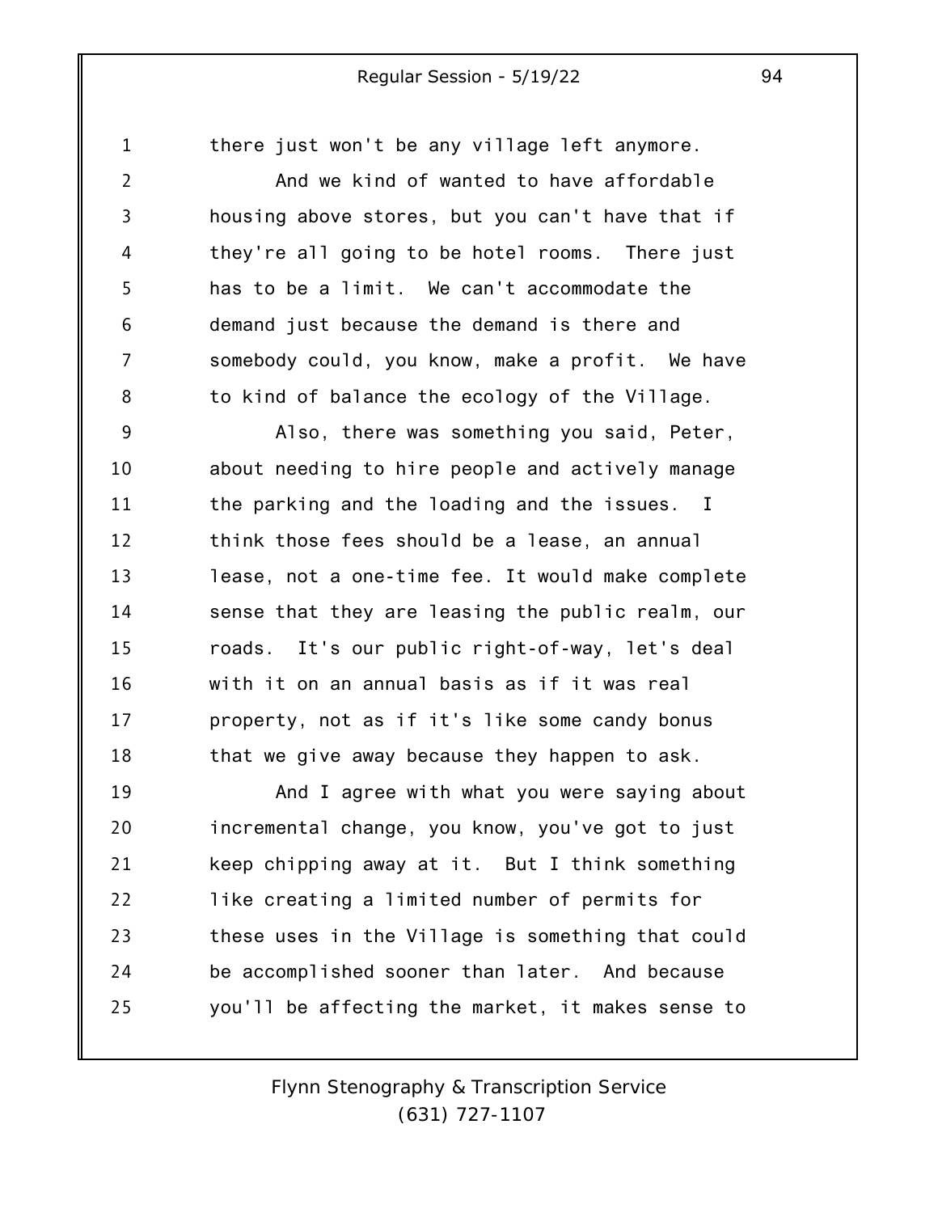there just won't be any village left anymore.

And we kind of wanted to have affordable housing above stores, but you can't have that if they're all going to be hotel rooms. There just has to be a limit. We can't accommodate the demand just because the demand is there and somebody could, you know, make a profit. We have to kind of balance the ecology of the Village.

Also, there was something you said, Peter, about needing to hire people and actively manage the parking and the loading and the issues. I think those fees should be a lease, an annual lease, not a one-time fee. It would make complete sense that they are leasing the public realm, our roads. It's our public right-of-way, let's deal with it on an annual basis as if it was real property, not as if it's like some candy bonus that we give away because they happen to ask.

And I agree with what you were saying about incremental change, you know, you've got to just keep chipping away at it. But I think something like creating a limited number of permits for these uses in the Village is something that could be accomplished sooner than later. And because you'll be affecting the market, it makes sense to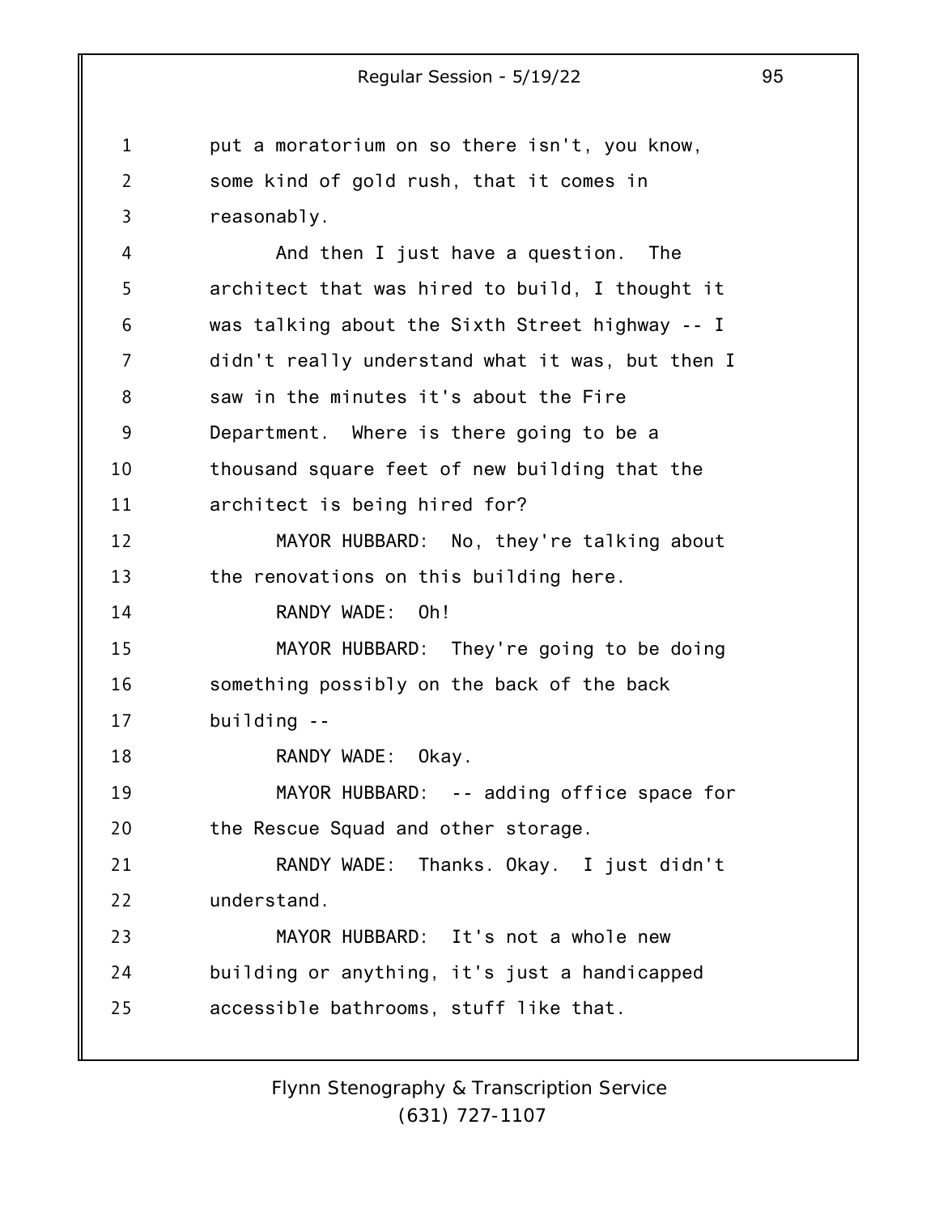put a moratorium on so there isn't, you know, some kind of gold rush, that it comes in reasonably.

And then I just have a question. The architect that was hired to build, I thought it was talking about the Sixth Street highway -- I didn't really understand what it was, but then I saw in the minutes it's about the Fire Department. Where is there going to be a thousand square feet of new building that the architect is being hired for?

MAYOR HUBBARD: No, they're talking about the renovations on this building here.

RANDY WADE: Oh!

MAYOR HUBBARD: They're going to be doing something possibly on the back of the back building --

RANDY WADE: Okay.

MAYOR HUBBARD: -- adding office space for the Rescue Squad and other storage.

RANDY WADE: Thanks. Okay. I just didn't understand.

MAYOR HUBBARD: It's not a whole new building or anything, it's just a handicapped accessible bathrooms, stuff like that.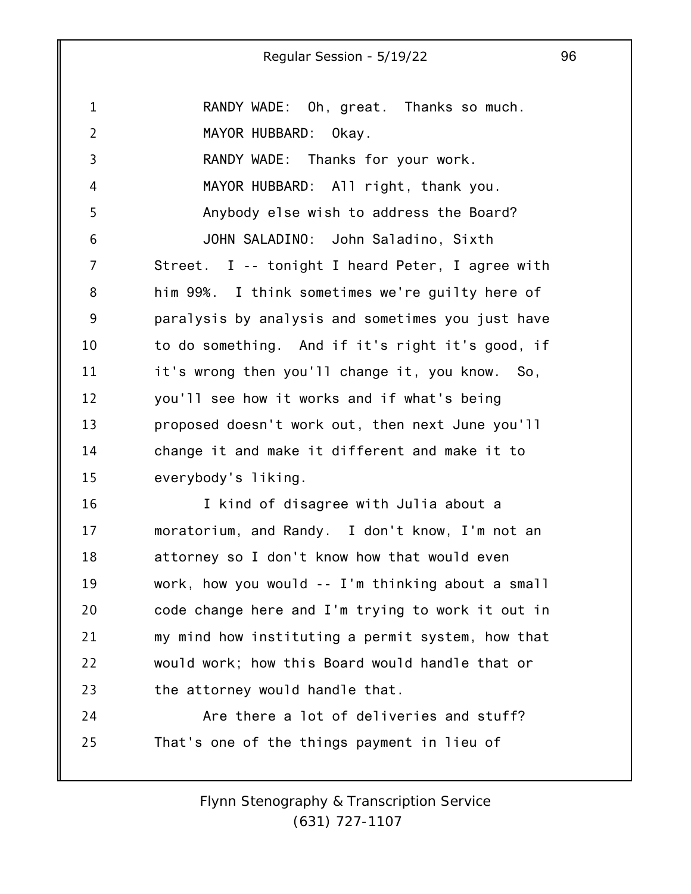RANDY WADE: Oh, great. Thanks so much.

MAYOR HUBBARD: Okay.

RANDY WADE: Thanks for your work.

MAYOR HUBBARD: All right, thank you.

Anybody else wish to address the Board?

JOHN SALADINO: John Saladino, Sixth Street. I -- tonight I heard Peter, I agree with him 99%. I think sometimes we're guilty here of paralysis by analysis and sometimes you just have to do something. And if it's right it's good, if it's wrong then you'll change it, you know. So, you'll see how it works and if what's being proposed doesn't work out, then next June you'll change it and make it different and make it to everybody's liking.

I kind of disagree with Julia about a moratorium, and Randy. I don't know, I'm not an attorney so I don't know how that would even work, how you would -- I'm thinking about a small code change here and I'm trying to work it out in my mind how instituting a permit system, how that would work; how this Board would handle that or the attorney would handle that.

Are there a lot of deliveries and stuff? That's one of the things payment in lieu of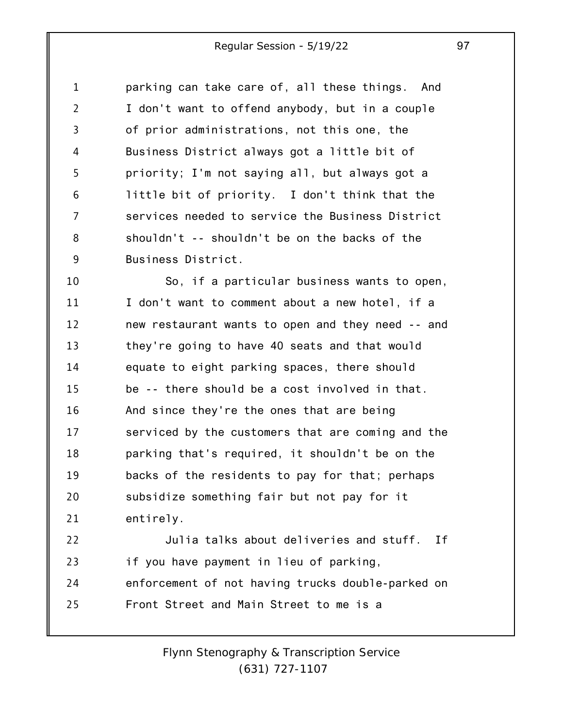parking can take care of, all these things. And I don't want to offend anybody, but in a couple of prior administrations, not this one, the Business District always got a little bit of priority; I'm not saying all, but always got a little bit of priority. I don't think that the services needed to service the Business District shouldn't -- shouldn't be on the backs of the Business District.

So, if a particular business wants to open, I don't want to comment about a new hotel, if a new restaurant wants to open and they need -- and they're going to have 40 seats and that would equate to eight parking spaces, there should be -- there should be a cost involved in that. And since they're the ones that are being serviced by the customers that are coming and the parking that's required, it shouldn't be on the backs of the residents to pay for that; perhaps subsidize something fair but not pay for it entirely.

Julia talks about deliveries and stuff. If if you have payment in lieu of parking, enforcement of not having trucks double-parked on Front Street and Main Street to me is a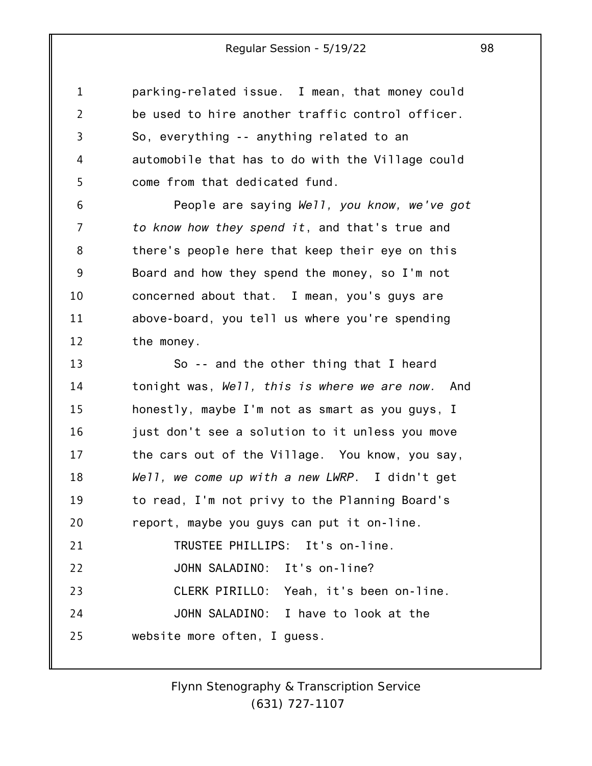parking-related issue. I mean, that money could be used to hire another traffic control officer. So, everything -- anything related to an automobile that has to do with the Village could come from that dedicated fund.

People are saying *Well, you know, we've got to know how they spend it*, and that's true and there's people here that keep their eye on this Board and how they spend the money, so I'm not concerned about that. I mean, you's guys are above-board, you tell us where you're spending the money.

So -- and the other thing that I heard tonight was, *Well, this is where we are now.* And honestly, maybe I'm not as smart as you guys, I just don't see a solution to it unless you move the cars out of the Village. You know, you say, *Well, we come up with a new LWRP*. I didn't get to read, I'm not privy to the Planning Board's report, maybe you guys can put it on-line.

TRUSTEE PHILLIPS: It's on-line.

JOHN SALADINO: It's on-line?

CLERK PIRILLO: Yeah, it's been on-line.

JOHN SALADINO: I have to look at the website more often, I guess.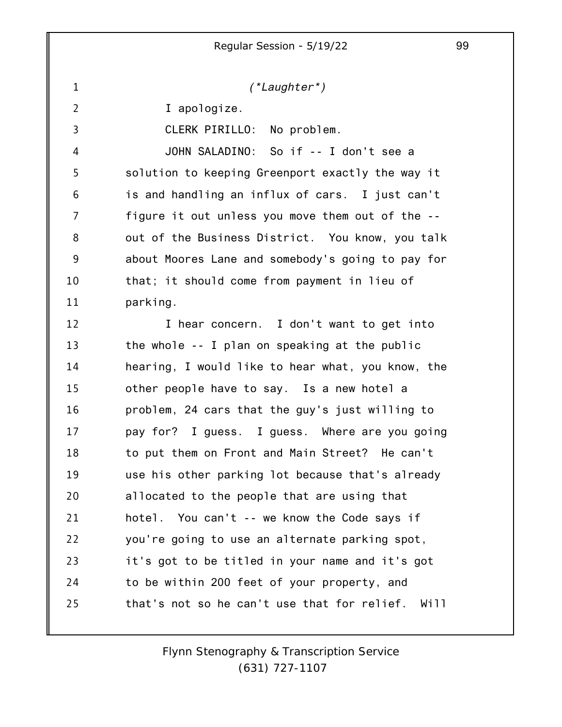*(\*Laughter\*)*

I apologize.

CLERK PIRILLO: No problem.

JOHN SALADINO: So if -- I don't see a solution to keeping Greenport exactly the way it is and handling an influx of cars. I just can't figure it out unless you move them out of the -- out of the Business District. You know, you talk about Moores Lane and somebody's going to pay for that; it should come from payment in lieu of parking.

I hear concern. I don't want to get into the whole -- I plan on speaking at the public hearing, I would like to hear what, you know, the other people have to say. Is a new hotel a problem, 24 cars that the guy's just willing to pay for? I guess. I guess. Where are you going to put them on Front and Main Street? He can't use his other parking lot because that's already allocated to the people that are using that hotel. You can't -- we know the Code says if you're going to use an alternate parking spot, it's got to be titled in your name and it's got to be within 200 feet of your property, and that's not so he can't use that for relief. Will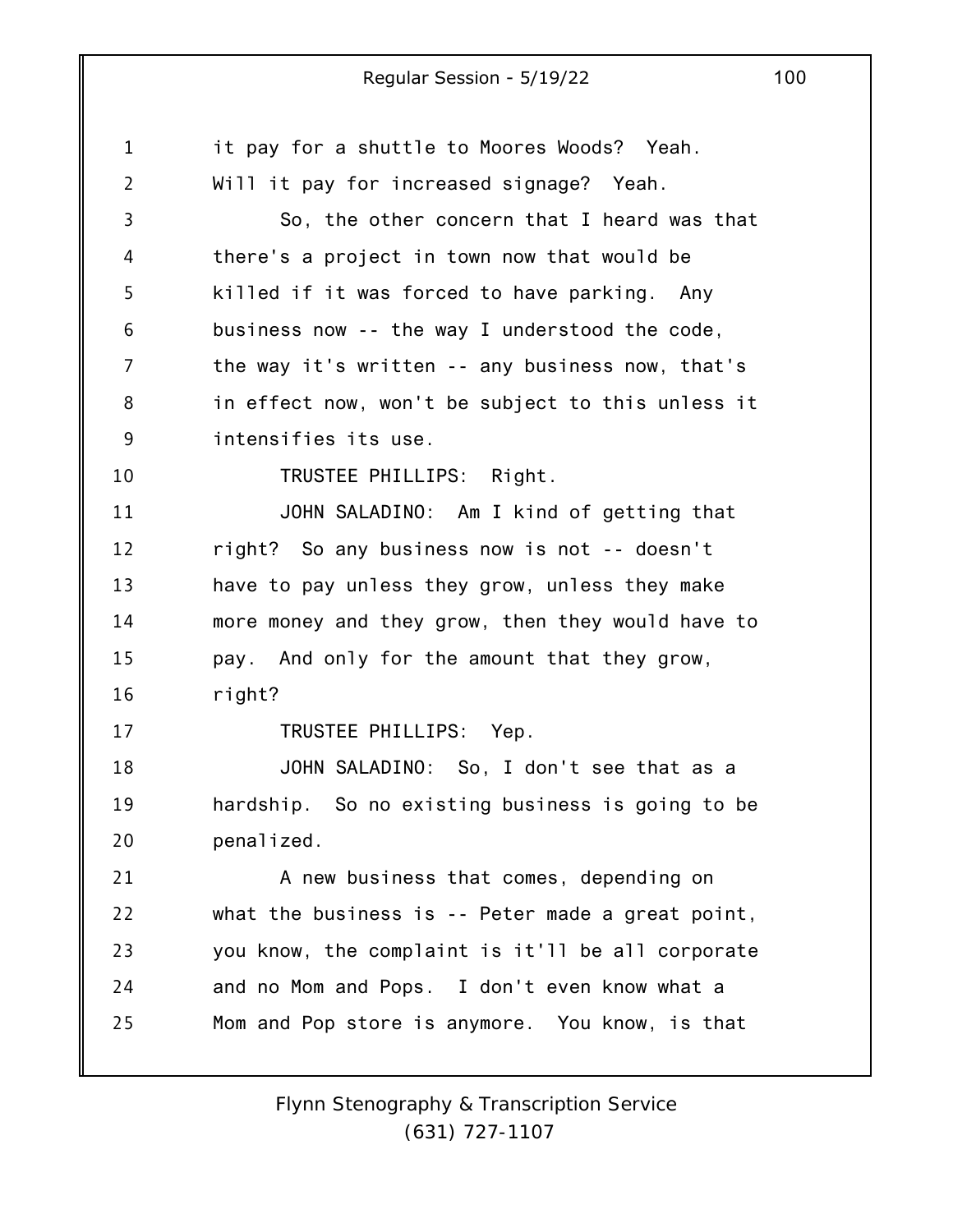it pay for a shuttle to Moores Woods? Yeah. Will it pay for increased signage? Yeah.

So, the other concern that I heard was that there's a project in town now that would be killed if it was forced to have parking. Any business now -- the way I understood the code, the way it's written -- any business now, that's in effect now, won't be subject to this unless it intensifies its use.

TRUSTEE PHILLIPS: Right.

JOHN SALADINO: Am I kind of getting that right? So any business now is not -- doesn't have to pay unless they grow, unless they make more money and they grow, then they would have to pay. And only for the amount that they grow, right?

TRUSTEE PHILLIPS: Yep.

JOHN SALADINO: So, I don't see that as a hardship. So no existing business is going to be penalized.

A new business that comes, depending on what the business is -- Peter made a great point, you know, the complaint is it'll be all corporate and no Mom and Pops. I don't even know what a Mom and Pop store is anymore. You know, is that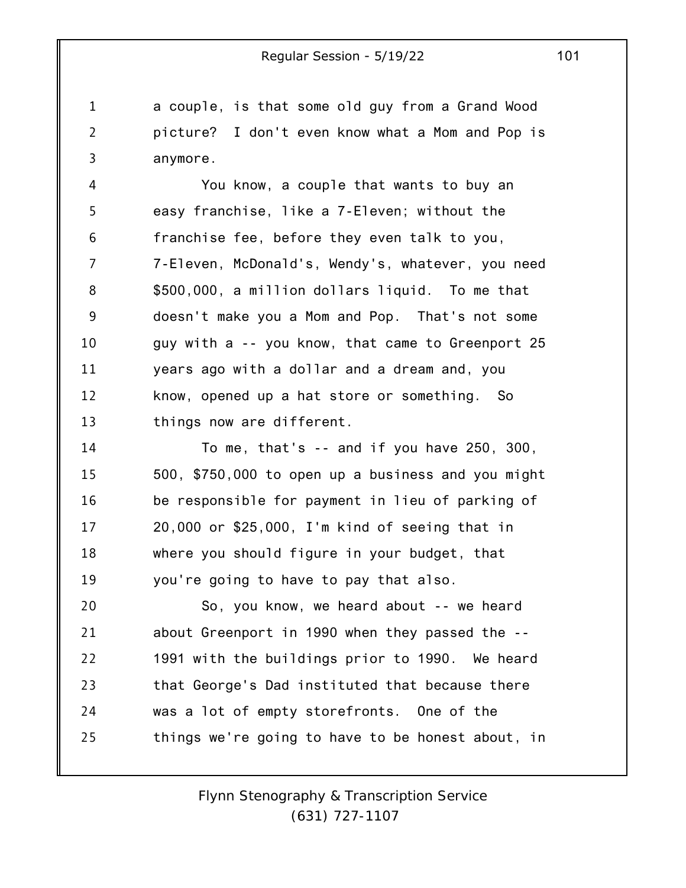a couple, is that some old guy from a Grand Wood picture? I don't even know what a Mom and Pop is anymore.

You know, a couple that wants to buy an easy franchise, like a 7-Eleven; without the franchise fee, before they even talk to you, 7-Eleven, McDonald's, Wendy's, whatever, you need $500,000, a million dollars liquid. To me that doesn't make you a Mom and Pop. That's not some guy with a -- you know, that came to Greenport 25 years ago with a dollar and a dream and, you know, opened up a hat store or something. So things now are different.

To me, that's -- and if you have 250, 300, 500, $750,000 to open up a business and you might be responsible for payment in lieu of parking of 20,000 or $25,000, I'm kind of seeing that in where you should figure in your budget, that you're going to have to pay that also.

So, you know, we heard about -- we heard about Greenport in 1990 when they passed the -- 1991 with the buildings prior to 1990. We heard that George's Dad instituted that because there was a lot of empty storefronts. One of the things we're going to have to be honest about, in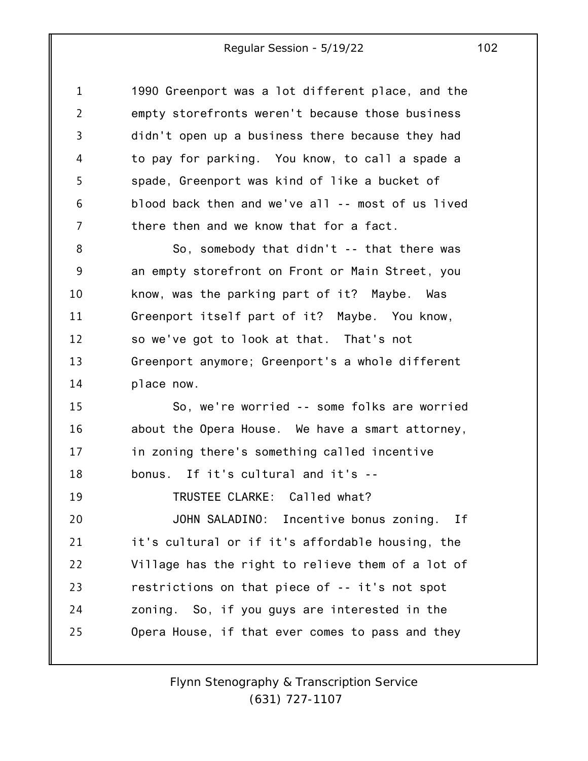1990 Greenport was a lot different place, and the empty storefronts weren't because those business didn't open up a business there because they had to pay for parking. You know, to call a spade a spade, Greenport was kind of like a bucket of blood back then and we've all -- most of us lived there then and we know that for a fact.

So, somebody that didn't -- that there was an empty storefront on Front or Main Street, you know, was the parking part of it? Maybe. Was Greenport itself part of it? Maybe. You know, so we've got to look at that. That's not Greenport anymore; Greenport's a whole different place now.

So, we're worried -- some folks are worried about the Opera House. We have a smart attorney, in zoning there's something called incentive bonus. If it's cultural and it's --

TRUSTEE CLARKE: Called what?

JOHN SALADINO: Incentive bonus zoning. If it's cultural or if it's affordable housing, the Village has the right to relieve them of a lot of restrictions on that piece of -- it's not spot zoning. So, if you guys are interested in the Opera House, if that ever comes to pass and they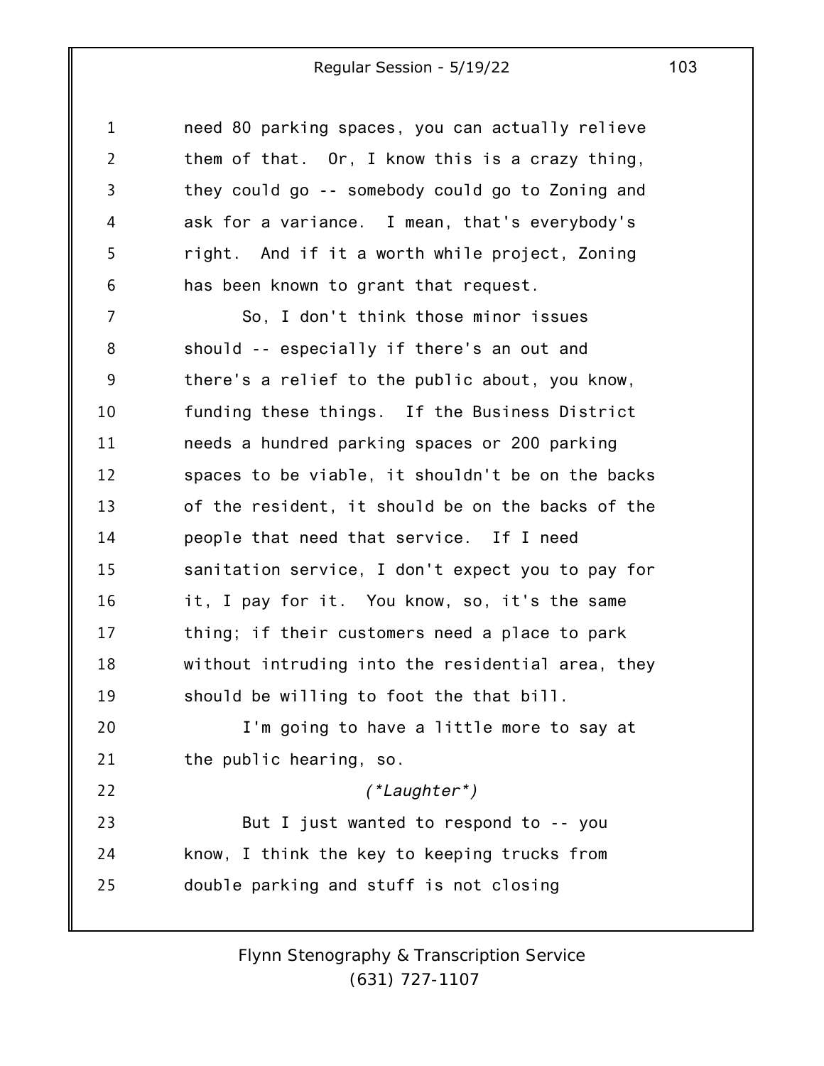need 80 parking spaces, you can actually relieve them of that. Or, I know this is a crazy thing, they could go -- somebody could go to Zoning and ask for a variance. I mean, that's everybody's right. And if it a worth while project, Zoning has been known to grant that request.

So, I don't think those minor issues should -- especially if there's an out and there's a relief to the public about, you know, funding these things. If the Business District needs a hundred parking spaces or 200 parking spaces to be viable, it shouldn't be on the backs of the resident, it should be on the backs of the people that need that service. If I need sanitation service, I don't expect you to pay for it, I pay for it. You know, so, it's the same thing; if their customers need a place to park without intruding into the residential area, they should be willing to foot the that bill.

I'm going to have a little more to say at the public hearing, so.

*(\*Laughter\*)*

But I just wanted to respond to -- you know, I think the key to keeping trucks from double parking and stuff is not closing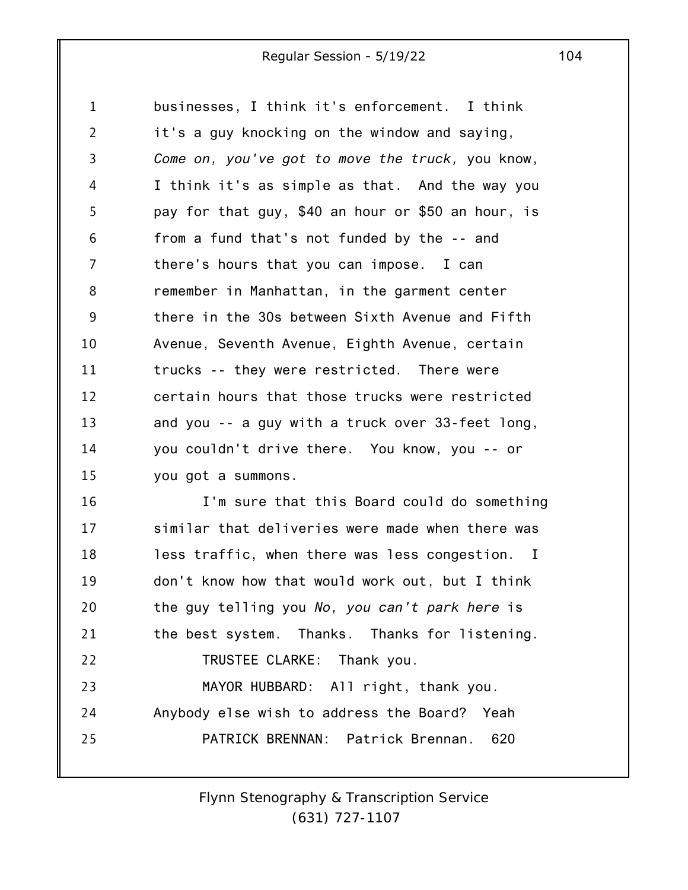businesses, I think it's enforcement. I think it's a guy knocking on the window and saying, *Come on, you've got to move the truck,* you know, I think it's as simple as that. And the way you pay for that guy, $40 an hour or $50 an hour, is from a fund that's not funded by the -- and there's hours that you can impose. I can remember in Manhattan, in the garment center there in the 30s between Sixth Avenue and Fifth Avenue, Seventh Avenue, Eighth Avenue, certain trucks -- they were restricted. There were certain hours that those trucks were restricted and you -- a guy with a truck over 33-feet long, you couldn't drive there. You know, you -- or you got a summons.

I'm sure that this Board could do something similar that deliveries were made when there was less traffic, when there was less congestion. I don't know how that would work out, but I think the guy telling you *No, you can't park here* is the best system. Thanks. Thanks for listening.

TRUSTEE CLARKE: Thank you.

MAYOR HUBBARD: All right, thank you. Anybody else wish to address the Board? Yeah

PATRICK BRENNAN: Patrick Brennan. 620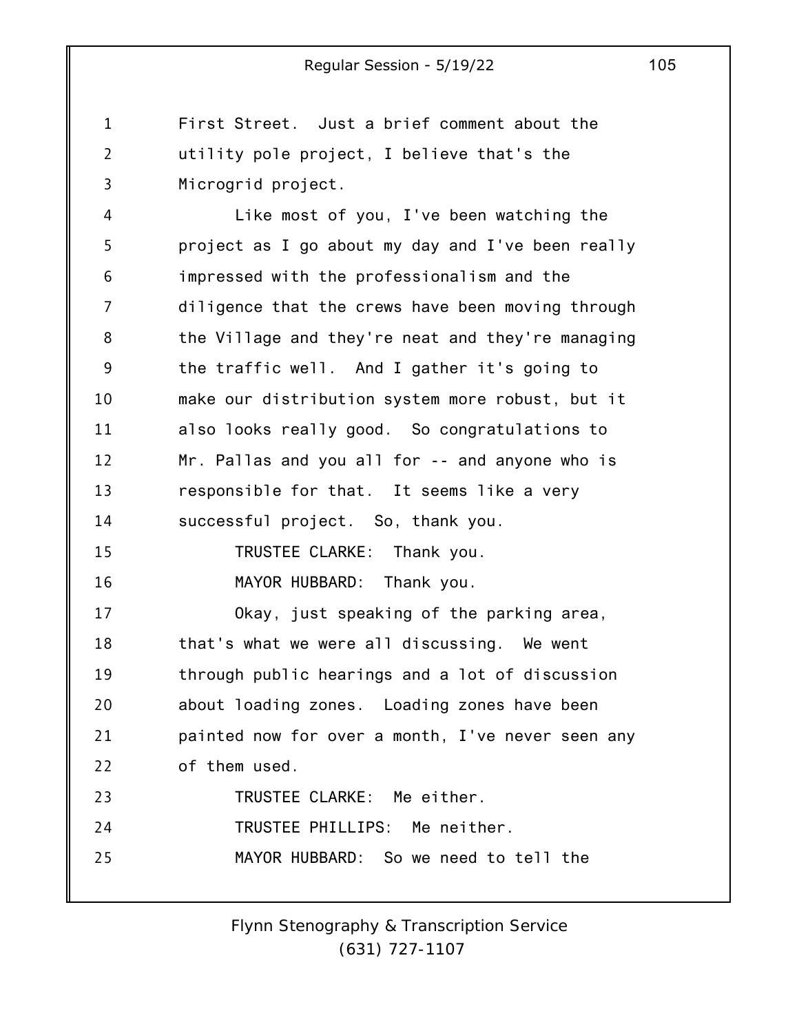First Street. Just a brief comment about the utility pole project, I believe that's the Microgrid project.

Like most of you, I've been watching the project as I go about my day and I've been really impressed with the professionalism and the diligence that the crews have been moving through the Village and they're neat and they're managing the traffic well. And I gather it's going to make our distribution system more robust, but it also looks really good. So congratulations to Mr. Pallas and you all for -- and anyone who is responsible for that. It seems like a very successful project. So, thank you.

TRUSTEE CLARKE: Thank you.

MAYOR HUBBARD: Thank you.

Okay, just speaking of the parking area, that's what we were all discussing. We went through public hearings and a lot of discussion about loading zones. Loading zones have been painted now for over a month, I've never seen any of them used.

TRUSTEE CLARKE: Me either.

TRUSTEE PHILLIPS: Me neither.

MAYOR HUBBARD: So we need to tell the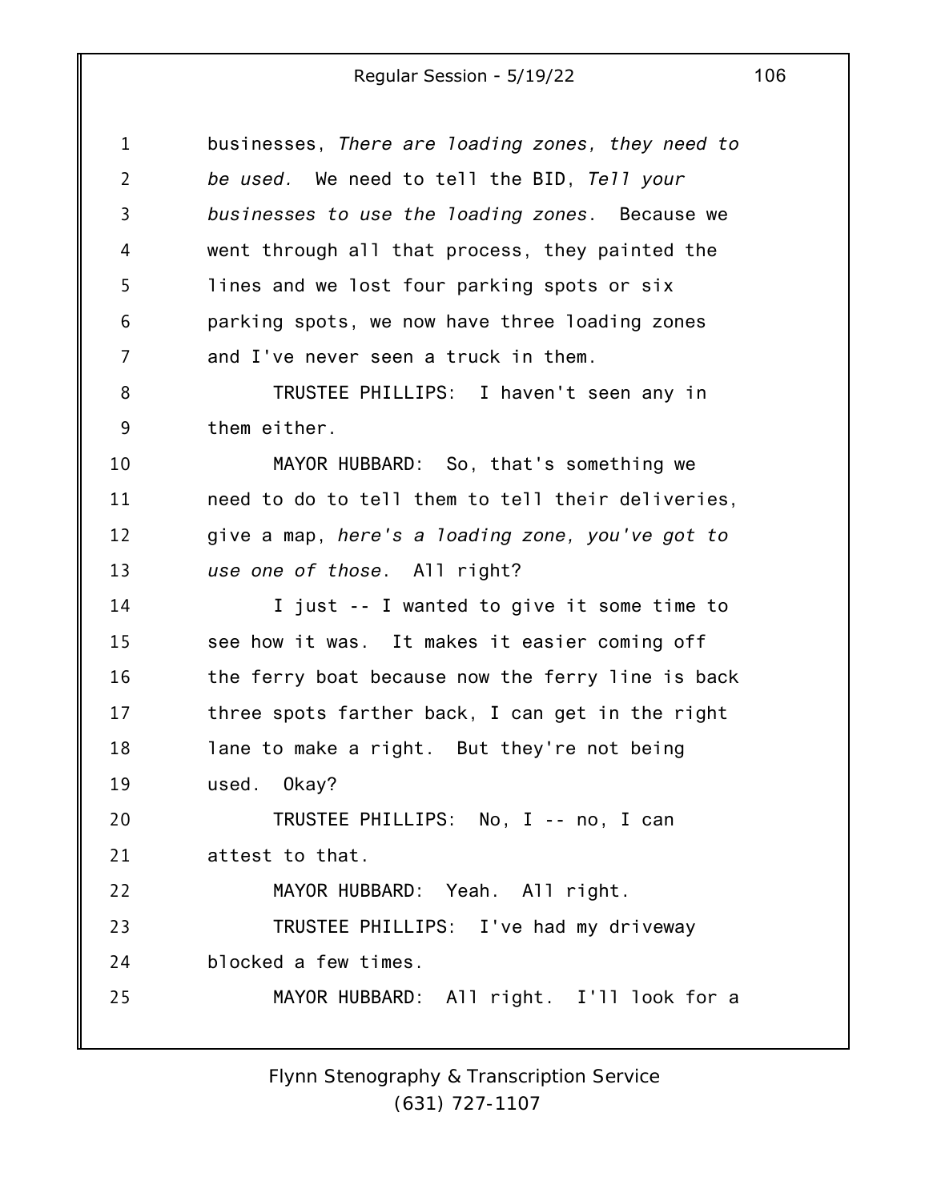businesses, *There are loading zones, they need to be used.* We need to tell the BID, *Tell your businesses to use the loading zones*. Because we went through all that process, they painted the lines and we lost four parking spots or six parking spots, we now have three loading zones and I've never seen a truck in them.

TRUSTEE PHILLIPS: I haven't seen any in them either.

MAYOR HUBBARD: So, that's something we need to do to tell them to tell their deliveries, give a map, *here's a loading zone, you've got to use one of those*. All right?

I just -- I wanted to give it some time to see how it was. It makes it easier coming off the ferry boat because now the ferry line is back three spots farther back, I can get in the right lane to make a right. But they're not being used. Okay?

TRUSTEE PHILLIPS: No, I -- no, I can attest to that.

MAYOR HUBBARD: Yeah. All right.

TRUSTEE PHILLIPS: I've had my driveway blocked a few times.

MAYOR HUBBARD: All right. I'll look for a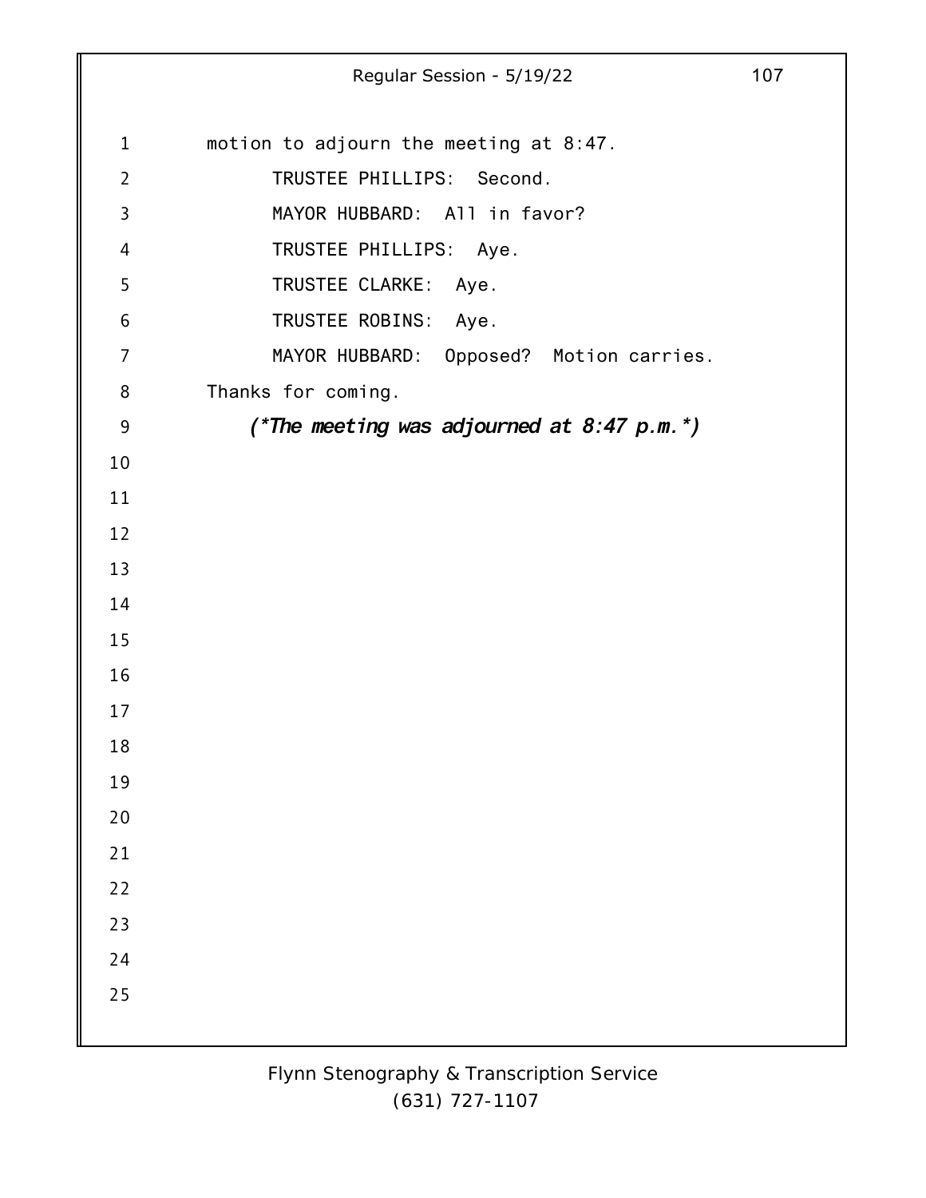motion to adjourn the meeting at 8:47.

TRUSTEE PHILLIPS: Second.

MAYOR HUBBARD: All in favor?

TRUSTEE PHILLIPS: Aye.

TRUSTEE CLARKE: Aye.

TRUSTEE ROBINS: Aye.

MAYOR HUBBARD: Opposed? Motion carries. Thanks for coming.

***(\*The meeting was adjourned at 8:47 p.m.\*)***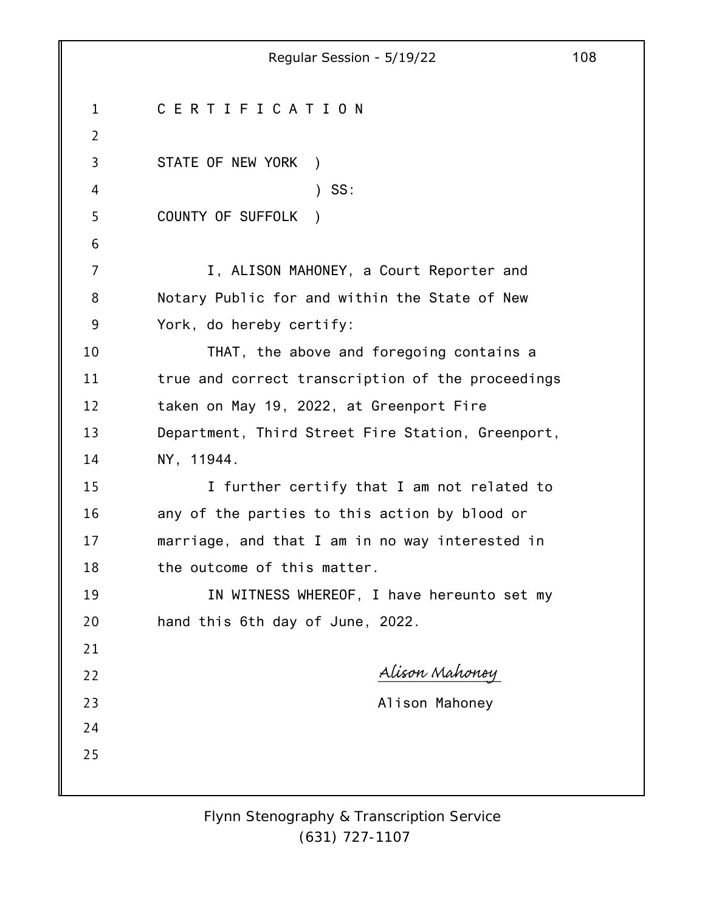C E R T I F I C A T I O N

STATE OF NEW YORK )
) SS:
COUNTY OF SUFFOLK )

I, ALISON MAHONEY, a Court Reporter and Notary Public for and within the State of New York, do hereby certify:

THAT, the above and foregoing contains a true and correct transcription of the proceedings taken on May 19, 2022, at Greenport Fire Department, Third Street Fire Station, Greenport, NY, 11944.

I further certify that I am not related to any of the parties to this action by blood or marriage, and that I am in no way interested in the outcome of this matter.

IN WITNESS WHEREOF, I have hereunto set my hand this 6th day of June, 2022.

*Alison Mahoney*

Alison Mahoney

Flynn Stenography & Transcription Service
(631) 727-1107